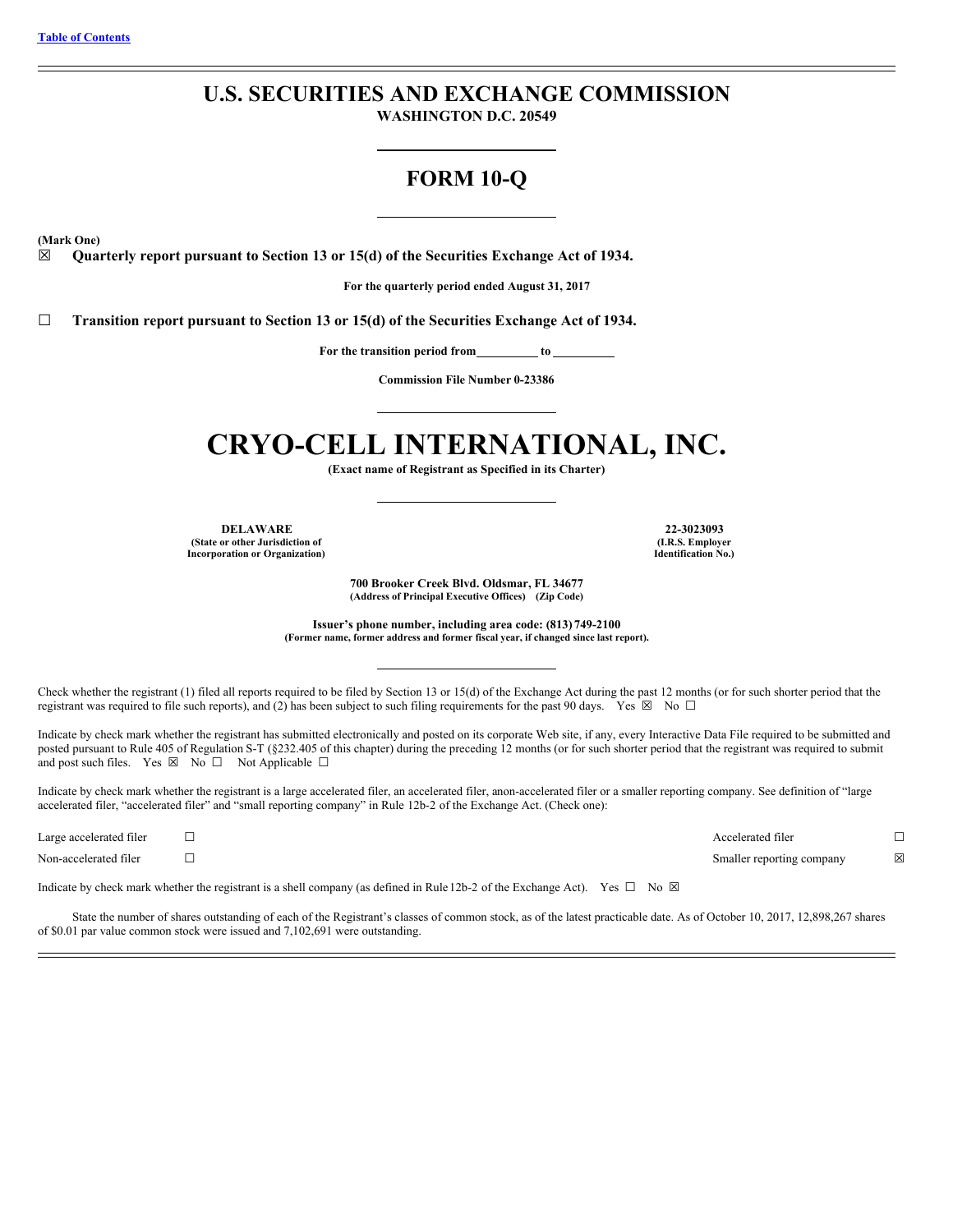[Table of Contents](#)

# U.S. SECURITIES AND EXCHANGE COMMISSION

**WASHINGTON D.C. 20549**

# FORM 10-Q

**(Mark One)**

☒ **Quarterly report pursuant to Section 13 or 15(d) of the Securities Exchange Act of 1934.**

**For the quarterly period ended August 31, 2017**

☐ **Transition report pursuant to Section 13 or 15(d) of the Securities Exchange Act of 1934.**

**For the transition period from\_\_\_\_\_\_\_\_\_\_ to \_\_\_\_\_\_\_\_\_\_**

**Commission File Number 0-23386**

# CRYO-CELL INTERNATIONAL, INC.

**(Exact name of Registrant as Specified in its Charter)**

| | |
|---|---|
| **DELAWARE** | **22-3023093** |
| **(State or other Jurisdiction of Incorporation or Organization)** | **(I.R.S. Employer Identification No.)** |

**700 Brooker Creek Blvd. Oldsmar, FL 34677**
**(Address of Principal Executive Offices) (Zip Code)**

**Issuer's phone number, including area code: (813) 749-2100**
**(Former name, former address and former fiscal year, if changed since last report).**

Check whether the registrant (1) filed all reports required to be filed by Section 13 or 15(d) of the Exchange Act during the past 12 months (or for such shorter period that the registrant was required to file such reports), and (2) has been subject to such filing requirements for the past 90 days. Yes ☒ No ☐

Indicate by check mark whether the registrant has submitted electronically and posted on its corporate Web site, if any, every Interactive Data File required to be submitted and posted pursuant to Rule 405 of Regulation S-T (§232.405 of this chapter) during the preceding 12 months (or for such shorter period that the registrant was required to submit and post such files. Yes ☒ No ☐ Not Applicable ☐

Indicate by check mark whether the registrant is a large accelerated filer, an accelerated filer, anon-accelerated filer or a smaller reporting company. See definition of "large accelerated filer, "accelerated filer" and "small reporting company" in Rule 12b-2 of the Exchange Act. (Check one):

| | | | |
|---|---|---|---|
| Large accelerated filer | ☐ | Accelerated filer | ☐ |
| Non-accelerated filer | ☐ | Smaller reporting company | ☒ |

Indicate by check mark whether the registrant is a shell company (as defined in Rule 12b-2 of the Exchange Act). Yes ☐ No ☒

State the number of shares outstanding of each of the Registrant's classes of common stock, as of the latest practicable date. As of October 10, 2017, 12,898,267 shares of $0.01 par value common stock were issued and 7,102,691 were outstanding.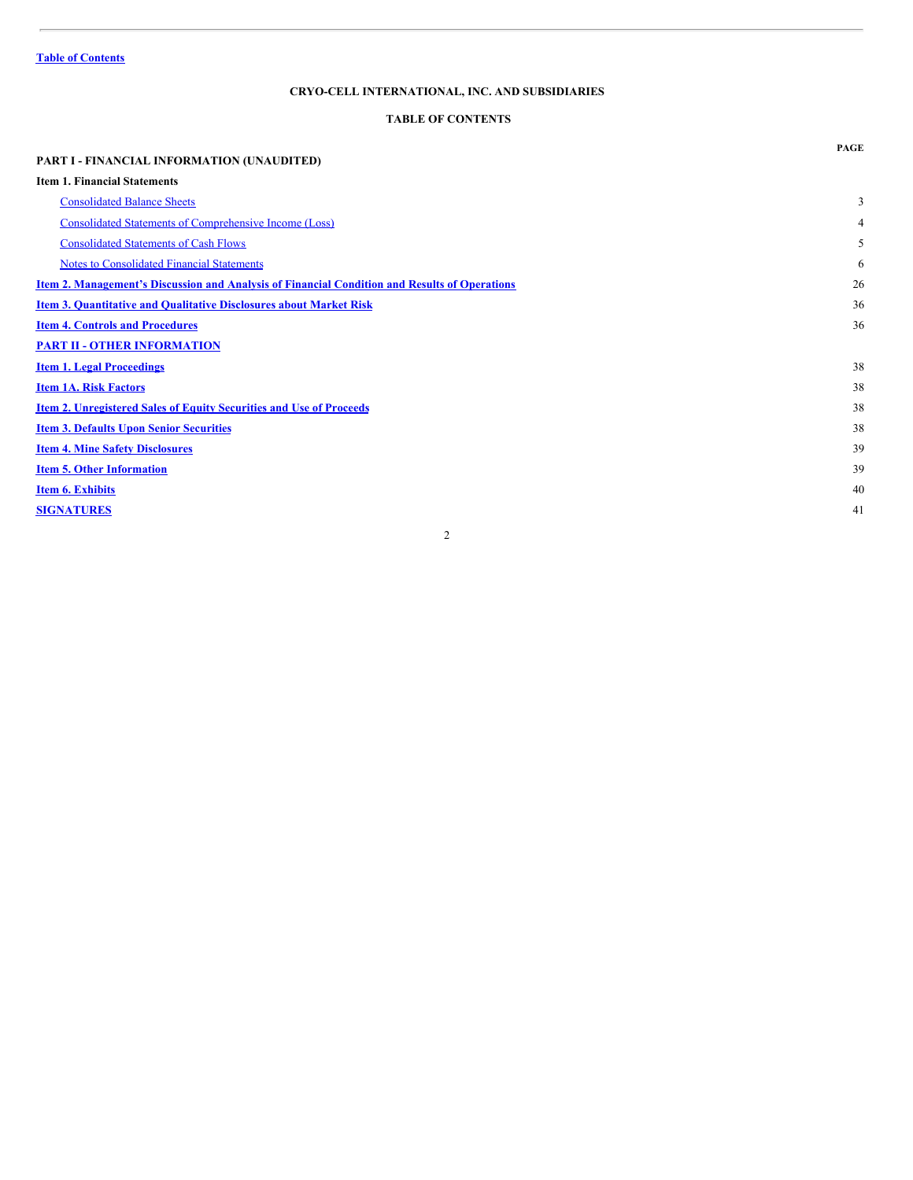Table of Contents

**CRYO-CELL INTERNATIONAL, INC. AND SUBSIDIARIES**

**TABLE OF CONTENTS**

| | PAGE |
|---|---|
| **PART I - FINANCIAL INFORMATION (UNAUDITED)** | |
| **Item 1. Financial Statements** | |
| Consolidated Balance Sheets | 3 |
| Consolidated Statements of Comprehensive Income (Loss) | 4 |
| Consolidated Statements of Cash Flows | 5 |
| Notes to Consolidated Financial Statements | 6 |
| **Item 2. Management's Discussion and Analysis of Financial Condition and Results of Operations** | 26 |
| **Item 3. Quantitative and Qualitative Disclosures about Market Risk** | 36 |
| **Item 4. Controls and Procedures** | 36 |
| **PART II - OTHER INFORMATION** | |
| **Item 1. Legal Proceedings** | 38 |
| **Item 1A. Risk Factors** | 38 |
| **Item 2. Unregistered Sales of Equity Securities and Use of Proceeds** | 38 |
| **Item 3. Defaults Upon Senior Securities** | 38 |
| **Item 4. Mine Safety Disclosures** | 39 |
| **Item 5. Other Information** | 39 |
| **Item 6. Exhibits** | 40 |
| **SIGNATURES** | 41 |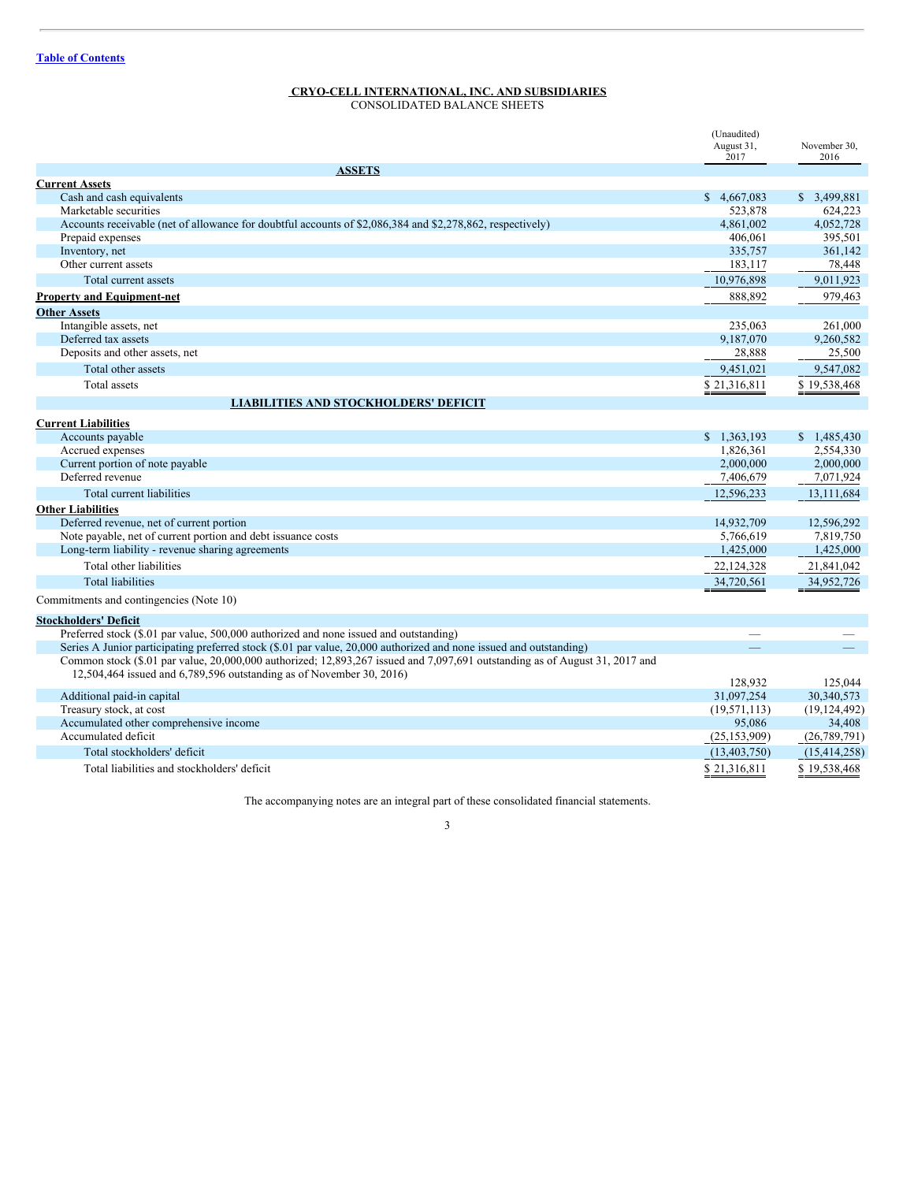[Table of Contents](#)

**CRYO-CELL INTERNATIONAL, INC. AND SUBSIDIARIES**

CONSOLIDATED BALANCE SHEETS

| | (Unaudited) August 31, 2017 | November 30, 2016 |
|---|---|---|
| **ASSETS** | | |
| **Current Assets** | | |
| Cash and cash equivalents | $ 4,667,083 | $ 3,499,881 |
| Marketable securities | 523,878 | 624,223 |
| Accounts receivable (net of allowance for doubtful accounts of $2,086,384 and $2,278,862, respectively) | 4,861,002 | 4,052,728 |
| Prepaid expenses | 406,061 | 395,501 |
| Inventory, net | 335,757 | 361,142 |
| Other current assets | 183,117 | 78,448 |
| Total current assets | 10,976,898 | 9,011,923 |
| **Property and Equipment-net** | 888,892 | 979,463 |
| **Other Assets** | | |
| Intangible assets, net | 235,063 | 261,000 |
| Deferred tax assets | 9,187,070 | 9,260,582 |
| Deposits and other assets, net | 28,888 | 25,500 |
| Total other assets | 9,451,021 | 9,547,082 |
| Total assets | $ 21,316,811 | $ 19,538,468 |
| **LIABILITIES AND STOCKHOLDERS' DEFICIT** | | |
| **Current Liabilities** | | |
| Accounts payable | $ 1,363,193 | $ 1,485,430 |
| Accrued expenses | 1,826,361 | 2,554,330 |
| Current portion of note payable | 2,000,000 | 2,000,000 |
| Deferred revenue | 7,406,679 | 7,071,924 |
| Total current liabilities | 12,596,233 | 13,111,684 |
| **Other Liabilities** | | |
| Deferred revenue, net of current portion | 14,932,709 | 12,596,292 |
| Note payable, net of current portion and debt issuance costs | 5,766,619 | 7,819,750 |
| Long-term liability - revenue sharing agreements | 1,425,000 | 1,425,000 |
| Total other liabilities | 22,124,328 | 21,841,042 |
| Total liabilities | 34,720,561 | 34,952,726 |
| Commitments and contingencies (Note 10) | | |
| **Stockholders' Deficit** | | |
| Preferred stock ($.01 par value, 500,000 authorized and none issued and outstanding) | — | — |
| Series A Junior participating preferred stock ($.01 par value, 20,000 authorized and none issued and outstanding) | — | — |
| Common stock ($.01 par value, 20,000,000 authorized; 12,893,267 issued and 7,097,691 outstanding as of August 31, 2017 and 12,504,464 issued and 6,789,596 outstanding as of November 30, 2016) | 128,932 | 125,044 |
| Additional paid-in capital | 31,097,254 | 30,340,573 |
| Treasury stock, at cost | (19,571,113) | (19,124,492) |
| Accumulated other comprehensive income | 95,086 | 34,408 |
| Accumulated deficit | (25,153,909) | (26,789,791) |
| Total stockholders' deficit | (13,403,750) | (15,414,258) |
| Total liabilities and stockholders' deficit | $ 21,316,811 | $ 19,538,468 |

The accompanying notes are an integral part of these consolidated financial statements.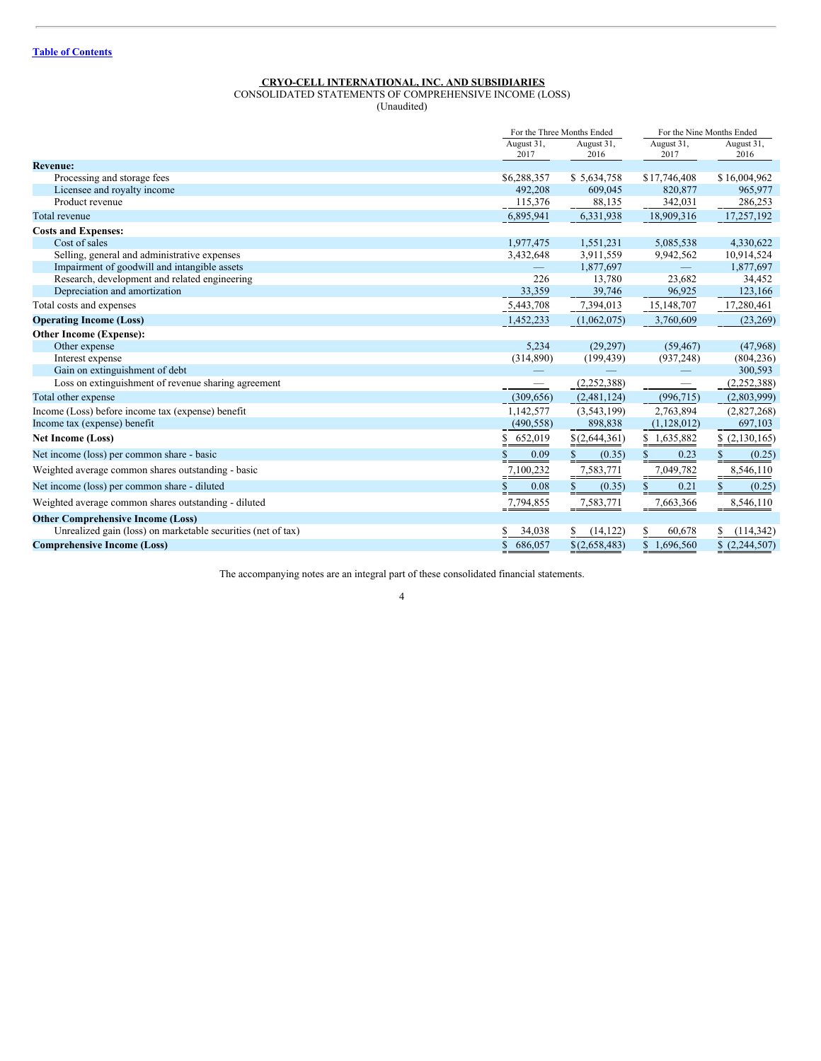Table of Contents

**CRYO-CELL INTERNATIONAL, INC. AND SUBSIDIARIES**
CONSOLIDATED STATEMENTS OF COMPREHENSIVE INCOME (LOSS)
(Unaudited)

| | For the Three Months Ended | | For the Nine Months Ended | |
|---|---|---|---|---|
| | August 31, 2017 | August 31, 2016 | August 31, 2017 | August 31, 2016 |
| **Revenue:** | | | | |
| Processing and storage fees | $6,288,357 | $ 5,634,758 | $17,746,408 | $ 16,004,962 |
| Licensee and royalty income | 492,208 | 609,045 | 820,877 | 965,977 |
| Product revenue | 115,376 | 88,135 | 342,031 | 286,253 |
| Total revenue | 6,895,941 | 6,331,938 | 18,909,316 | 17,257,192 |
| **Costs and Expenses:** | | | | |
| Cost of sales | 1,977,475 | 1,551,231 | 5,085,538 | 4,330,622 |
| Selling, general and administrative expenses | 3,432,648 | 3,911,559 | 9,942,562 | 10,914,524 |
| Impairment of goodwill and intangible assets | — | 1,877,697 | — | 1,877,697 |
| Research, development and related engineering | 226 | 13,780 | 23,682 | 34,452 |
| Depreciation and amortization | 33,359 | 39,746 | 96,925 | 123,166 |
| Total costs and expenses | 5,443,708 | 7,394,013 | 15,148,707 | 17,280,461 |
| **Operating Income (Loss)** | 1,452,233 | (1,062,075) | 3,760,609 | (23,269) |
| **Other Income (Expense):** | | | | |
| Other expense | 5,234 | (29,297) | (59,467) | (47,968) |
| Interest expense | (314,890) | (199,439) | (937,248) | (804,236) |
| Gain on extinguishment of debt | — | — | — | 300,593 |
| Loss on extinguishment of revenue sharing agreement | — | (2,252,388) | — | (2,252,388) |
| Total other expense | (309,656) | (2,481,124) | (996,715) | (2,803,999) |
| Income (Loss) before income tax (expense) benefit | 1,142,577 | (3,543,199) | 2,763,894 | (2,827,268) |
| Income tax (expense) benefit | (490,558) | 898,838 | (1,128,012) | 697,103 |
| **Net Income (Loss)** | $ 652,019 | $(2,644,361) | $ 1,635,882 | $ (2,130,165) |
| Net income (loss) per common share - basic | $ 0.09 | $ (0.35) | $ 0.23 | $ (0.25) |
| Weighted average common shares outstanding - basic | 7,100,232 | 7,583,771 | 7,049,782 | 8,546,110 |
| Net income (loss) per common share - diluted | $ 0.08 | $ (0.35) | $ 0.21 | $ (0.25) |
| Weighted average common shares outstanding - diluted | 7,794,855 | 7,583,771 | 7,663,366 | 8,546,110 |
| **Other Comprehensive Income (Loss)** | | | | |
| Unrealized gain (loss) on marketable securities (net of tax) | $ 34,038 | $ (14,122) | $ 60,678 | $ (114,342) |
| **Comprehensive Income (Loss)** | $ 686,057 | $(2,658,483) | $ 1,696,560 | $ (2,244,507) |

The accompanying notes are an integral part of these consolidated financial statements.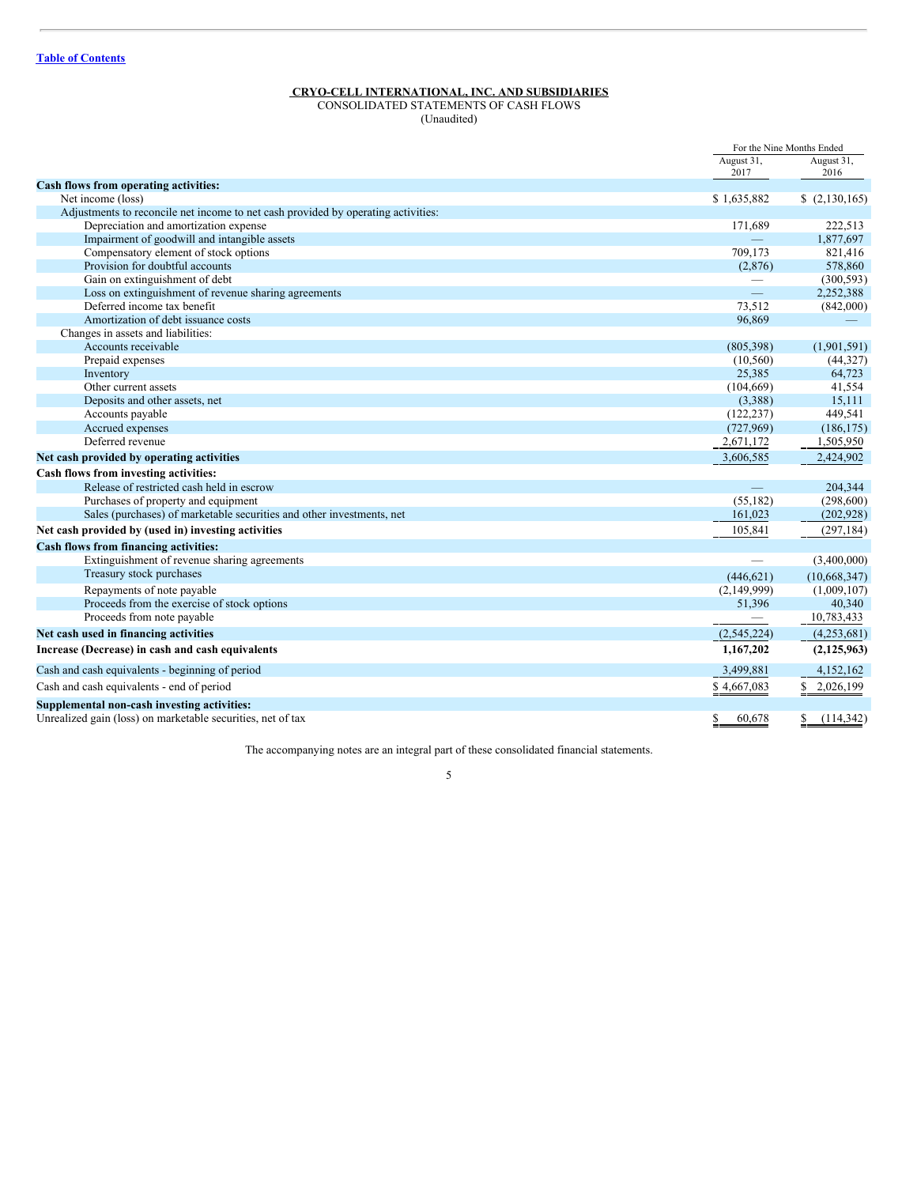[Table of Contents](#)

**CRYO-CELL INTERNATIONAL, INC. AND SUBSIDIARIES**
CONSOLIDATED STATEMENTS OF CASH FLOWS
(Unaudited)

| | For the Nine Months Ended | |
|---|---|---|
| | August 31, 2017 | August 31, 2016 |
| **Cash flows from operating activities:** | | |
| Net income (loss) | $ 1,635,882 | $ (2,130,165) |
| Adjustments to reconcile net income to net cash provided by operating activities: | | |
| Depreciation and amortization expense | 171,689 | 222,513 |
| Impairment of goodwill and intangible assets | — | 1,877,697 |
| Compensatory element of stock options | 709,173 | 821,416 |
| Provision for doubtful accounts | (2,876) | 578,860 |
| Gain on extinguishment of debt | — | (300,593) |
| Loss on extinguishment of revenue sharing agreements | — | 2,252,388 |
| Deferred income tax benefit | 73,512 | (842,000) |
| Amortization of debt issuance costs | 96,869 | — |
| Changes in assets and liabilities: | | |
| Accounts receivable | (805,398) | (1,901,591) |
| Prepaid expenses | (10,560) | (44,327) |
| Inventory | 25,385 | 64,723 |
| Other current assets | (104,669) | 41,554 |
| Deposits and other assets, net | (3,388) | 15,111 |
| Accounts payable | (122,237) | 449,541 |
| Accrued expenses | (727,969) | (186,175) |
| Deferred revenue | 2,671,172 | 1,505,950 |
| **Net cash provided by operating activities** | 3,606,585 | 2,424,902 |
| **Cash flows from investing activities:** | | |
| Release of restricted cash held in escrow | — | 204,344 |
| Purchases of property and equipment | (55,182) | (298,600) |
| Sales (purchases) of marketable securities and other investments, net | 161,023 | (202,928) |
| **Net cash provided by (used in) investing activities** | 105,841 | (297,184) |
| **Cash flows from financing activities:** | | |
| Extinguishment of revenue sharing agreements | — | (3,400,000) |
| Treasury stock purchases | (446,621) | (10,668,347) |
| Repayments of note payable | (2,149,999) | (1,009,107) |
| Proceeds from the exercise of stock options | 51,396 | 40,340 |
| Proceeds from note payable | — | 10,783,433 |
| **Net cash used in financing activities** | (2,545,224) | (4,253,681) |
| **Increase (Decrease) in cash and cash equivalents** | **1,167,202** | **(2,125,963)** |
| Cash and cash equivalents - beginning of period | 3,499,881 | 4,152,162 |
| Cash and cash equivalents - end of period | $ 4,667,083 | $ 2,026,199 |
| **Supplemental non-cash investing activities:** | | |
| Unrealized gain (loss) on marketable securities, net of tax | $ 60,678 | $ (114,342) |

The accompanying notes are an integral part of these consolidated financial statements.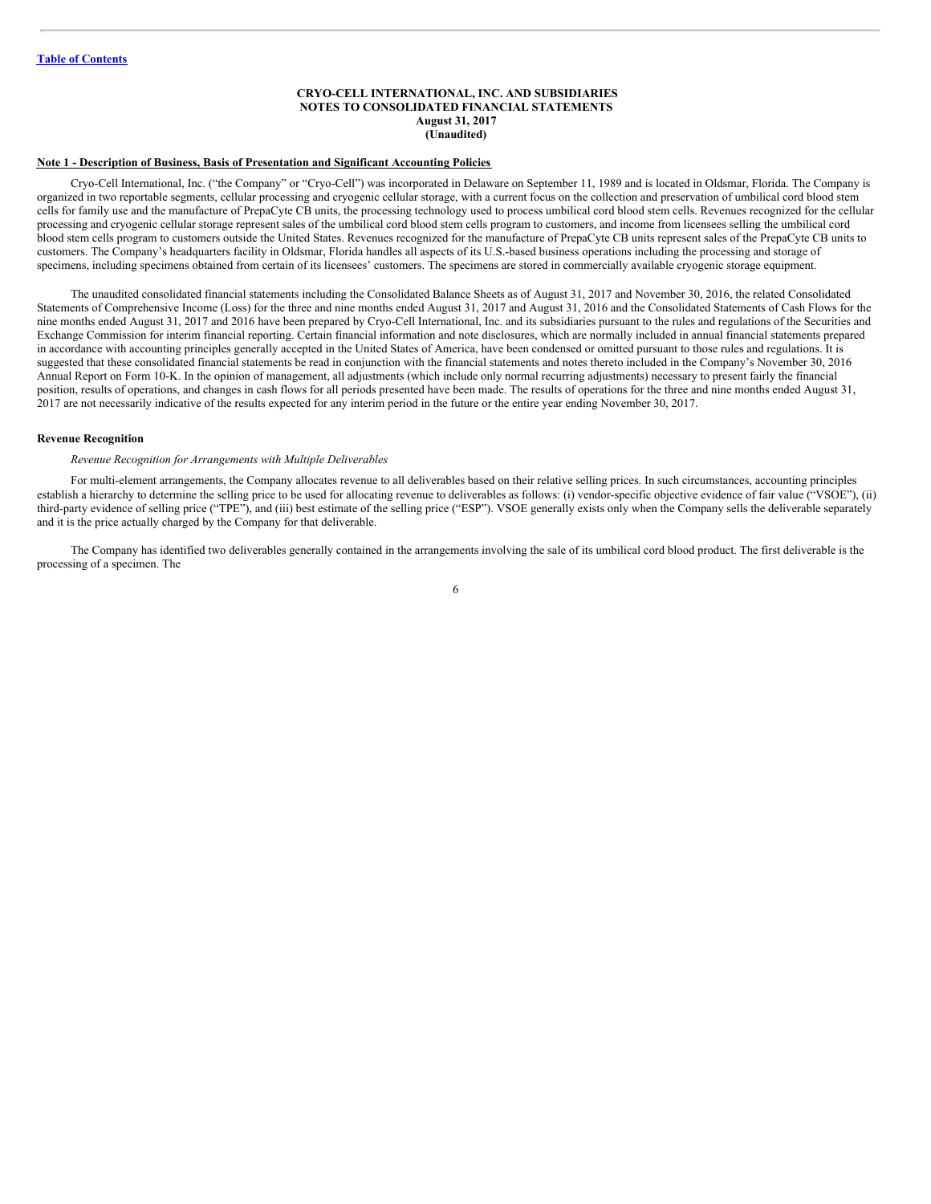# CRYO-CELL INTERNATIONAL, INC. AND SUBSIDIARIES
## NOTES TO CONSOLIDATED FINANCIAL STATEMENTS
### August 31, 2017
### (Unaudited)

**Note 1 - Description of Business, Basis of Presentation and Significant Accounting Policies**

Cryo-Cell International, Inc. ("the Company" or "Cryo-Cell") was incorporated in Delaware on September 11, 1989 and is located in Oldsmar, Florida. The Company is organized in two reportable segments, cellular processing and cryogenic cellular storage, with a current focus on the collection and preservation of umbilical cord blood stem cells for family use and the manufacture of PrepaCyte CB units, the processing technology used to process umbilical cord blood stem cells. Revenues recognized for the cellular processing and cryogenic cellular storage represent sales of the umbilical cord blood stem cells program to customers, and income from licensees selling the umbilical cord blood stem cells program to customers outside the United States. Revenues recognized for the manufacture of PrepaCyte CB units represent sales of the PrepaCyte CB units to customers. The Company's headquarters facility in Oldsmar, Florida handles all aspects of its U.S.-based business operations including the processing and storage of specimens, including specimens obtained from certain of its licensees' customers. The specimens are stored in commercially available cryogenic storage equipment.

The unaudited consolidated financial statements including the Consolidated Balance Sheets as of August 31, 2017 and November 30, 2016, the related Consolidated Statements of Comprehensive Income (Loss) for the three and nine months ended August 31, 2017 and August 31, 2016 and the Consolidated Statements of Cash Flows for the nine months ended August 31, 2017 and 2016 have been prepared by Cryo-Cell International, Inc. and its subsidiaries pursuant to the rules and regulations of the Securities and Exchange Commission for interim financial reporting. Certain financial information and note disclosures, which are normally included in annual financial statements prepared in accordance with accounting principles generally accepted in the United States of America, have been condensed or omitted pursuant to those rules and regulations. It is suggested that these consolidated financial statements be read in conjunction with the financial statements and notes thereto included in the Company's November 30, 2016 Annual Report on Form 10-K. In the opinion of management, all adjustments (which include only normal recurring adjustments) necessary to present fairly the financial position, results of operations, and changes in cash flows for all periods presented have been made. The results of operations for the three and nine months ended August 31, 2017 are not necessarily indicative of the results expected for any interim period in the future or the entire year ending November 30, 2017.

**Revenue Recognition**

*Revenue Recognition for Arrangements with Multiple Deliverables*

For multi-element arrangements, the Company allocates revenue to all deliverables based on their relative selling prices. In such circumstances, accounting principles establish a hierarchy to determine the selling price to be used for allocating revenue to deliverables as follows: (i) vendor-specific objective evidence of fair value ("VSOE"), (ii) third-party evidence of selling price ("TPE"), and (iii) best estimate of the selling price ("ESP"). VSOE generally exists only when the Company sells the deliverable separately and it is the price actually charged by the Company for that deliverable.

The Company has identified two deliverables generally contained in the arrangements involving the sale of its umbilical cord blood product. The first deliverable is the processing of a specimen. The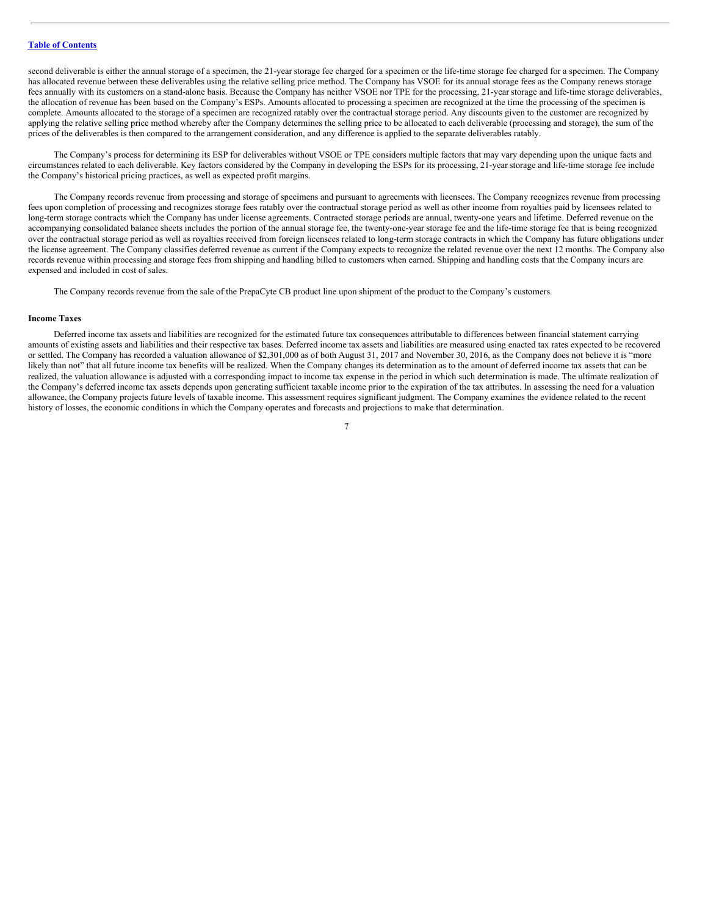second deliverable is either the annual storage of a specimen, the 21-year storage fee charged for a specimen or the life-time storage fee charged for a specimen. The Company has allocated revenue between these deliverables using the relative selling price method. The Company has VSOE for its annual storage fees as the Company renews storage fees annually with its customers on a stand-alone basis. Because the Company has neither VSOE nor TPE for the processing, 21-year storage and life-time storage deliverables, the allocation of revenue has been based on the Company's ESPs. Amounts allocated to processing a specimen are recognized at the time the processing of the specimen is complete. Amounts allocated to the storage of a specimen are recognized ratably over the contractual storage period. Any discounts given to the customer are recognized by applying the relative selling price method whereby after the Company determines the selling price to be allocated to each deliverable (processing and storage), the sum of the prices of the deliverables is then compared to the arrangement consideration, and any difference is applied to the separate deliverables ratably.

The Company's process for determining its ESP for deliverables without VSOE or TPE considers multiple factors that may vary depending upon the unique facts and circumstances related to each deliverable. Key factors considered by the Company in developing the ESPs for its processing, 21-year storage and life-time storage fee include the Company's historical pricing practices, as well as expected profit margins.

The Company records revenue from processing and storage of specimens and pursuant to agreements with licensees. The Company recognizes revenue from processing fees upon completion of processing and recognizes storage fees ratably over the contractual storage period as well as other income from royalties paid by licensees related to long-term storage contracts which the Company has under license agreements. Contracted storage periods are annual, twenty-one years and lifetime. Deferred revenue on the accompanying consolidated balance sheets includes the portion of the annual storage fee, the twenty-one-year storage fee and the life-time storage fee that is being recognized over the contractual storage period as well as royalties received from foreign licensees related to long-term storage contracts in which the Company has future obligations under the license agreement. The Company classifies deferred revenue as current if the Company expects to recognize the related revenue over the next 12 months. The Company also records revenue within processing and storage fees from shipping and handling billed to customers when earned. Shipping and handling costs that the Company incurs are expensed and included in cost of sales.

The Company records revenue from the sale of the PrepaCyte CB product line upon shipment of the product to the Company's customers.

**Income Taxes**

Deferred income tax assets and liabilities are recognized for the estimated future tax consequences attributable to differences between financial statement carrying amounts of existing assets and liabilities and their respective tax bases. Deferred income tax assets and liabilities are measured using enacted tax rates expected to be recovered or settled. The Company has recorded a valuation allowance of $2,301,000 as of both August 31, 2017 and November 30, 2016, as the Company does not believe it is "more likely than not" that all future income tax benefits will be realized. When the Company changes its determination as to the amount of deferred income tax assets that can be realized, the valuation allowance is adjusted with a corresponding impact to income tax expense in the period in which such determination is made. The ultimate realization of the Company's deferred income tax assets depends upon generating sufficient taxable income prior to the expiration of the tax attributes. In assessing the need for a valuation allowance, the Company projects future levels of taxable income. This assessment requires significant judgment. The Company examines the evidence related to the recent history of losses, the economic conditions in which the Company operates and forecasts and projections to make that determination.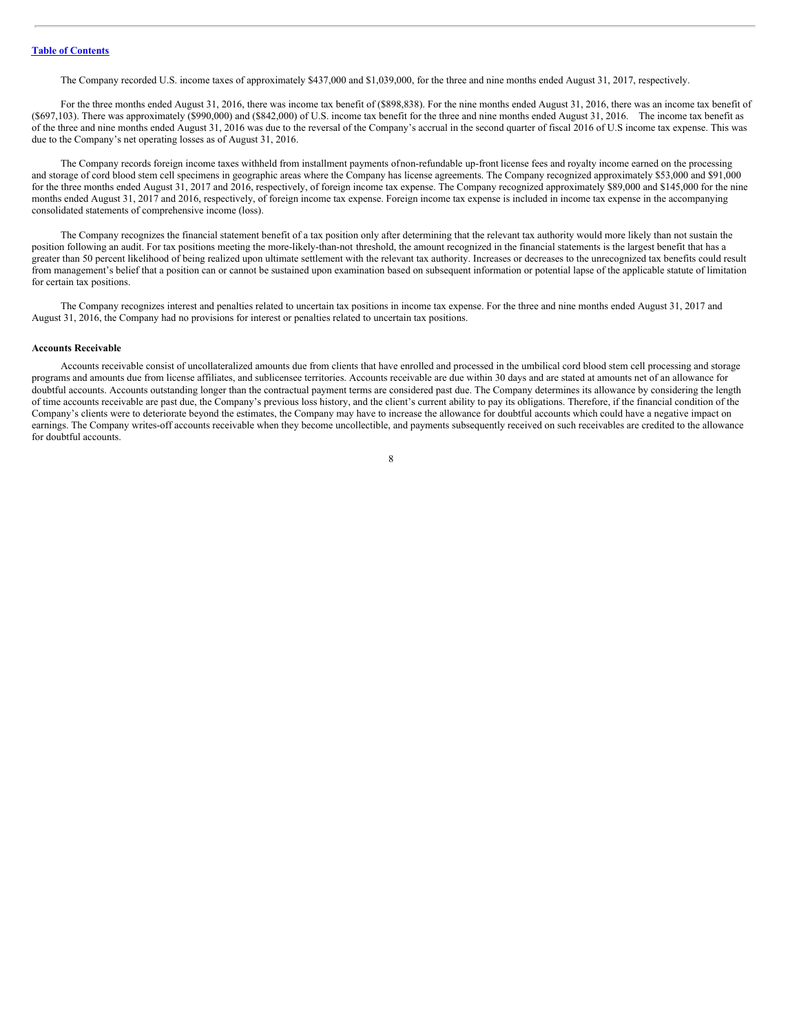The Company recorded U.S. income taxes of approximately $437,000 and $1,039,000, for the three and nine months ended August 31, 2017, respectively.

For the three months ended August 31, 2016, there was income tax benefit of ($898,838). For the nine months ended August 31, 2016, there was an income tax benefit of ($697,103). There was approximately ($990,000) and ($842,000) of U.S. income tax benefit for the three and nine months ended August 31, 2016. The income tax benefit as of the three and nine months ended August 31, 2016 was due to the reversal of the Company's accrual in the second quarter of fiscal 2016 of U.S income tax expense. This was due to the Company's net operating losses as of August 31, 2016.

The Company records foreign income taxes withheld from installment payments of non-refundable up-front license fees and royalty income earned on the processing and storage of cord blood stem cell specimens in geographic areas where the Company has license agreements. The Company recognized approximately $53,000 and $91,000 for the three months ended August 31, 2017 and 2016, respectively, of foreign income tax expense. The Company recognized approximately $89,000 and $145,000 for the nine months ended August 31, 2017 and 2016, respectively, of foreign income tax expense. Foreign income tax expense is included in income tax expense in the accompanying consolidated statements of comprehensive income (loss).

The Company recognizes the financial statement benefit of a tax position only after determining that the relevant tax authority would more likely than not sustain the position following an audit. For tax positions meeting the more-likely-than-not threshold, the amount recognized in the financial statements is the largest benefit that has a greater than 50 percent likelihood of being realized upon ultimate settlement with the relevant tax authority. Increases or decreases to the unrecognized tax benefits could result from management's belief that a position can or cannot be sustained upon examination based on subsequent information or potential lapse of the applicable statute of limitation for certain tax positions.

The Company recognizes interest and penalties related to uncertain tax positions in income tax expense. For the three and nine months ended August 31, 2017 and August 31, 2016, the Company had no provisions for interest or penalties related to uncertain tax positions.

**Accounts Receivable**

Accounts receivable consist of uncollateralized amounts due from clients that have enrolled and processed in the umbilical cord blood stem cell processing and storage programs and amounts due from license affiliates, and sublicensee territories. Accounts receivable are due within 30 days and are stated at amounts net of an allowance for doubtful accounts. Accounts outstanding longer than the contractual payment terms are considered past due. The Company determines its allowance by considering the length of time accounts receivable are past due, the Company's previous loss history, and the client's current ability to pay its obligations. Therefore, if the financial condition of the Company's clients were to deteriorate beyond the estimates, the Company may have to increase the allowance for doubtful accounts which could have a negative impact on earnings. The Company writes-off accounts receivable when they become uncollectible, and payments subsequently received on such receivables are credited to the allowance for doubtful accounts.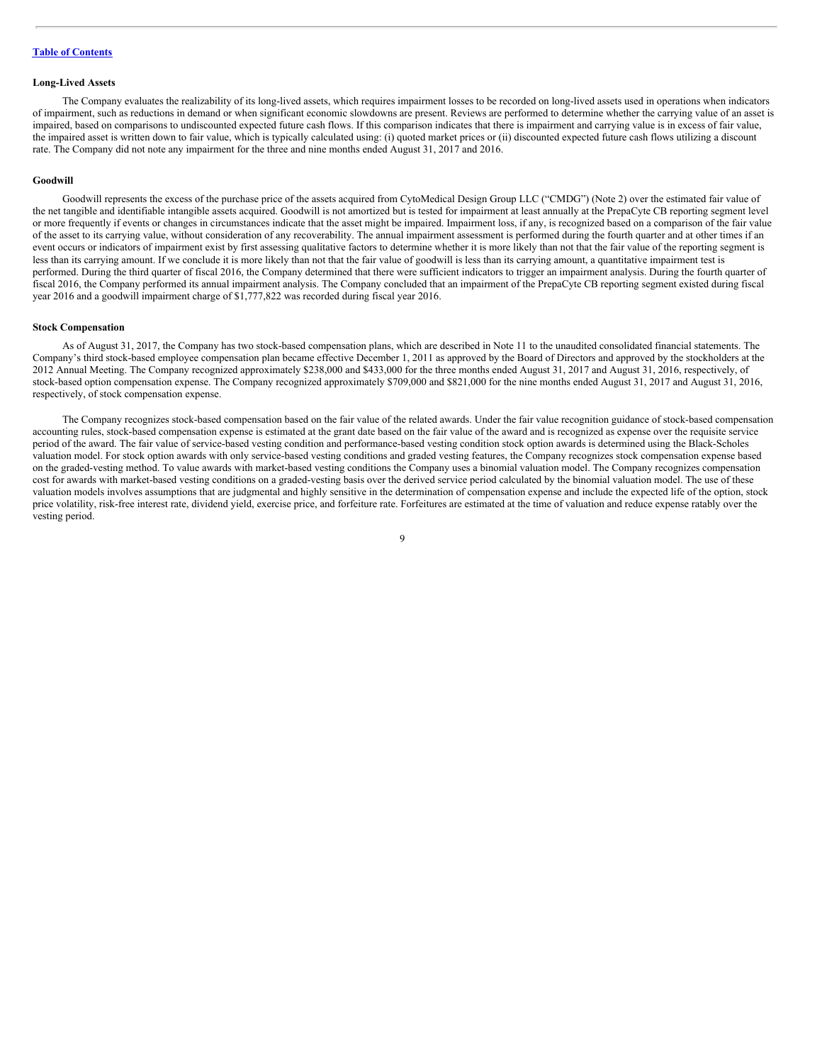**Long-Lived Assets**

The Company evaluates the realizability of its long-lived assets, which requires impairment losses to be recorded on long-lived assets used in operations when indicators of impairment, such as reductions in demand or when significant economic slowdowns are present. Reviews are performed to determine whether the carrying value of an asset is impaired, based on comparisons to undiscounted expected future cash flows. If this comparison indicates that there is impairment and carrying value is in excess of fair value, the impaired asset is written down to fair value, which is typically calculated using: (i) quoted market prices or (ii) discounted expected future cash flows utilizing a discount rate. The Company did not note any impairment for the three and nine months ended August 31, 2017 and 2016.

**Goodwill**

Goodwill represents the excess of the purchase price of the assets acquired from CytoMedical Design Group LLC ("CMDG") (Note 2) over the estimated fair value of the net tangible and identifiable intangible assets acquired. Goodwill is not amortized but is tested for impairment at least annually at the PrepaCyte CB reporting segment level or more frequently if events or changes in circumstances indicate that the asset might be impaired. Impairment loss, if any, is recognized based on a comparison of the fair value of the asset to its carrying value, without consideration of any recoverability. The annual impairment assessment is performed during the fourth quarter and at other times if an event occurs or indicators of impairment exist by first assessing qualitative factors to determine whether it is more likely than not that the fair value of the reporting segment is less than its carrying amount. If we conclude it is more likely than not that the fair value of goodwill is less than its carrying amount, a quantitative impairment test is performed. During the third quarter of fiscal 2016, the Company determined that there were sufficient indicators to trigger an impairment analysis. During the fourth quarter of fiscal 2016, the Company performed its annual impairment analysis. The Company concluded that an impairment of the PrepaCyte CB reporting segment existed during fiscal year 2016 and a goodwill impairment charge of $1,777,822 was recorded during fiscal year 2016.

**Stock Compensation**

As of August 31, 2017, the Company has two stock-based compensation plans, which are described in Note 11 to the unaudited consolidated financial statements. The Company's third stock-based employee compensation plan became effective December 1, 2011 as approved by the Board of Directors and approved by the stockholders at the 2012 Annual Meeting. The Company recognized approximately $238,000 and $433,000 for the three months ended August 31, 2017 and August 31, 2016, respectively, of stock-based option compensation expense. The Company recognized approximately $709,000 and $821,000 for the nine months ended August 31, 2017 and August 31, 2016, respectively, of stock compensation expense.

The Company recognizes stock-based compensation based on the fair value of the related awards. Under the fair value recognition guidance of stock-based compensation accounting rules, stock-based compensation expense is estimated at the grant date based on the fair value of the award and is recognized as expense over the requisite service period of the award. The fair value of service-based vesting condition and performance-based vesting condition stock option awards is determined using the Black-Scholes valuation model. For stock option awards with only service-based vesting conditions and graded vesting features, the Company recognizes stock compensation expense based on the graded-vesting method. To value awards with market-based vesting conditions the Company uses a binomial valuation model. The Company recognizes compensation cost for awards with market-based vesting conditions on a graded-vesting basis over the derived service period calculated by the binomial valuation model. The use of these valuation models involves assumptions that are judgmental and highly sensitive in the determination of compensation expense and include the expected life of the option, stock price volatility, risk-free interest rate, dividend yield, exercise price, and forfeiture rate. Forfeitures are estimated at the time of valuation and reduce expense ratably over the vesting period.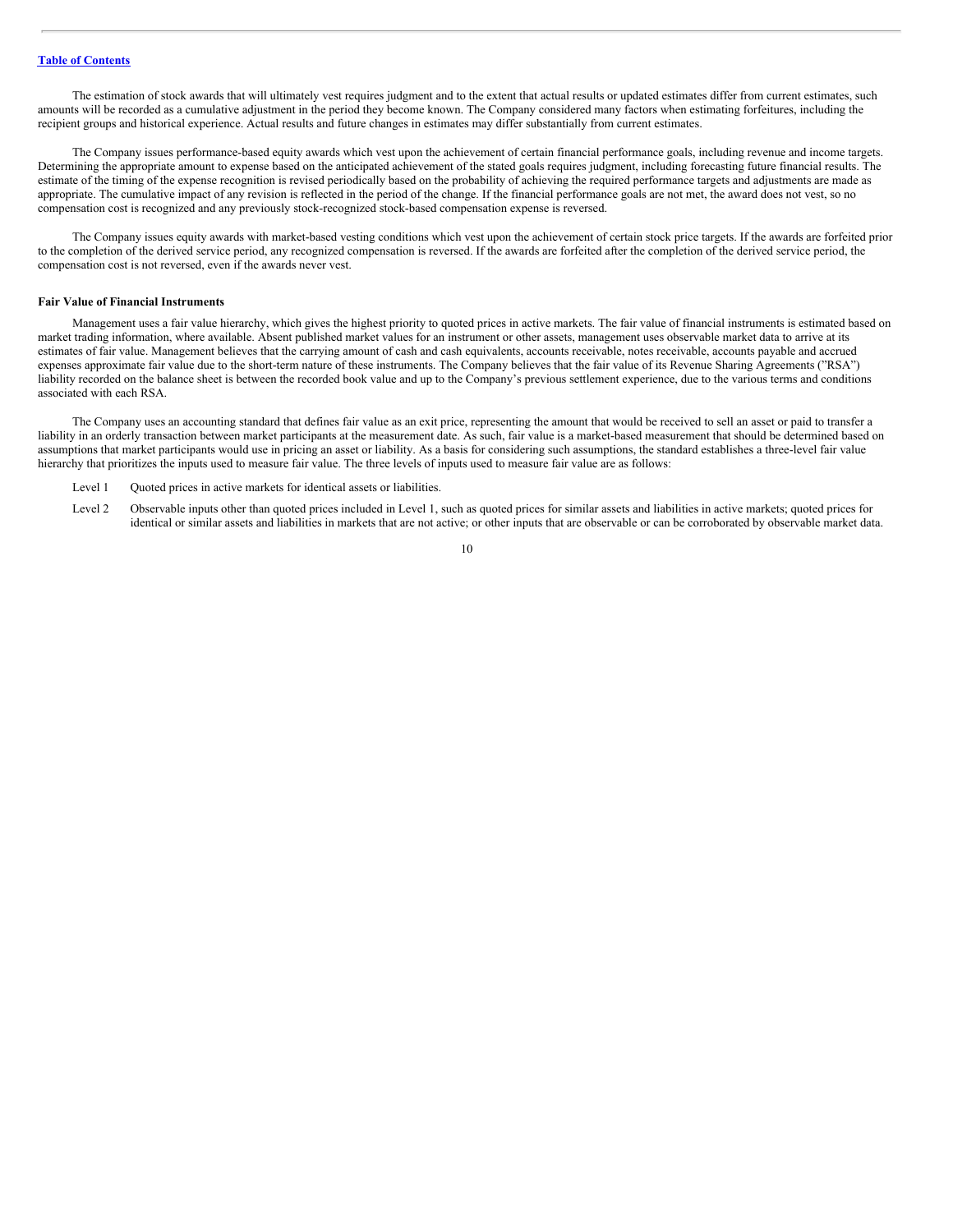The estimation of stock awards that will ultimately vest requires judgment and to the extent that actual results or updated estimates differ from current estimates, such amounts will be recorded as a cumulative adjustment in the period they become known. The Company considered many factors when estimating forfeitures, including the recipient groups and historical experience. Actual results and future changes in estimates may differ substantially from current estimates.

The Company issues performance-based equity awards which vest upon the achievement of certain financial performance goals, including revenue and income targets. Determining the appropriate amount to expense based on the anticipated achievement of the stated goals requires judgment, including forecasting future financial results. The estimate of the timing of the expense recognition is revised periodically based on the probability of achieving the required performance targets and adjustments are made as appropriate. The cumulative impact of any revision is reflected in the period of the change. If the financial performance goals are not met, the award does not vest, so no compensation cost is recognized and any previously stock-recognized stock-based compensation expense is reversed.

The Company issues equity awards with market-based vesting conditions which vest upon the achievement of certain stock price targets. If the awards are forfeited prior to the completion of the derived service period, any recognized compensation is reversed. If the awards are forfeited after the completion of the derived service period, the compensation cost is not reversed, even if the awards never vest.

**Fair Value of Financial Instruments**

Management uses a fair value hierarchy, which gives the highest priority to quoted prices in active markets. The fair value of financial instruments is estimated based on market trading information, where available. Absent published market values for an instrument or other assets, management uses observable market data to arrive at its estimates of fair value. Management believes that the carrying amount of cash and cash equivalents, accounts receivable, notes receivable, accounts payable and accrued expenses approximate fair value due to the short-term nature of these instruments. The Company believes that the fair value of its Revenue Sharing Agreements ("RSA") liability recorded on the balance sheet is between the recorded book value and up to the Company's previous settlement experience, due to the various terms and conditions associated with each RSA.

The Company uses an accounting standard that defines fair value as an exit price, representing the amount that would be received to sell an asset or paid to transfer a liability in an orderly transaction between market participants at the measurement date. As such, fair value is a market-based measurement that should be determined based on assumptions that market participants would use in pricing an asset or liability. As a basis for considering such assumptions, the standard establishes a three-level fair value hierarchy that prioritizes the inputs used to measure fair value. The three levels of inputs used to measure fair value are as follows:

- Level 1 Quoted prices in active markets for identical assets or liabilities.
- Level 2 Observable inputs other than quoted prices included in Level 1, such as quoted prices for similar assets and liabilities in active markets; quoted prices for identical or similar assets and liabilities in markets that are not active; or other inputs that are observable or can be corroborated by observable market data.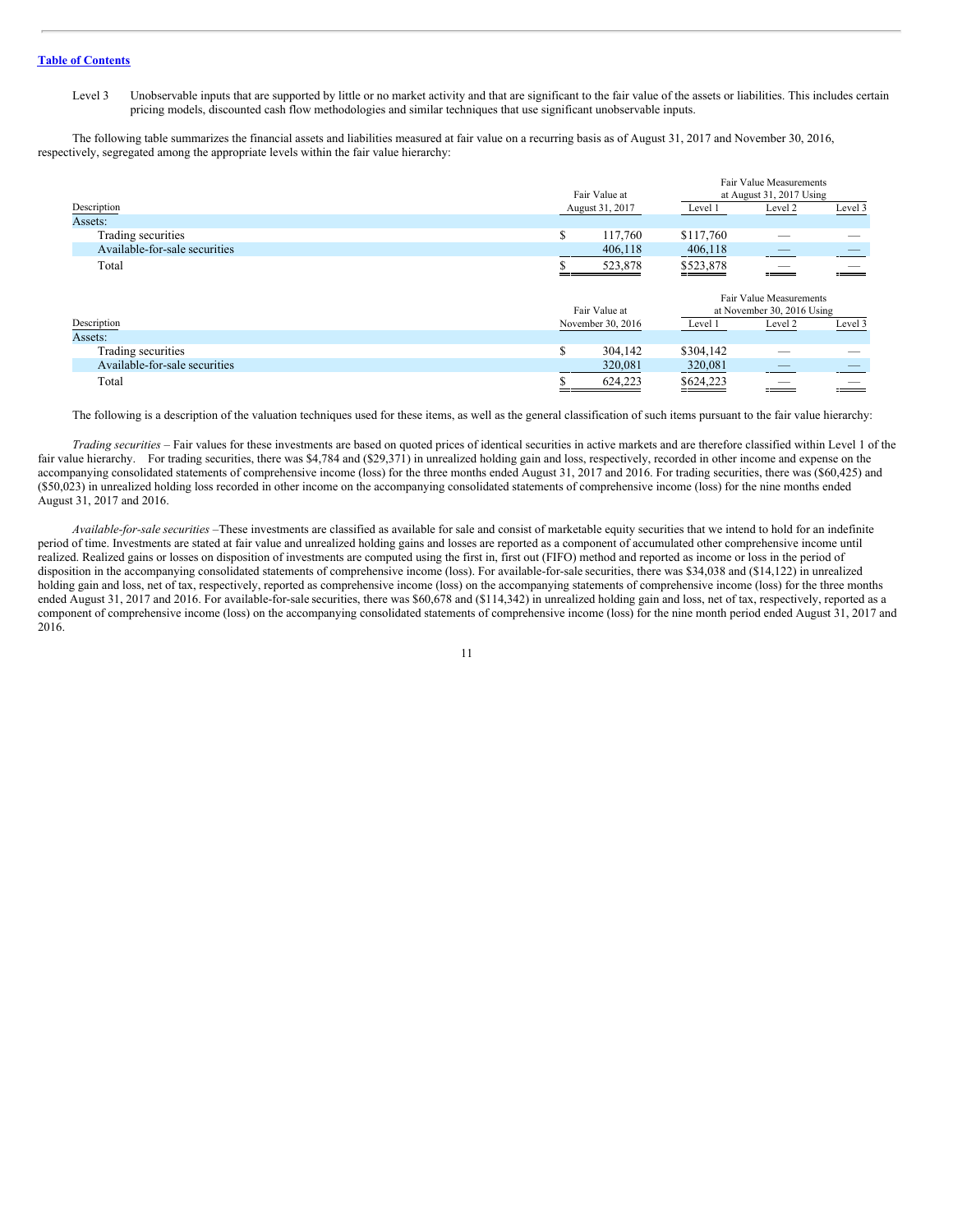Level 3 Unobservable inputs that are supported by little or no market activity and that are significant to the fair value of the assets or liabilities. This includes certain pricing models, discounted cash flow methodologies and similar techniques that use significant unobservable inputs.

The following table summarizes the financial assets and liabilities measured at fair value on a recurring basis as of August 31, 2017 and November 30, 2016, respectively, segregated among the appropriate levels within the fair value hierarchy:

| Description | Fair Value at August 31, 2017 | Fair Value Measurements at August 31, 2017 Using | | |
|---|---|---|---|---|
| | | Level 1 | Level 2 | Level 3 |
| Assets: | | | | |
| Trading securities | $ 117,760 | $117,760 | — | — |
| Available-for-sale securities | 406,118 | 406,118 | — | — |
| Total | $ 523,878 | $523,878 | — | — |

| Description | Fair Value at November 30, 2016 | Fair Value Measurements at November 30, 2016 Using | | |
|---|---|---|---|---|
| | | Level 1 | Level 2 | Level 3 |
| Assets: | | | | |
| Trading securities | $ 304,142 | $304,142 | — | — |
| Available-for-sale securities | 320,081 | 320,081 | — | — |
| Total | $ 624,223 | $624,223 | — | — |

The following is a description of the valuation techniques used for these items, as well as the general classification of such items pursuant to the fair value hierarchy:

*Trading securities* – Fair values for these investments are based on quoted prices of identical securities in active markets and are therefore classified within Level 1 of the fair value hierarchy. For trading securities, there was $4,784 and ($29,371) in unrealized holding gain and loss, respectively, recorded in other income and expense on the accompanying consolidated statements of comprehensive income (loss) for the three months ended August 31, 2017 and 2016. For trading securities, there was ($60,425) and ($50,023) in unrealized holding loss recorded in other income on the accompanying consolidated statements of comprehensive income (loss) for the nine months ended August 31, 2017 and 2016.

*Available-for-sale securities* –These investments are classified as available for sale and consist of marketable equity securities that we intend to hold for an indefinite period of time. Investments are stated at fair value and unrealized holding gains and losses are reported as a component of accumulated other comprehensive income until realized. Realized gains or losses on disposition of investments are computed using the first in, first out (FIFO) method and reported as income or loss in the period of disposition in the accompanying consolidated statements of comprehensive income (loss). For available-for-sale securities, there was $34,038 and ($14,122) in unrealized holding gain and loss, net of tax, respectively, reported as comprehensive income (loss) on the accompanying statements of comprehensive income (loss) for the three months ended August 31, 2017 and 2016. For available-for-sale securities, there was $60,678 and ($114,342) in unrealized holding gain and loss, net of tax, respectively, reported as a component of comprehensive income (loss) on the accompanying consolidated statements of comprehensive income (loss) for the nine month period ended August 31, 2017 and 2016.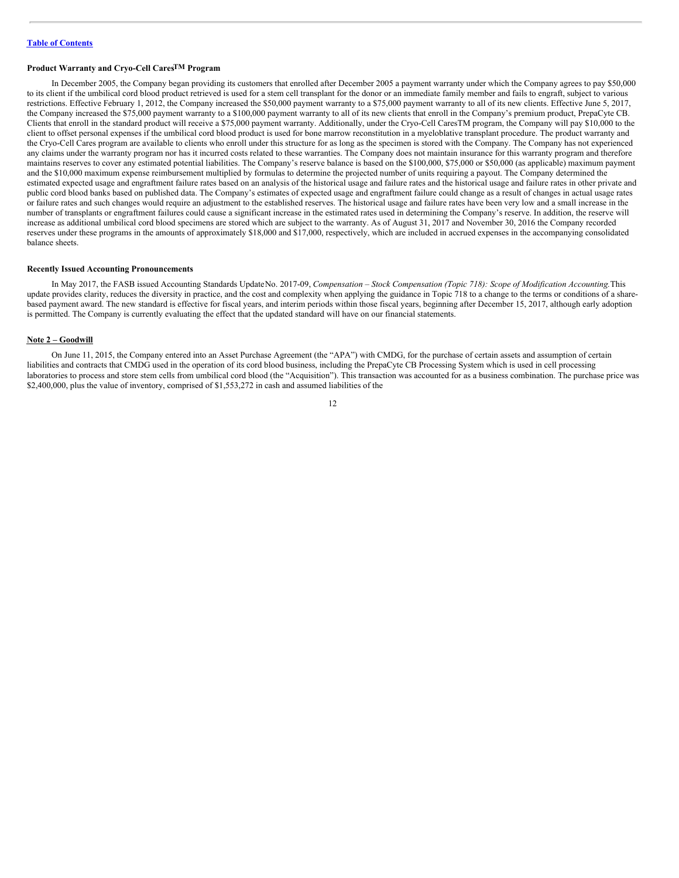**Product Warranty and Cryo-Cell Cares™ Program**

In December 2005, the Company began providing its customers that enrolled after December 2005 a payment warranty under which the Company agrees to pay $50,000 to its client if the umbilical cord blood product retrieved is used for a stem cell transplant for the donor or an immediate family member and fails to engraft, subject to various restrictions. Effective February 1, 2012, the Company increased the $50,000 payment warranty to a $75,000 payment warranty to all of its new clients. Effective June 5, 2017, the Company increased the $75,000 payment warranty to a $100,000 payment warranty to all of its new clients that enroll in the Company's premium product, PrepaCyte CB. Clients that enroll in the standard product will receive a $75,000 payment warranty. Additionally, under the Cryo-Cell CaresTM program, the Company will pay $10,000 to the client to offset personal expenses if the umbilical cord blood product is used for bone marrow reconstitution in a myeloblative transplant procedure. The product warranty and the Cryo-Cell Cares program are available to clients who enroll under this structure for as long as the specimen is stored with the Company. The Company has not experienced any claims under the warranty program nor has it incurred costs related to these warranties. The Company does not maintain insurance for this warranty program and therefore maintains reserves to cover any estimated potential liabilities. The Company's reserve balance is based on the $100,000, $75,000 or $50,000 (as applicable) maximum payment and the $10,000 maximum expense reimbursement multiplied by formulas to determine the projected number of units requiring a payout. The Company determined the estimated expected usage and engraftment failure rates based on an analysis of the historical usage and failure rates and the historical usage and failure rates in other private and public cord blood banks based on published data. The Company's estimates of expected usage and engraftment failure could change as a result of changes in actual usage rates or failure rates and such changes would require an adjustment to the established reserves. The historical usage and failure rates have been very low and a small increase in the number of transplants or engraftment failures could cause a significant increase in the estimated rates used in determining the Company's reserve. In addition, the reserve will increase as additional umbilical cord blood specimens are stored which are subject to the warranty. As of August 31, 2017 and November 30, 2016 the Company recorded reserves under these programs in the amounts of approximately $18,000 and $17,000, respectively, which are included in accrued expenses in the accompanying consolidated balance sheets.

**Recently Issued Accounting Pronouncements**

In May 2017, the FASB issued Accounting Standards Update No. 2017-09, *Compensation – Stock Compensation (Topic 718): Scope of Modification Accounting.* This update provides clarity, reduces the diversity in practice, and the cost and complexity when applying the guidance in Topic 718 to a change to the terms or conditions of a share-based payment award. The new standard is effective for fiscal years, and interim periods within those fiscal years, beginning after December 15, 2017, although early adoption is permitted. The Company is currently evaluating the effect that the updated standard will have on our financial statements.

**Note 2 – Goodwill**

On June 11, 2015, the Company entered into an Asset Purchase Agreement (the "APA") with CMDG, for the purchase of certain assets and assumption of certain liabilities and contracts that CMDG used in the operation of its cord blood business, including the PrepaCyte CB Processing System which is used in cell processing laboratories to process and store stem cells from umbilical cord blood (the "Acquisition"). This transaction was accounted for as a business combination. The purchase price was $2,400,000, plus the value of inventory, comprised of $1,553,272 in cash and assumed liabilities of the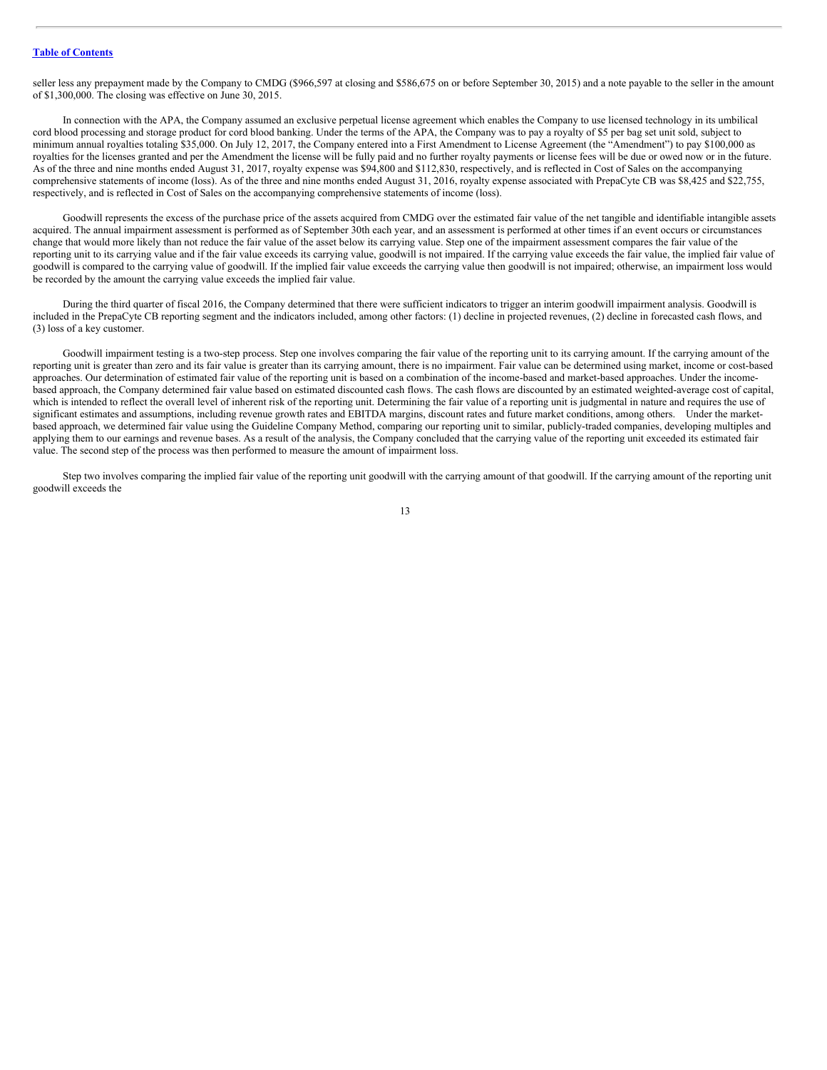seller less any prepayment made by the Company to CMDG ($966,597 at closing and $586,675 on or before September 30, 2015) and a note payable to the seller in the amount of $1,300,000. The closing was effective on June 30, 2015.

In connection with the APA, the Company assumed an exclusive perpetual license agreement which enables the Company to use licensed technology in its umbilical cord blood processing and storage product for cord blood banking. Under the terms of the APA, the Company was to pay a royalty of $5 per bag set unit sold, subject to minimum annual royalties totaling $35,000. On July 12, 2017, the Company entered into a First Amendment to License Agreement (the "Amendment") to pay $100,000 as royalties for the licenses granted and per the Amendment the license will be fully paid and no further royalty payments or license fees will be due or owed now or in the future. As of the three and nine months ended August 31, 2017, royalty expense was $94,800 and $112,830, respectively, and is reflected in Cost of Sales on the accompanying comprehensive statements of income (loss). As of the three and nine months ended August 31, 2016, royalty expense associated with PrepaCyte CB was $8,425 and $22,755, respectively, and is reflected in Cost of Sales on the accompanying comprehensive statements of income (loss).

Goodwill represents the excess of the purchase price of the assets acquired from CMDG over the estimated fair value of the net tangible and identifiable intangible assets acquired. The annual impairment assessment is performed as of September 30th each year, and an assessment is performed at other times if an event occurs or circumstances change that would more likely than not reduce the fair value of the asset below its carrying value. Step one of the impairment assessment compares the fair value of the reporting unit to its carrying value and if the fair value exceeds its carrying value, goodwill is not impaired. If the carrying value exceeds the fair value, the implied fair value of goodwill is compared to the carrying value of goodwill. If the implied fair value exceeds the carrying value then goodwill is not impaired; otherwise, an impairment loss would be recorded by the amount the carrying value exceeds the implied fair value.

During the third quarter of fiscal 2016, the Company determined that there were sufficient indicators to trigger an interim goodwill impairment analysis. Goodwill is included in the PrepaCyte CB reporting segment and the indicators included, among other factors: (1) decline in projected revenues, (2) decline in forecasted cash flows, and (3) loss of a key customer.

Goodwill impairment testing is a two-step process. Step one involves comparing the fair value of the reporting unit to its carrying amount. If the carrying amount of the reporting unit is greater than zero and its fair value is greater than its carrying amount, there is no impairment. Fair value can be determined using market, income or cost-based approaches. Our determination of estimated fair value of the reporting unit is based on a combination of the income-based and market-based approaches. Under the income-based approach, the Company determined fair value based on estimated discounted cash flows. The cash flows are discounted by an estimated weighted-average cost of capital, which is intended to reflect the overall level of inherent risk of the reporting unit. Determining the fair value of a reporting unit is judgmental in nature and requires the use of significant estimates and assumptions, including revenue growth rates and EBITDA margins, discount rates and future market conditions, among others. Under the market-based approach, we determined fair value using the Guideline Company Method, comparing our reporting unit to similar, publicly-traded companies, developing multiples and applying them to our earnings and revenue bases. As a result of the analysis, the Company concluded that the carrying value of the reporting unit exceeded its estimated fair value. The second step of the process was then performed to measure the amount of impairment loss.

Step two involves comparing the implied fair value of the reporting unit goodwill with the carrying amount of that goodwill. If the carrying amount of the reporting unit goodwill exceeds the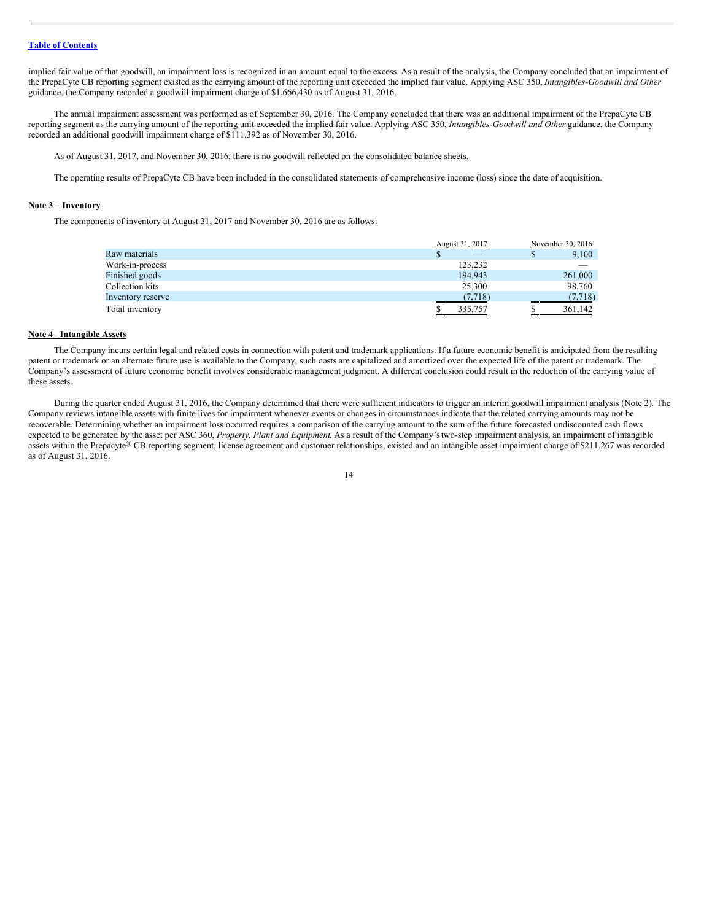implied fair value of that goodwill, an impairment loss is recognized in an amount equal to the excess. As a result of the analysis, the Company concluded that an impairment of the PrepaCyte CB reporting segment existed as the carrying amount of the reporting unit exceeded the implied fair value. Applying ASC 350, *Intangibles-Goodwill and Other* guidance, the Company recorded a goodwill impairment charge of $1,666,430 as of August 31, 2016.

The annual impairment assessment was performed as of September 30, 2016. The Company concluded that there was an additional impairment of the PrepaCyte CB reporting segment as the carrying amount of the reporting unit exceeded the implied fair value. Applying ASC 350, *Intangibles-Goodwill and Other* guidance, the Company recorded an additional goodwill impairment charge of $111,392 as of November 30, 2016.

As of August 31, 2017, and November 30, 2016, there is no goodwill reflected on the consolidated balance sheets.

The operating results of PrepaCyte CB have been included in the consolidated statements of comprehensive income (loss) since the date of acquisition.

**Note 3 – Inventory**

The components of inventory at August 31, 2017 and November 30, 2016 are as follows:

| | August 31, 2017 | November 30, 2016 |
|---|---|---|
| Raw materials | $ — | $ 9,100 |
| Work-in-process | 123,232 | — |
| Finished goods | 194,943 | 261,000 |
| Collection kits | 25,300 | 98,760 |
| Inventory reserve | (7,718) | (7,718) |
| Total inventory | $ 335,757 | $ 361,142 |

**Note 4– Intangible Assets**

The Company incurs certain legal and related costs in connection with patent and trademark applications. If a future economic benefit is anticipated from the resulting patent or trademark or an alternate future use is available to the Company, such costs are capitalized and amortized over the expected life of the patent or trademark. The Company's assessment of future economic benefit involves considerable management judgment. A different conclusion could result in the reduction of the carrying value of these assets.

During the quarter ended August 31, 2016, the Company determined that there were sufficient indicators to trigger an interim goodwill impairment analysis (Note 2). The Company reviews intangible assets with finite lives for impairment whenever events or changes in circumstances indicate that the related carrying amounts may not be recoverable. Determining whether an impairment loss occurred requires a comparison of the carrying amount to the sum of the future forecasted undiscounted cash flows expected to be generated by the asset per ASC 360, *Property, Plant and Equipment.* As a result of the Company's two-step impairment analysis, an impairment of intangible assets within the Prepacyte® CB reporting segment, license agreement and customer relationships, existed and an intangible asset impairment charge of $211,267 was recorded as of August 31, 2016.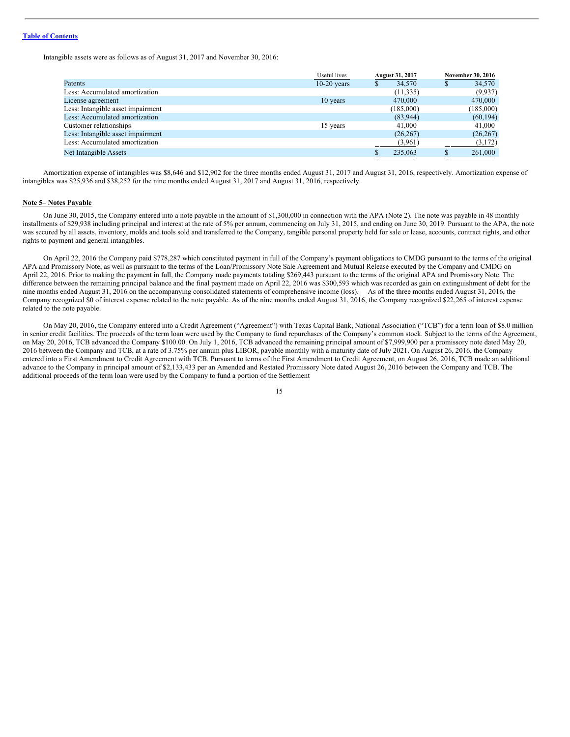Intangible assets were as follows as of August 31, 2017 and November 30, 2016:

| | Useful lives | August 31, 2017 | November 30, 2016 |
|---|---|---|---|
| Patents | 10-20 years | $ 34,570 | $ 34,570 |
| Less: Accumulated amortization | | (11,335) | (9,937) |
| License agreement | 10 years | 470,000 | 470,000 |
| Less: Intangible asset impairment | | (185,000) | (185,000) |
| Less: Accumulated amortization | | (83,944) | (60,194) |
| Customer relationships | 15 years | 41,000 | 41,000 |
| Less: Intangible asset impairment | | (26,267) | (26,267) |
| Less: Accumulated amortization | | (3,961) | (3,172) |
| Net Intangible Assets | | $ 235,063 | $ 261,000 |

Amortization expense of intangibles was $8,646 and $12,902 for the three months ended August 31, 2017 and August 31, 2016, respectively. Amortization expense of intangibles was $25,936 and $38,252 for the nine months ended August 31, 2017 and August 31, 2016, respectively.

**Note 5– Notes Payable**

On June 30, 2015, the Company entered into a note payable in the amount of $1,300,000 in connection with the APA (Note 2). The note was payable in 48 monthly installments of $29,938 including principal and interest at the rate of 5% per annum, commencing on July 31, 2015, and ending on June 30, 2019. Pursuant to the APA, the note was secured by all assets, inventory, molds and tools sold and transferred to the Company, tangible personal property held for sale or lease, accounts, contract rights, and other rights to payment and general intangibles.

On April 22, 2016 the Company paid $778,287 which constituted payment in full of the Company's payment obligations to CMDG pursuant to the terms of the original APA and Promissory Note, as well as pursuant to the terms of the Loan/Promissory Note Sale Agreement and Mutual Release executed by the Company and CMDG on April 22, 2016. Prior to making the payment in full, the Company made payments totaling $269,443 pursuant to the terms of the original APA and Promissory Note. The difference between the remaining principal balance and the final payment made on April 22, 2016 was $300,593 which was recorded as gain on extinguishment of debt for the nine months ended August 31, 2016 on the accompanying consolidated statements of comprehensive income (loss). As of the three months ended August 31, 2016, the Company recognized $0 of interest expense related to the note payable. As of the nine months ended August 31, 2016, the Company recognized $22,265 of interest expense related to the note payable.

On May 20, 2016, the Company entered into a Credit Agreement ("Agreement") with Texas Capital Bank, National Association ("TCB") for a term loan of $8.0 million in senior credit facilities. The proceeds of the term loan were used by the Company to fund repurchases of the Company's common stock. Subject to the terms of the Agreement, on May 20, 2016, TCB advanced the Company $100.00. On July 1, 2016, TCB advanced the remaining principal amount of $7,999,900 per a promissory note dated May 20, 2016 between the Company and TCB, at a rate of 3.75% per annum plus LIBOR, payable monthly with a maturity date of July 2021. On August 26, 2016, the Company entered into a First Amendment to Credit Agreement with TCB. Pursuant to terms of the First Amendment to Credit Agreement, on August 26, 2016, TCB made an additional advance to the Company in principal amount of $2,133,433 per an Amended and Restated Promissory Note dated August 26, 2016 between the Company and TCB. The additional proceeds of the term loan were used by the Company to fund a portion of the Settlement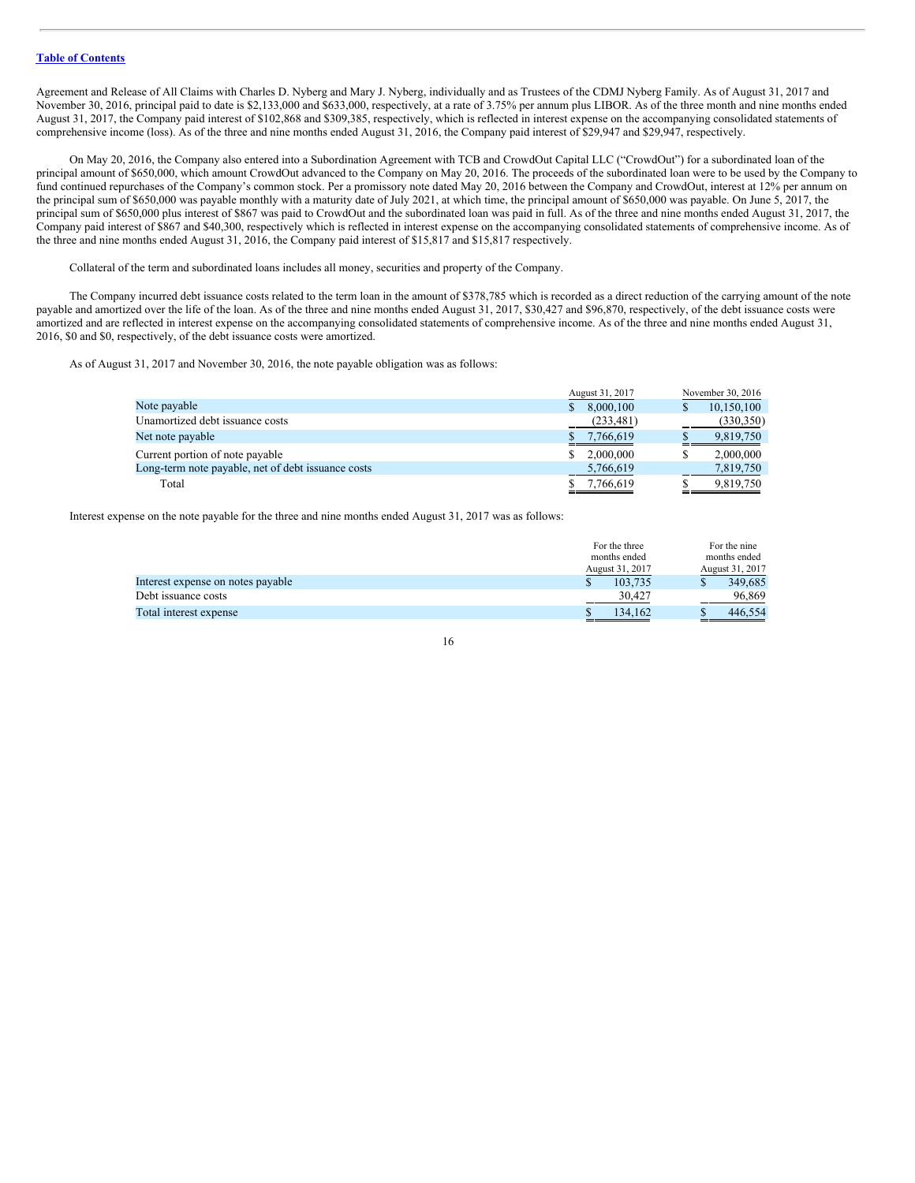Agreement and Release of All Claims with Charles D. Nyberg and Mary J. Nyberg, individually and as Trustees of the CDMJ Nyberg Family. As of August 31, 2017 and November 30, 2016, principal paid to date is $2,133,000 and $633,000, respectively, at a rate of 3.75% per annum plus LIBOR. As of the three month and nine months ended August 31, 2017, the Company paid interest of $102,868 and $309,385, respectively, which is reflected in interest expense on the accompanying consolidated statements of comprehensive income (loss). As of the three and nine months ended August 31, 2016, the Company paid interest of $29,947 and $29,947, respectively.

On May 20, 2016, the Company also entered into a Subordination Agreement with TCB and CrowdOut Capital LLC ("CrowdOut") for a subordinated loan of the principal amount of $650,000, which amount CrowdOut advanced to the Company on May 20, 2016. The proceeds of the subordinated loan were to be used by the Company to fund continued repurchases of the Company's common stock. Per a promissory note dated May 20, 2016 between the Company and CrowdOut, interest at 12% per annum on the principal sum of $650,000 was payable monthly with a maturity date of July 2021, at which time, the principal amount of $650,000 was payable. On June 5, 2017, the principal sum of $650,000 plus interest of $867 was paid to CrowdOut and the subordinated loan was paid in full. As of the three and nine months ended August 31, 2017, the Company paid interest of $867 and $40,300, respectively which is reflected in interest expense on the accompanying consolidated statements of comprehensive income. As of the three and nine months ended August 31, 2016, the Company paid interest of $15,817 and $15,817 respectively.

Collateral of the term and subordinated loans includes all money, securities and property of the Company.

The Company incurred debt issuance costs related to the term loan in the amount of $378,785 which is recorded as a direct reduction of the carrying amount of the note payable and amortized over the life of the loan. As of the three and nine months ended August 31, 2017, $30,427 and $96,870, respectively, of the debt issuance costs were amortized and are reflected in interest expense on the accompanying consolidated statements of comprehensive income. As of the three and nine months ended August 31, 2016, $0 and $0, respectively, of the debt issuance costs were amortized.

As of August 31, 2017 and November 30, 2016, the note payable obligation was as follows:

| | August 31, 2017 | November 30, 2016 |
|---|---|---|
| Note payable | $ 8,000,100 | $ 10,150,100 |
| Unamortized debt issuance costs | (233,481) | (330,350) |
| Net note payable | $ 7,766,619 | $ 9,819,750 |
| Current portion of note payable | $ 2,000,000 | $ 2,000,000 |
| Long-term note payable, net of debt issuance costs | 5,766,619 | 7,819,750 |
| Total | $ 7,766,619 | $ 9,819,750 |

Interest expense on the note payable for the three and nine months ended August 31, 2017 was as follows:

| | For the three months ended August 31, 2017 | For the nine months ended August 31, 2017 |
|---|---|---|
| Interest expense on notes payable | $ 103,735 | $ 349,685 |
| Debt issuance costs | 30,427 | 96,869 |
| Total interest expense | $ 134,162 | $ 446,554 |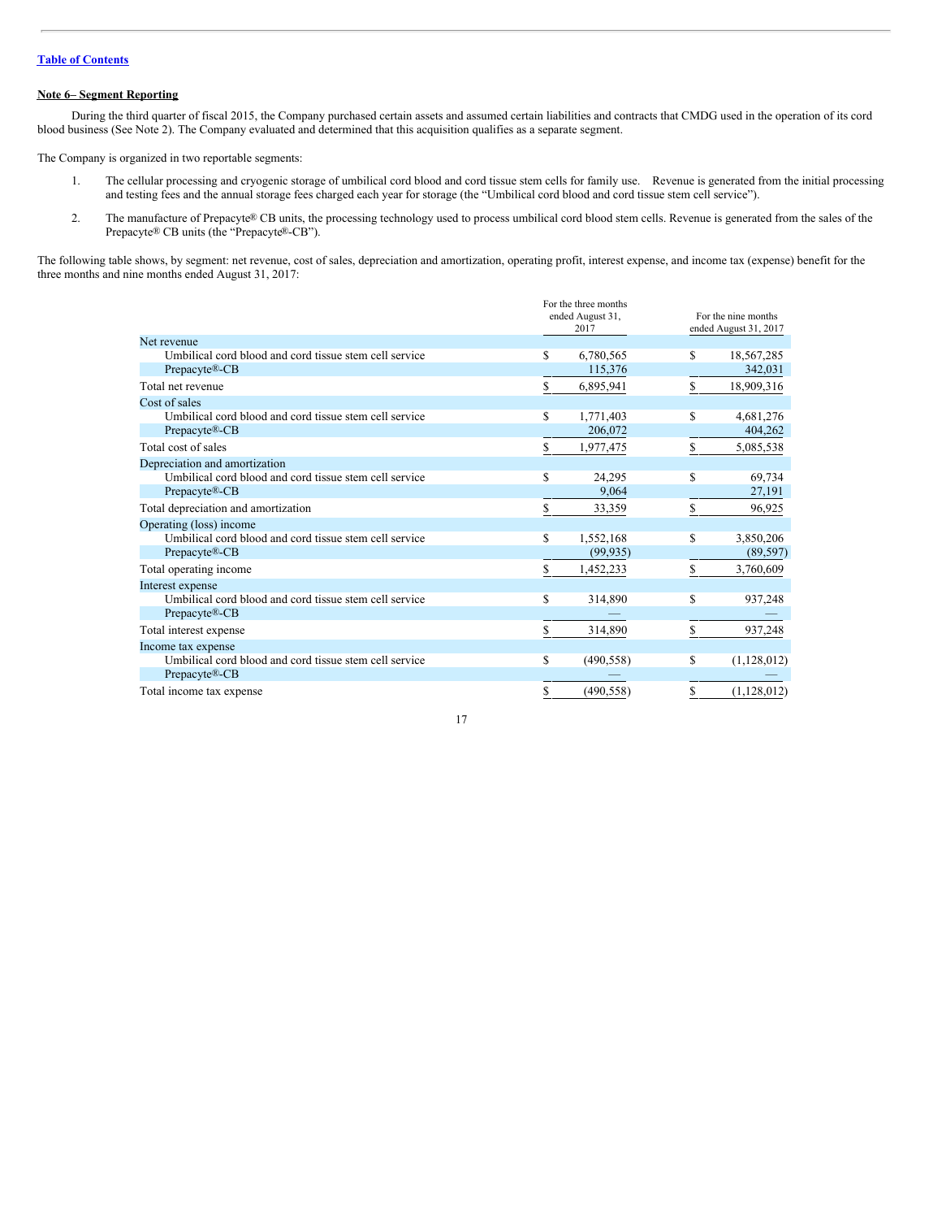[Table of Contents](#)

**Note 6– Segment Reporting**

During the third quarter of fiscal 2015, the Company purchased certain assets and assumed certain liabilities and contracts that CMDG used in the operation of its cord blood business (See Note 2). The Company evaluated and determined that this acquisition qualifies as a separate segment.

The Company is organized in two reportable segments:

1. The cellular processing and cryogenic storage of umbilical cord blood and cord tissue stem cells for family use. Revenue is generated from the initial processing and testing fees and the annual storage fees charged each year for storage (the "Umbilical cord blood and cord tissue stem cell service").
2. The manufacture of Prepacyte® CB units, the processing technology used to process umbilical cord blood stem cells. Revenue is generated from the sales of the Prepacyte® CB units (the "Prepacyte®-CB").

The following table shows, by segment: net revenue, cost of sales, depreciation and amortization, operating profit, interest expense, and income tax (expense) benefit for the three months and nine months ended August 31, 2017:

| | For the three months ended August 31, 2017 | For the nine months ended August 31, 2017 |
|---|---|---|
| Net revenue | | |
| Umbilical cord blood and cord tissue stem cell service | $ 6,780,565 | $ 18,567,285 |
| Prepacyte®-CB | 115,376 | 342,031 |
| Total net revenue | $ 6,895,941 | $ 18,909,316 |
| Cost of sales | | |
| Umbilical cord blood and cord tissue stem cell service | $ 1,771,403 | $ 4,681,276 |
| Prepacyte®-CB | 206,072 | 404,262 |
| Total cost of sales | $ 1,977,475 | $ 5,085,538 |
| Depreciation and amortization | | |
| Umbilical cord blood and cord tissue stem cell service | $ 24,295 | $ 69,734 |
| Prepacyte®-CB | 9,064 | 27,191 |
| Total depreciation and amortization | $ 33,359 | $ 96,925 |
| Operating (loss) income | | |
| Umbilical cord blood and cord tissue stem cell service | $ 1,552,168 | $ 3,850,206 |
| Prepacyte®-CB | (99,935) | (89,597) |
| Total operating income | $ 1,452,233 | $ 3,760,609 |
| Interest expense | | |
| Umbilical cord blood and cord tissue stem cell service | $ 314,890 | $ 937,248 |
| Prepacyte®-CB | — | — |
| Total interest expense | $ 314,890 | $ 937,248 |
| Income tax expense | | |
| Umbilical cord blood and cord tissue stem cell service | $ (490,558) | $ (1,128,012) |
| Prepacyte®-CB | — | — |
| Total income tax expense | $ (490,558) | $ (1,128,012) |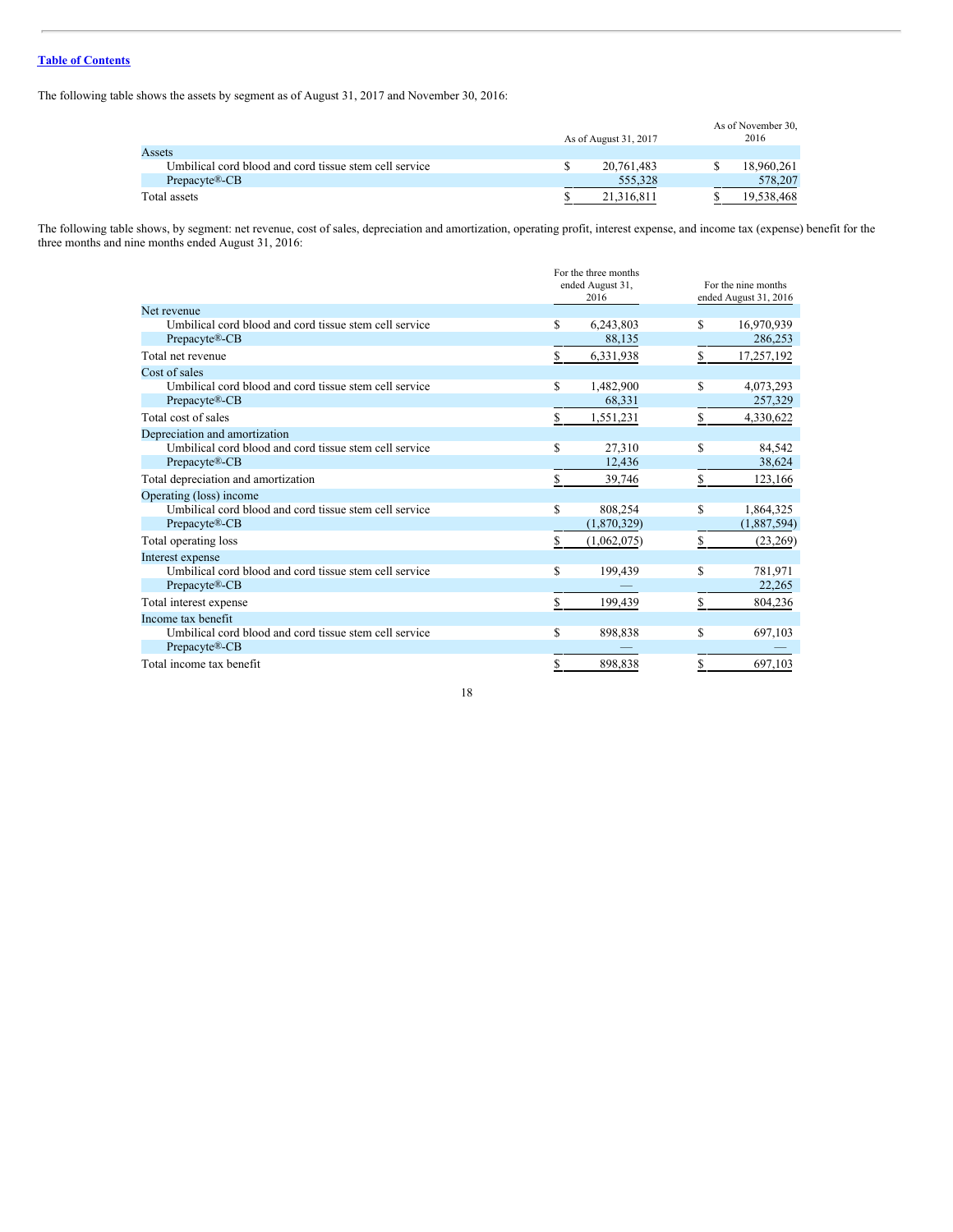[Table of Contents](#)

The following table shows the assets by segment as of August 31, 2017 and November 30, 2016:

| | As of August 31, 2017 | As of November 30, 2016 |
|---|---|---|
| Assets | | |
| Umbilical cord blood and cord tissue stem cell service | $ 20,761,483 | $ 18,960,261 |
| Prepacyte®-CB | 555,328 | 578,207 |
| Total assets | $ 21,316,811 | $ 19,538,468 |

The following table shows, by segment: net revenue, cost of sales, depreciation and amortization, operating profit, interest expense, and income tax (expense) benefit for the three months and nine months ended August 31, 2016:

| | For the three months ended August 31, 2016 | For the nine months ended August 31, 2016 |
|---|---|---|
| Net revenue | | |
| Umbilical cord blood and cord tissue stem cell service | $ 6,243,803 | $ 16,970,939 |
| Prepacyte®-CB | 88,135 | 286,253 |
| Total net revenue | $ 6,331,938 | $ 17,257,192 |
| Cost of sales | | |
| Umbilical cord blood and cord tissue stem cell service | $ 1,482,900 | $ 4,073,293 |
| Prepacyte®-CB | 68,331 | 257,329 |
| Total cost of sales | $ 1,551,231 | $ 4,330,622 |
| Depreciation and amortization | | |
| Umbilical cord blood and cord tissue stem cell service | $ 27,310 | $ 84,542 |
| Prepacyte®-CB | 12,436 | 38,624 |
| Total depreciation and amortization | $ 39,746 | $ 123,166 |
| Operating (loss) income | | |
| Umbilical cord blood and cord tissue stem cell service | $ 808,254 | $ 1,864,325 |
| Prepacyte®-CB | (1,870,329) | (1,887,594) |
| Total operating loss | $ (1,062,075) | $ (23,269) |
| Interest expense | | |
| Umbilical cord blood and cord tissue stem cell service | $ 199,439 | $ 781,971 |
| Prepacyte®-CB | — | 22,265 |
| Total interest expense | $ 199,439 | $ 804,236 |
| Income tax benefit | | |
| Umbilical cord blood and cord tissue stem cell service | $ 898,838 | $ 697,103 |
| Prepacyte®-CB | — | — |
| Total income tax benefit | $ 898,838 | $ 697,103 |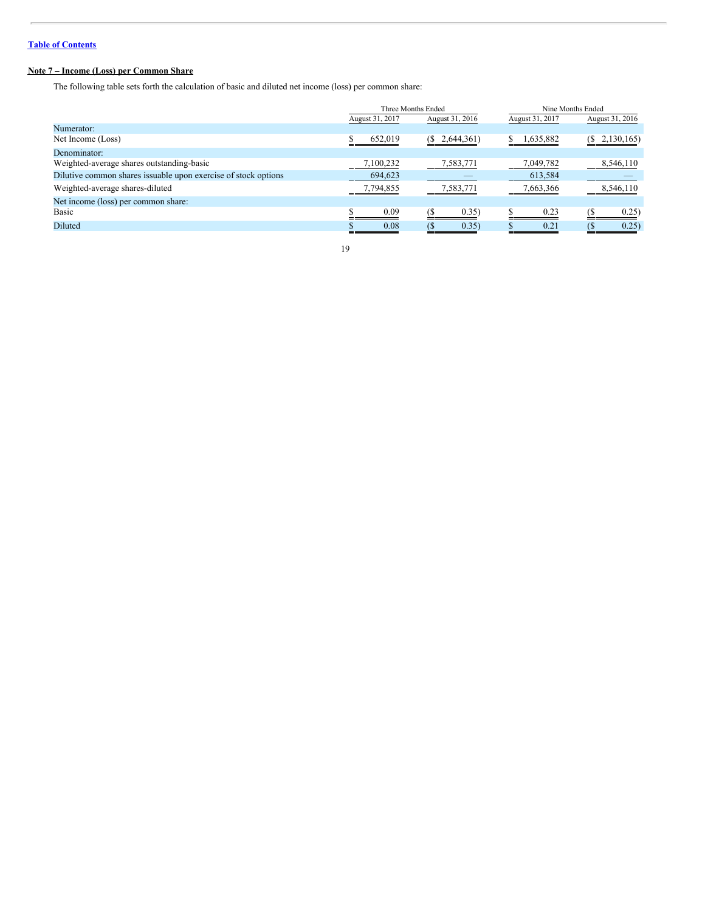[Table of Contents](#)

**Note 7 – Income (Loss) per Common Share**

The following table sets forth the calculation of basic and diluted net income (loss) per common share:

| | Three Months Ended | | Nine Months Ended | |
|---|---|---|---|---|
| | August 31, 2017 | August 31, 2016 | August 31, 2017 | August 31, 2016 |
| Numerator: | | | | |
| Net Income (Loss) | $ 652,019 | ($ 2,644,361) | $ 1,635,882 | ($ 2,130,165) |
| Denominator: | | | | |
| Weighted-average shares outstanding-basic | 7,100,232 | 7,583,771 | 7,049,782 | 8,546,110 |
| Dilutive common shares issuable upon exercise of stock options | 694,623 | — | 613,584 | — |
| Weighted-average shares-diluted | 7,794,855 | 7,583,771 | 7,663,366 | 8,546,110 |
| Net income (loss) per common share: | | | | |
| Basic | $ 0.09 | ($ 0.35) | $ 0.23 | ($ 0.25) |
| Diluted | $ 0.08 | ($ 0.35) | $ 0.21 | ($ 0.25) |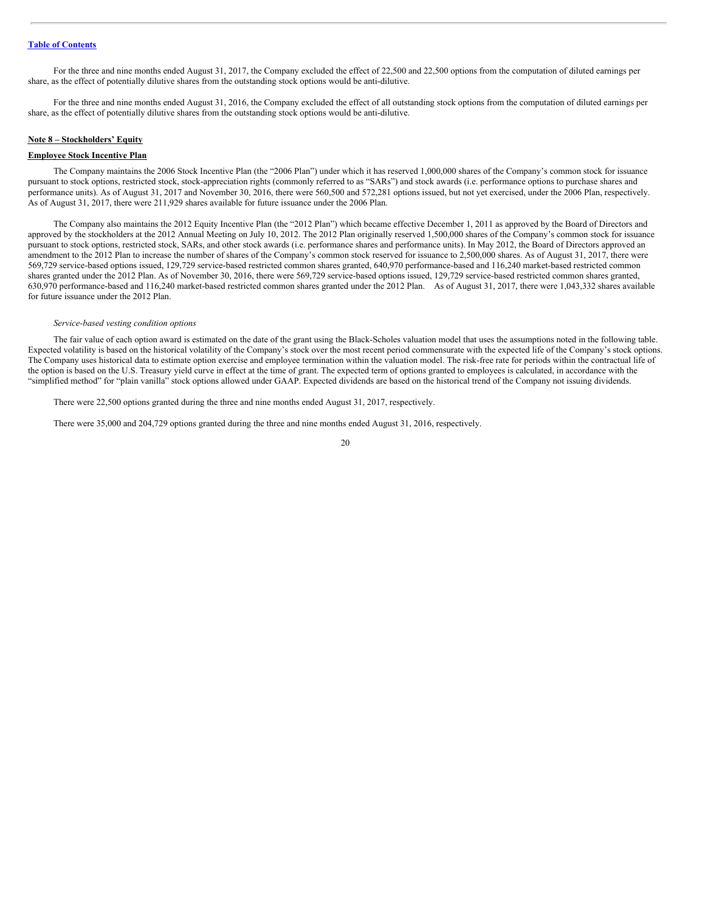For the three and nine months ended August 31, 2017, the Company excluded the effect of 22,500 and 22,500 options from the computation of diluted earnings per share, as the effect of potentially dilutive shares from the outstanding stock options would be anti-dilutive.

For the three and nine months ended August 31, 2016, the Company excluded the effect of all outstanding stock options from the computation of diluted earnings per share, as the effect of potentially dilutive shares from the outstanding stock options would be anti-dilutive.

**Note 8 – Stockholders' Equity**

**Employee Stock Incentive Plan**

The Company maintains the 2006 Stock Incentive Plan (the "2006 Plan") under which it has reserved 1,000,000 shares of the Company's common stock for issuance pursuant to stock options, restricted stock, stock-appreciation rights (commonly referred to as "SARs") and stock awards (i.e. performance options to purchase shares and performance units). As of August 31, 2017 and November 30, 2016, there were 560,500 and 572,281 options issued, but not yet exercised, under the 2006 Plan, respectively. As of August 31, 2017, there were 211,929 shares available for future issuance under the 2006 Plan.

The Company also maintains the 2012 Equity Incentive Plan (the "2012 Plan") which became effective December 1, 2011 as approved by the Board of Directors and approved by the stockholders at the 2012 Annual Meeting on July 10, 2012. The 2012 Plan originally reserved 1,500,000 shares of the Company's common stock for issuance pursuant to stock options, restricted stock, SARs, and other stock awards (i.e. performance shares and performance units). In May 2012, the Board of Directors approved an amendment to the 2012 Plan to increase the number of shares of the Company's common stock reserved for issuance to 2,500,000 shares. As of August 31, 2017, there were 569,729 service-based options issued, 129,729 service-based restricted common shares granted, 640,970 performance-based and 116,240 market-based restricted common shares granted under the 2012 Plan. As of November 30, 2016, there were 569,729 service-based options issued, 129,729 service-based restricted common shares granted, 630,970 performance-based and 116,240 market-based restricted common shares granted under the 2012 Plan. As of August 31, 2017, there were 1,043,332 shares available for future issuance under the 2012 Plan.

*Service-based vesting condition options*

The fair value of each option award is estimated on the date of the grant using the Black-Scholes valuation model that uses the assumptions noted in the following table. Expected volatility is based on the historical volatility of the Company's stock over the most recent period commensurate with the expected life of the Company's stock options. The Company uses historical data to estimate option exercise and employee termination within the valuation model. The risk-free rate for periods within the contractual life of the option is based on the U.S. Treasury yield curve in effect at the time of grant. The expected term of options granted to employees is calculated, in accordance with the "simplified method" for "plain vanilla" stock options allowed under GAAP. Expected dividends are based on the historical trend of the Company not issuing dividends.

There were 22,500 options granted during the three and nine months ended August 31, 2017, respectively.

There were 35,000 and 204,729 options granted during the three and nine months ended August 31, 2016, respectively.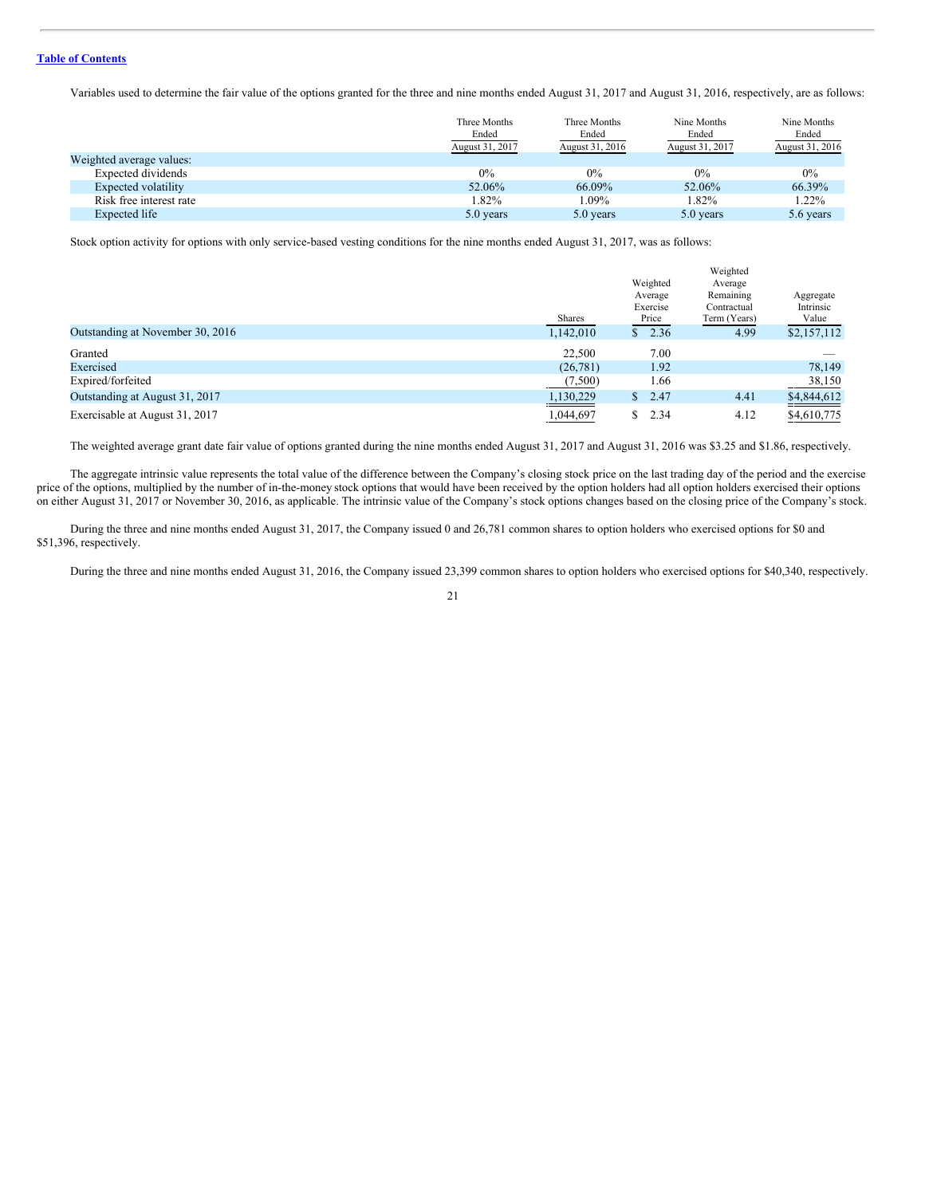Variables used to determine the fair value of the options granted for the three and nine months ended August 31, 2017 and August 31, 2016, respectively, are as follows:

| | Three Months Ended August 31, 2017 | Three Months Ended August 31, 2016 | Nine Months Ended August 31, 2017 | Nine Months Ended August 31, 2016 |
|---|---|---|---|---|
| Weighted average values: | | | | |
| Expected dividends | 0% | 0% | 0% | 0% |
| Expected volatility | 52.06% | 66.09% | 52.06% | 66.39% |
| Risk free interest rate | 1.82% | 1.09% | 1.82% | 1.22% |
| Expected life | 5.0 years | 5.0 years | 5.0 years | 5.6 years |

Stock option activity for options with only service-based vesting conditions for the nine months ended August 31, 2017, was as follows:

| | Shares | Weighted Average Exercise Price | Weighted Average Remaining Contractual Term (Years) | Aggregate Intrinsic Value |
|---|---|---|---|---|
| Outstanding at November 30, 2016 | 1,142,010 | $ 2.36 | 4.99 | $2,157,112 |
| Granted | 22,500 | 7.00 | | — |
| Exercised | (26,781) | 1.92 | | 78,149 |
| Expired/forfeited | (7,500) | 1.66 | | 38,150 |
| Outstanding at August 31, 2017 | 1,130,229 | $ 2.47 | 4.41 | $4,844,612 |
| Exercisable at August 31, 2017 | 1,044,697 | $ 2.34 | 4.12 | $4,610,775 |

The weighted average grant date fair value of options granted during the nine months ended August 31, 2017 and August 31, 2016 was $3.25 and $1.86, respectively.

The aggregate intrinsic value represents the total value of the difference between the Company's closing stock price on the last trading day of the period and the exercise price of the options, multiplied by the number of in-the-money stock options that would have been received by the option holders had all option holders exercised their options on either August 31, 2017 or November 30, 2016, as applicable. The intrinsic value of the Company's stock options changes based on the closing price of the Company's stock.

During the three and nine months ended August 31, 2017, the Company issued 0 and 26,781 common shares to option holders who exercised options for $0 and $51,396, respectively.

During the three and nine months ended August 31, 2016, the Company issued 23,399 common shares to option holders who exercised options for $40,340, respectively.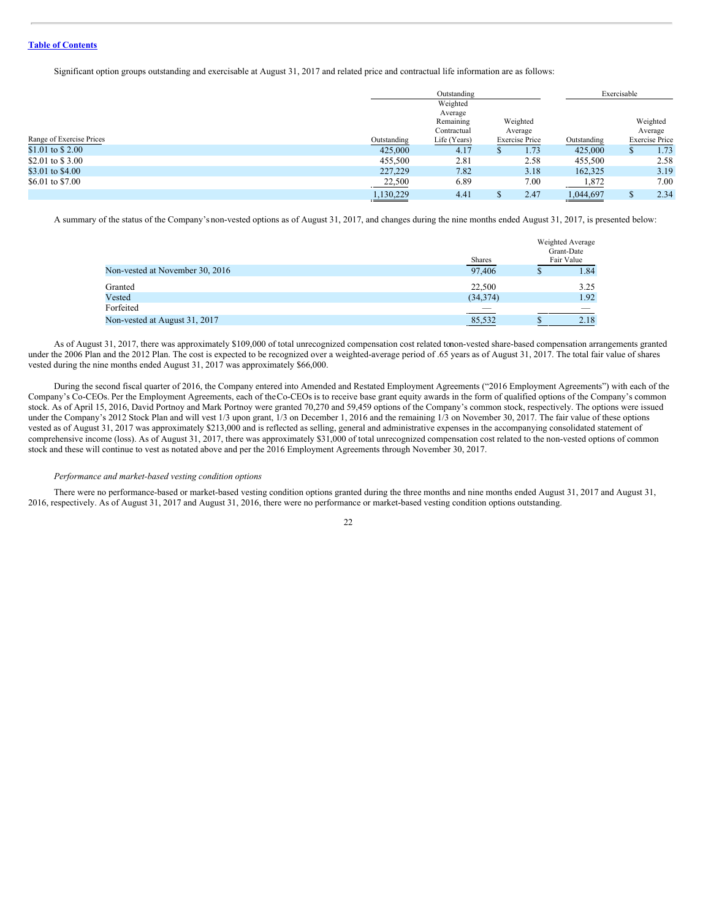Table of Contents

Significant option groups outstanding and exercisable at August 31, 2017 and related price and contractual life information are as follows:

| | Outstanding | | | Exercisable | |
|---|---|---|---|---|---|
| Range of Exercise Prices | Outstanding | Weighted Average Remaining Contractual Life (Years) | Weighted Average Exercise Price | Outstanding | Weighted Average Exercise Price |
| $1.01 to $ 2.00 | 425,000 | 4.17 | $ 1.73 | 425,000 | $ 1.73 |
| $2.01 to $ 3.00 | 455,500 | 2.81 | 2.58 | 455,500 | 2.58 |
| $3.01 to $4.00 | 227,229 | 7.82 | 3.18 | 162,325 | 3.19 |
| $6.01 to $7.00 | 22,500 | 6.89 | 7.00 | 1,872 | 7.00 |
| | 1,130,229 | 4.41 | $ 2.47 | 1,044,697 | $ 2.34 |

A summary of the status of the Company's non-vested options as of August 31, 2017, and changes during the nine months ended August 31, 2017, is presented below:

| | Shares | Weighted Average Grant-Date Fair Value |
|---|---|---|
| Non-vested at November 30, 2016 | 97,406 | $ 1.84 |
| Granted | 22,500 | 3.25 |
| Vested | (34,374) | 1.92 |
| Forfeited | — | — |
| Non-vested at August 31, 2017 | 85,532 | $ 2.18 |

As of August 31, 2017, there was approximately $109,000 of total unrecognized compensation cost related to non-vested share-based compensation arrangements granted under the 2006 Plan and the 2012 Plan. The cost is expected to be recognized over a weighted-average period of .65 years as of August 31, 2017. The total fair value of shares vested during the nine months ended August 31, 2017 was approximately $66,000.

During the second fiscal quarter of 2016, the Company entered into Amended and Restated Employment Agreements ("2016 Employment Agreements") with each of the Company's Co-CEOs. Per the Employment Agreements, each of the Co-CEOs is to receive base grant equity awards in the form of qualified options of the Company's common stock. As of April 15, 2016, David Portnoy and Mark Portnoy were granted 70,270 and 59,459 options of the Company's common stock, respectively. The options were issued under the Company's 2012 Stock Plan and will vest 1/3 upon grant, 1/3 on December 1, 2016 and the remaining 1/3 on November 30, 2017. The fair value of these options vested as of August 31, 2017 was approximately $213,000 and is reflected as selling, general and administrative expenses in the accompanying consolidated statement of comprehensive income (loss). As of August 31, 2017, there was approximately $31,000 of total unrecognized compensation cost related to the non-vested options of common stock and these will continue to vest as notated above and per the 2016 Employment Agreements through November 30, 2017.

*Performance and market-based vesting condition options*

There were no performance-based or market-based vesting condition options granted during the three months and nine months ended August 31, 2017 and August 31, 2016, respectively. As of August 31, 2017 and August 31, 2016, there were no performance or market-based vesting condition options outstanding.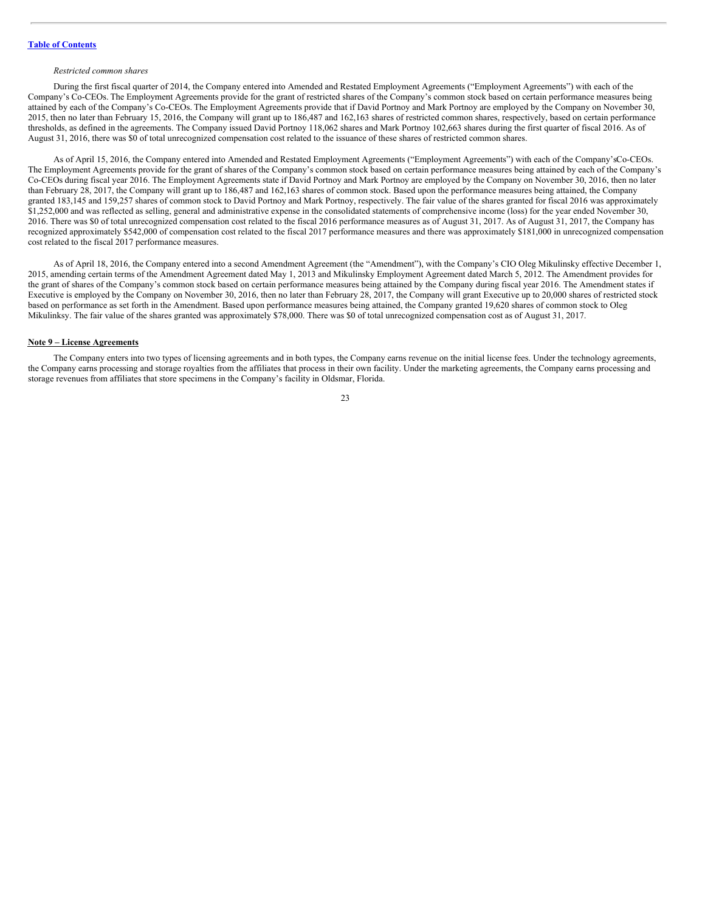*Restricted common shares*

During the first fiscal quarter of 2014, the Company entered into Amended and Restated Employment Agreements ("Employment Agreements") with each of the Company's Co-CEOs. The Employment Agreements provide for the grant of restricted shares of the Company's common stock based on certain performance measures being attained by each of the Company's Co-CEOs. The Employment Agreements provide that if David Portnoy and Mark Portnoy are employed by the Company on November 30, 2015, then no later than February 15, 2016, the Company will grant up to 186,487 and 162,163 shares of restricted common shares, respectively, based on certain performance thresholds, as defined in the agreements. The Company issued David Portnoy 118,062 shares and Mark Portnoy 102,663 shares during the first quarter of fiscal 2016. As of August 31, 2016, there was $0 of total unrecognized compensation cost related to the issuance of these shares of restricted common shares.

As of April 15, 2016, the Company entered into Amended and Restated Employment Agreements ("Employment Agreements") with each of the Company'sCo-CEOs. The Employment Agreements provide for the grant of shares of the Company's common stock based on certain performance measures being attained by each of the Company's Co-CEOs during fiscal year 2016. The Employment Agreements state if David Portnoy and Mark Portnoy are employed by the Company on November 30, 2016, then no later than February 28, 2017, the Company will grant up to 186,487 and 162,163 shares of common stock. Based upon the performance measures being attained, the Company granted 183,145 and 159,257 shares of common stock to David Portnoy and Mark Portnoy, respectively. The fair value of the shares granted for fiscal 2016 was approximately $1,252,000 and was reflected as selling, general and administrative expense in the consolidated statements of comprehensive income (loss) for the year ended November 30, 2016. There was $0 of total unrecognized compensation cost related to the fiscal 2016 performance measures as of August 31, 2017. As of August 31, 2017, the Company has recognized approximately $542,000 of compensation cost related to the fiscal 2017 performance measures and there was approximately $181,000 in unrecognized compensation cost related to the fiscal 2017 performance measures.

As of April 18, 2016, the Company entered into a second Amendment Agreement (the "Amendment"), with the Company's CIO Oleg Mikulinsky effective December 1, 2015, amending certain terms of the Amendment Agreement dated May 1, 2013 and Mikulinsky Employment Agreement dated March 5, 2012. The Amendment provides for the grant of shares of the Company's common stock based on certain performance measures being attained by the Company during fiscal year 2016. The Amendment states if Executive is employed by the Company on November 30, 2016, then no later than February 28, 2017, the Company will grant Executive up to 20,000 shares of restricted stock based on performance as set forth in the Amendment. Based upon performance measures being attained, the Company granted 19,620 shares of common stock to Oleg Mikulinksy. The fair value of the shares granted was approximately $78,000. There was $0 of total unrecognized compensation cost as of August 31, 2017.

## Note 9 – License Agreements

The Company enters into two types of licensing agreements and in both types, the Company earns revenue on the initial license fees. Under the technology agreements, the Company earns processing and storage royalties from the affiliates that process in their own facility. Under the marketing agreements, the Company earns processing and storage revenues from affiliates that store specimens in the Company's facility in Oldsmar, Florida.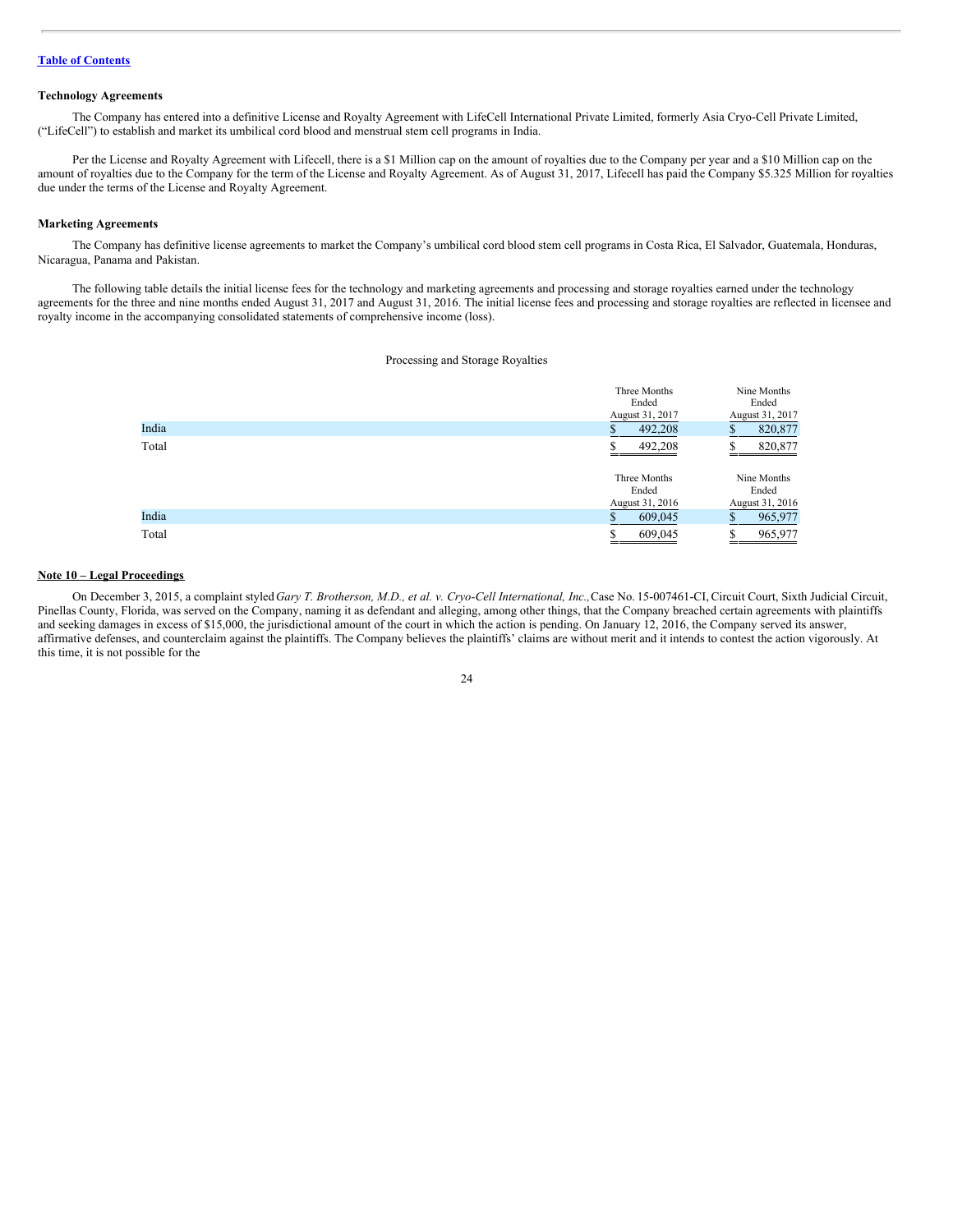[Table of Contents](#)

**Technology Agreements**

The Company has entered into a definitive License and Royalty Agreement with LifeCell International Private Limited, formerly Asia Cryo-Cell Private Limited, ("LifeCell") to establish and market its umbilical cord blood and menstrual stem cell programs in India.

Per the License and Royalty Agreement with Lifecell, there is a $1 Million cap on the amount of royalties due to the Company per year and a $10 Million cap on the amount of royalties due to the Company for the term of the License and Royalty Agreement. As of August 31, 2017, Lifecell has paid the Company $5.325 Million for royalties due under the terms of the License and Royalty Agreement.

**Marketing Agreements**

The Company has definitive license agreements to market the Company's umbilical cord blood stem cell programs in Costa Rica, El Salvador, Guatemala, Honduras, Nicaragua, Panama and Pakistan.

The following table details the initial license fees for the technology and marketing agreements and processing and storage royalties earned under the technology agreements for the three and nine months ended August 31, 2017 and August 31, 2016. The initial license fees and processing and storage royalties are reflected in licensee and royalty income in the accompanying consolidated statements of comprehensive income (loss).

Processing and Storage Royalties

| | Three Months Ended August 31, 2017 | Nine Months Ended August 31, 2017 |
|---|---|---|
| India | $ 492,208 | $ 820,877 |
| Total | $ 492,208 | $ 820,877 |

| | Three Months Ended August 31, 2016 | Nine Months Ended August 31, 2016 |
|---|---|---|
| India | $ 609,045 | $ 965,977 |
| Total | $ 609,045 | $ 965,977 |

**Note 10 – Legal Proceedings**

On December 3, 2015, a complaint styled *Gary T. Brotherson, M.D., et al. v. Cryo-Cell International, Inc.,* Case No. 15-007461-CI, Circuit Court, Sixth Judicial Circuit, Pinellas County, Florida, was served on the Company, naming it as defendant and alleging, among other things, that the Company breached certain agreements with plaintiffs and seeking damages in excess of $15,000, the jurisdictional amount of the court in which the action is pending. On January 12, 2016, the Company served its answer, affirmative defenses, and counterclaim against the plaintiffs. The Company believes the plaintiffs' claims are without merit and it intends to contest the action vigorously. At this time, it is not possible for the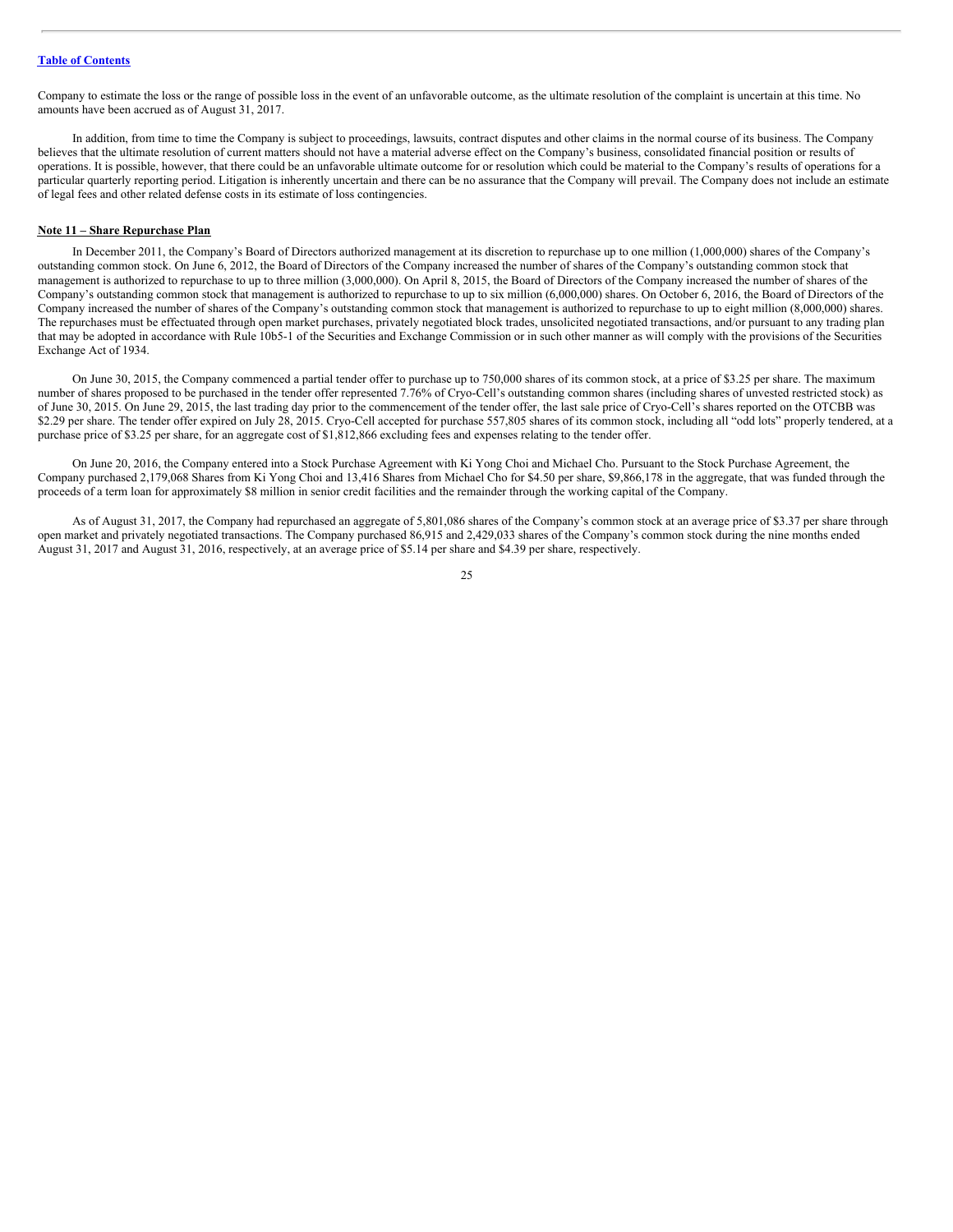Company to estimate the loss or the range of possible loss in the event of an unfavorable outcome, as the ultimate resolution of the complaint is uncertain at this time. No amounts have been accrued as of August 31, 2017.

In addition, from time to time the Company is subject to proceedings, lawsuits, contract disputes and other claims in the normal course of its business. The Company believes that the ultimate resolution of current matters should not have a material adverse effect on the Company's business, consolidated financial position or results of operations. It is possible, however, that there could be an unfavorable ultimate outcome for or resolution which could be material to the Company's results of operations for a particular quarterly reporting period. Litigation is inherently uncertain and there can be no assurance that the Company will prevail. The Company does not include an estimate of legal fees and other related defense costs in its estimate of loss contingencies.

## Note 11 – Share Repurchase Plan

In December 2011, the Company's Board of Directors authorized management at its discretion to repurchase up to one million (1,000,000) shares of the Company's outstanding common stock. On June 6, 2012, the Board of Directors of the Company increased the number of shares of the Company's outstanding common stock that management is authorized to repurchase to up to three million (3,000,000). On April 8, 2015, the Board of Directors of the Company increased the number of shares of the Company's outstanding common stock that management is authorized to repurchase to up to six million (6,000,000) shares. On October 6, 2016, the Board of Directors of the Company increased the number of shares of the Company's outstanding common stock that management is authorized to repurchase to up to eight million (8,000,000) shares. The repurchases must be effectuated through open market purchases, privately negotiated block trades, unsolicited negotiated transactions, and/or pursuant to any trading plan that may be adopted in accordance with Rule 10b5-1 of the Securities and Exchange Commission or in such other manner as will comply with the provisions of the Securities Exchange Act of 1934.

On June 30, 2015, the Company commenced a partial tender offer to purchase up to 750,000 shares of its common stock, at a price of $3.25 per share. The maximum number of shares proposed to be purchased in the tender offer represented 7.76% of Cryo-Cell's outstanding common shares (including shares of unvested restricted stock) as of June 30, 2015. On June 29, 2015, the last trading day prior to the commencement of the tender offer, the last sale price of Cryo-Cell's shares reported on the OTCBB was $2.29 per share. The tender offer expired on July 28, 2015. Cryo-Cell accepted for purchase 557,805 shares of its common stock, including all "odd lots" properly tendered, at a purchase price of $3.25 per share, for an aggregate cost of $1,812,866 excluding fees and expenses relating to the tender offer.

On June 20, 2016, the Company entered into a Stock Purchase Agreement with Ki Yong Choi and Michael Cho. Pursuant to the Stock Purchase Agreement, the Company purchased 2,179,068 Shares from Ki Yong Choi and 13,416 Shares from Michael Cho for $4.50 per share, $9,866,178 in the aggregate, that was funded through the proceeds of a term loan for approximately $8 million in senior credit facilities and the remainder through the working capital of the Company.

As of August 31, 2017, the Company had repurchased an aggregate of 5,801,086 shares of the Company's common stock at an average price of $3.37 per share through open market and privately negotiated transactions. The Company purchased 86,915 and 2,429,033 shares of the Company's common stock during the nine months ended August 31, 2017 and August 31, 2016, respectively, at an average price of $5.14 per share and $4.39 per share, respectively.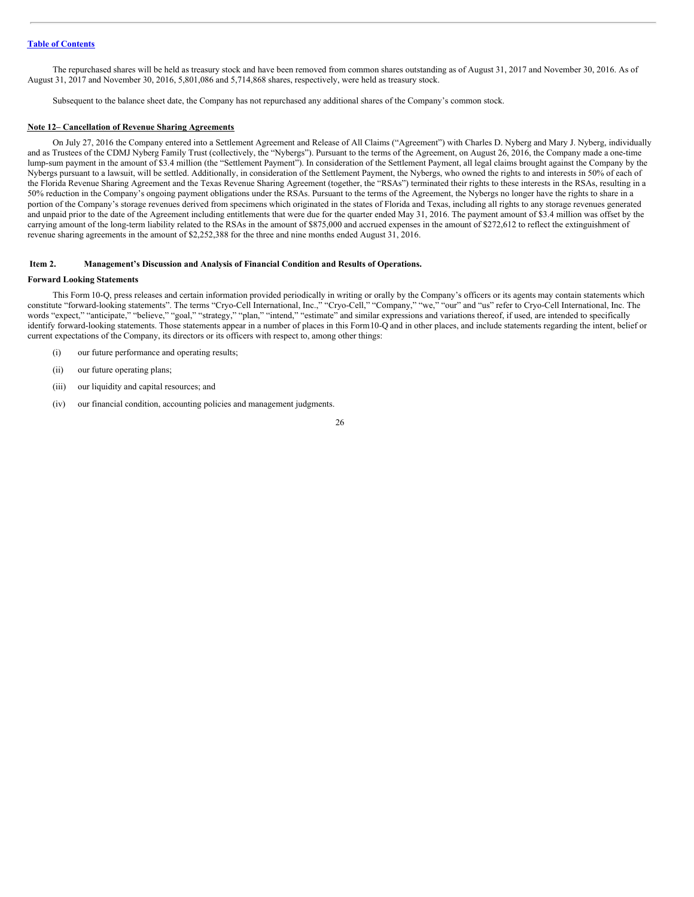The repurchased shares will be held as treasury stock and have been removed from common shares outstanding as of August 31, 2017 and November 30, 2016. As of August 31, 2017 and November 30, 2016, 5,801,086 and 5,714,868 shares, respectively, were held as treasury stock.

Subsequent to the balance sheet date, the Company has not repurchased any additional shares of the Company's common stock.

**Note 12– Cancellation of Revenue Sharing Agreements**

On July 27, 2016 the Company entered into a Settlement Agreement and Release of All Claims ("Agreement") with Charles D. Nyberg and Mary J. Nyberg, individually and as Trustees of the CDMJ Nyberg Family Trust (collectively, the "Nybergs"). Pursuant to the terms of the Agreement, on August 26, 2016, the Company made a one-time lump-sum payment in the amount of $3.4 million (the "Settlement Payment"). In consideration of the Settlement Payment, all legal claims brought against the Company by the Nybergs pursuant to a lawsuit, will be settled. Additionally, in consideration of the Settlement Payment, the Nybergs, who owned the rights to and interests in 50% of each of the Florida Revenue Sharing Agreement and the Texas Revenue Sharing Agreement (together, the "RSAs") terminated their rights to these interests in the RSAs, resulting in a 50% reduction in the Company's ongoing payment obligations under the RSAs. Pursuant to the terms of the Agreement, the Nybergs no longer have the rights to share in a portion of the Company's storage revenues derived from specimens which originated in the states of Florida and Texas, including all rights to any storage revenues generated and unpaid prior to the date of the Agreement including entitlements that were due for the quarter ended May 31, 2016. The payment amount of $3.4 million was offset by the carrying amount of the long-term liability related to the RSAs in the amount of $875,000 and accrued expenses in the amount of $272,612 to reflect the extinguishment of revenue sharing agreements in the amount of $2,252,388 for the three and nine months ended August 31, 2016.

## Item 2. Management's Discussion and Analysis of Financial Condition and Results of Operations.

**Forward Looking Statements**

This Form 10-Q, press releases and certain information provided periodically in writing or orally by the Company's officers or its agents may contain statements which constitute "forward-looking statements". The terms "Cryo-Cell International, Inc.," "Cryo-Cell," "Company," "we," "our" and "us" refer to Cryo-Cell International, Inc. The words "expect," "anticipate," "believe," "goal," "strategy," "plan," "intend," "estimate" and similar expressions and variations thereof, if used, are intended to specifically identify forward-looking statements. Those statements appear in a number of places in this Form10-Q and in other places, and include statements regarding the intent, belief or current expectations of the Company, its directors or its officers with respect to, among other things:

(i) our future performance and operating results;

(ii) our future operating plans;

(iii) our liquidity and capital resources; and

(iv) our financial condition, accounting policies and management judgments.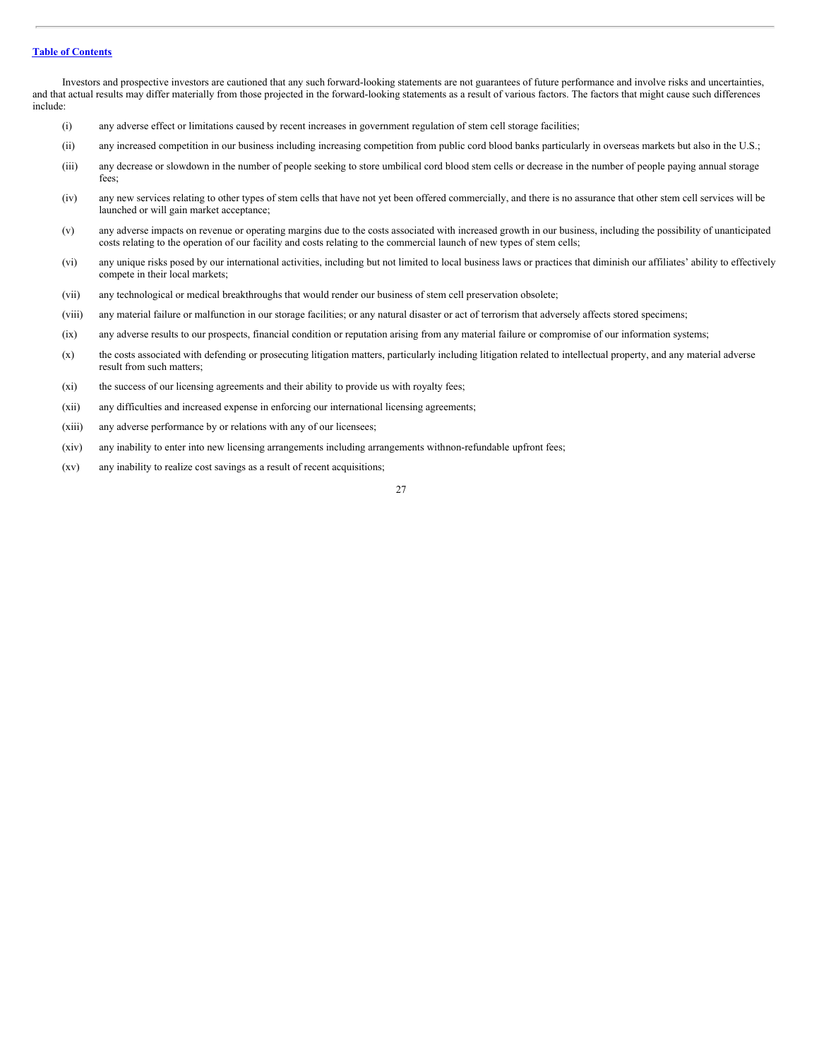Investors and prospective investors are cautioned that any such forward-looking statements are not guarantees of future performance and involve risks and uncertainties, and that actual results may differ materially from those projected in the forward-looking statements as a result of various factors. The factors that might cause such differences include:

(i) any adverse effect or limitations caused by recent increases in government regulation of stem cell storage facilities;

(ii) any increased competition in our business including increasing competition from public cord blood banks particularly in overseas markets but also in the U.S.;

(iii) any decrease or slowdown in the number of people seeking to store umbilical cord blood stem cells or decrease in the number of people paying annual storage fees;

(iv) any new services relating to other types of stem cells that have not yet been offered commercially, and there is no assurance that other stem cell services will be launched or will gain market acceptance;

(v) any adverse impacts on revenue or operating margins due to the costs associated with increased growth in our business, including the possibility of unanticipated costs relating to the operation of our facility and costs relating to the commercial launch of new types of stem cells;

(vi) any unique risks posed by our international activities, including but not limited to local business laws or practices that diminish our affiliates' ability to effectively compete in their local markets;

(vii) any technological or medical breakthroughs that would render our business of stem cell preservation obsolete;

(viii) any material failure or malfunction in our storage facilities; or any natural disaster or act of terrorism that adversely affects stored specimens;

(ix) any adverse results to our prospects, financial condition or reputation arising from any material failure or compromise of our information systems;

(x) the costs associated with defending or prosecuting litigation matters, particularly including litigation related to intellectual property, and any material adverse result from such matters;

(xi) the success of our licensing agreements and their ability to provide us with royalty fees;

(xii) any difficulties and increased expense in enforcing our international licensing agreements;

(xiii) any adverse performance by or relations with any of our licensees;

(xiv) any inability to enter into new licensing arrangements including arrangements withnon-refundable upfront fees;

(xv) any inability to realize cost savings as a result of recent acquisitions;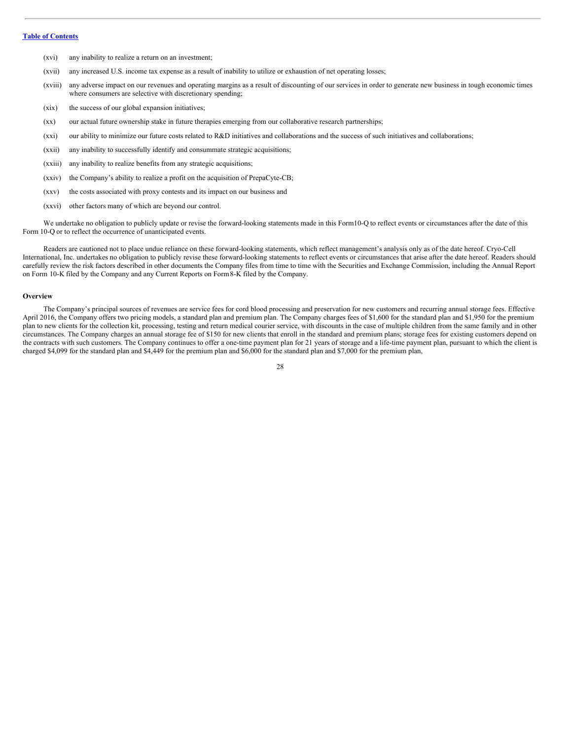(xvi) any inability to realize a return on an investment;

(xvii) any increased U.S. income tax expense as a result of inability to utilize or exhaustion of net operating losses;

(xviii) any adverse impact on our revenues and operating margins as a result of discounting of our services in order to generate new business in tough economic times where consumers are selective with discretionary spending;

(xix) the success of our global expansion initiatives;

(xx) our actual future ownership stake in future therapies emerging from our collaborative research partnerships;

(xxi) our ability to minimize our future costs related to R&D initiatives and collaborations and the success of such initiatives and collaborations;

(xxii) any inability to successfully identify and consummate strategic acquisitions;

(xxiii) any inability to realize benefits from any strategic acquisitions;

(xxiv) the Company's ability to realize a profit on the acquisition of PrepaCyte-CB;

(xxv) the costs associated with proxy contests and its impact on our business and

(xxvi) other factors many of which are beyond our control.

We undertake no obligation to publicly update or revise the forward-looking statements made in this Form10-Q to reflect events or circumstances after the date of this Form 10-Q or to reflect the occurrence of unanticipated events.

Readers are cautioned not to place undue reliance on these forward-looking statements, which reflect management's analysis only as of the date hereof. Cryo-Cell International, Inc. undertakes no obligation to publicly revise these forward-looking statements to reflect events or circumstances that arise after the date hereof. Readers should carefully review the risk factors described in other documents the Company files from time to time with the Securities and Exchange Commission, including the Annual Report on Form 10-K filed by the Company and any Current Reports on Form8-K filed by the Company.

**Overview**

The Company's principal sources of revenues are service fees for cord blood processing and preservation for new customers and recurring annual storage fees. Effective April 2016, the Company offers two pricing models, a standard plan and premium plan. The Company charges fees of $1,600 for the standard plan and $1,950 for the premium plan to new clients for the collection kit, processing, testing and return medical courier service, with discounts in the case of multiple children from the same family and in other circumstances. The Company charges an annual storage fee of $150 for new clients that enroll in the standard and premium plans; storage fees for existing customers depend on the contracts with such customers. The Company continues to offer a one-time payment plan for 21 years of storage and a life-time payment plan, pursuant to which the client is charged $4,099 for the standard plan and $4,449 for the premium plan and $6,000 for the standard plan and $7,000 for the premium plan,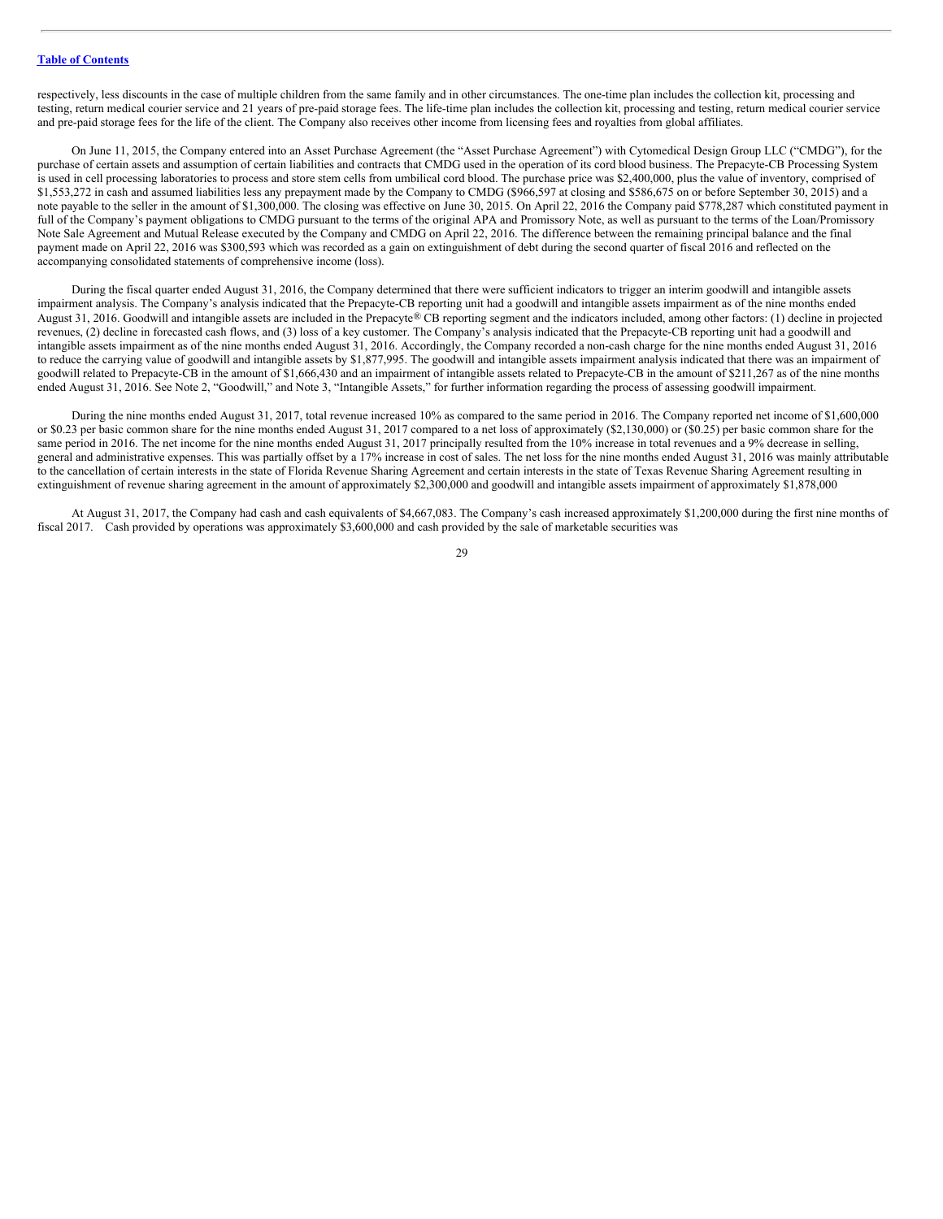respectively, less discounts in the case of multiple children from the same family and in other circumstances. The one-time plan includes the collection kit, processing and testing, return medical courier service and 21 years of pre-paid storage fees. The life-time plan includes the collection kit, processing and testing, return medical courier service and pre-paid storage fees for the life of the client. The Company also receives other income from licensing fees and royalties from global affiliates.

On June 11, 2015, the Company entered into an Asset Purchase Agreement (the "Asset Purchase Agreement") with Cytomedical Design Group LLC ("CMDG"), for the purchase of certain assets and assumption of certain liabilities and contracts that CMDG used in the operation of its cord blood business. The Prepacyte-CB Processing System is used in cell processing laboratories to process and store stem cells from umbilical cord blood. The purchase price was $2,400,000, plus the value of inventory, comprised of $1,553,272 in cash and assumed liabilities less any prepayment made by the Company to CMDG ($966,597 at closing and $586,675 on or before September 30, 2015) and a note payable to the seller in the amount of $1,300,000. The closing was effective on June 30, 2015. On April 22, 2016 the Company paid $778,287 which constituted payment in full of the Company's payment obligations to CMDG pursuant to the terms of the original APA and Promissory Note, as well as pursuant to the terms of the Loan/Promissory Note Sale Agreement and Mutual Release executed by the Company and CMDG on April 22, 2016. The difference between the remaining principal balance and the final payment made on April 22, 2016 was $300,593 which was recorded as a gain on extinguishment of debt during the second quarter of fiscal 2016 and reflected on the accompanying consolidated statements of comprehensive income (loss).

During the fiscal quarter ended August 31, 2016, the Company determined that there were sufficient indicators to trigger an interim goodwill and intangible assets impairment analysis. The Company's analysis indicated that the Prepacyte-CB reporting unit had a goodwill and intangible assets impairment as of the nine months ended August 31, 2016. Goodwill and intangible assets are included in the Prepacyte® CB reporting segment and the indicators included, among other factors: (1) decline in projected revenues, (2) decline in forecasted cash flows, and (3) loss of a key customer. The Company's analysis indicated that the Prepacyte-CB reporting unit had a goodwill and intangible assets impairment as of the nine months ended August 31, 2016. Accordingly, the Company recorded a non-cash charge for the nine months ended August 31, 2016 to reduce the carrying value of goodwill and intangible assets by $1,877,995. The goodwill and intangible assets impairment analysis indicated that there was an impairment of goodwill related to Prepacyte-CB in the amount of $1,666,430 and an impairment of intangible assets related to Prepacyte-CB in the amount of $211,267 as of the nine months ended August 31, 2016. See Note 2, "Goodwill," and Note 3, "Intangible Assets," for further information regarding the process of assessing goodwill impairment.

During the nine months ended August 31, 2017, total revenue increased 10% as compared to the same period in 2016. The Company reported net income of $1,600,000 or $0.23 per basic common share for the nine months ended August 31, 2017 compared to a net loss of approximately ($2,130,000) or ($0.25) per basic common share for the same period in 2016. The net income for the nine months ended August 31, 2017 principally resulted from the 10% increase in total revenues and a 9% decrease in selling, general and administrative expenses. This was partially offset by a 17% increase in cost of sales. The net loss for the nine months ended August 31, 2016 was mainly attributable to the cancellation of certain interests in the state of Florida Revenue Sharing Agreement and certain interests in the state of Texas Revenue Sharing Agreement resulting in extinguishment of revenue sharing agreement in the amount of approximately $2,300,000 and goodwill and intangible assets impairment of approximately $1,878,000

At August 31, 2017, the Company had cash and cash equivalents of $4,667,083. The Company's cash increased approximately $1,200,000 during the first nine months of fiscal 2017. Cash provided by operations was approximately $3,600,000 and cash provided by the sale of marketable securities was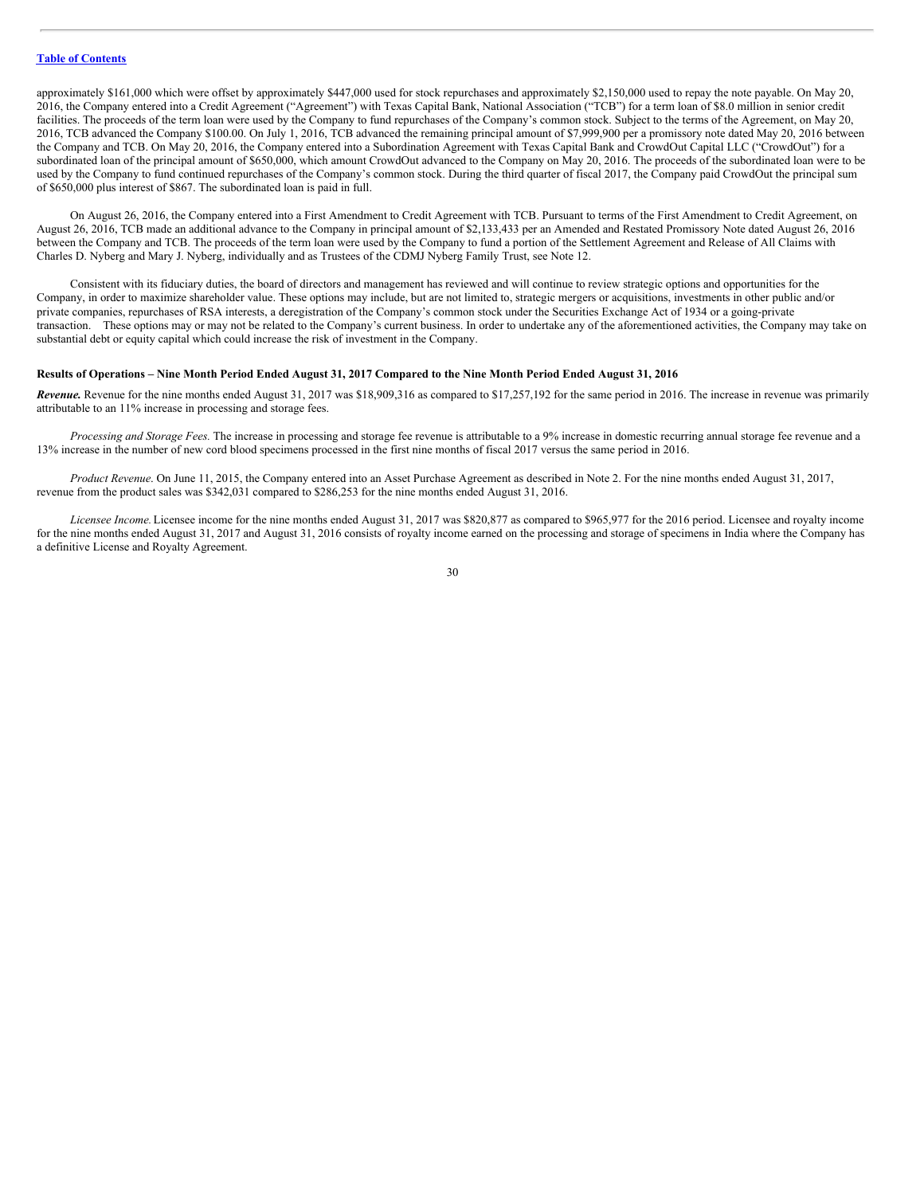approximately $161,000 which were offset by approximately $447,000 used for stock repurchases and approximately $2,150,000 used to repay the note payable. On May 20, 2016, the Company entered into a Credit Agreement ("Agreement") with Texas Capital Bank, National Association ("TCB") for a term loan of $8.0 million in senior credit facilities. The proceeds of the term loan were used by the Company to fund repurchases of the Company's common stock. Subject to the terms of the Agreement, on May 20, 2016, TCB advanced the Company $100.00. On July 1, 2016, TCB advanced the remaining principal amount of $7,999,900 per a promissory note dated May 20, 2016 between the Company and TCB. On May 20, 2016, the Company entered into a Subordination Agreement with Texas Capital Bank and CrowdOut Capital LLC ("CrowdOut") for a subordinated loan of the principal amount of $650,000, which amount CrowdOut advanced to the Company on May 20, 2016. The proceeds of the subordinated loan were to be used by the Company to fund continued repurchases of the Company's common stock. During the third quarter of fiscal 2017, the Company paid CrowdOut the principal sum of $650,000 plus interest of $867. The subordinated loan is paid in full.

On August 26, 2016, the Company entered into a First Amendment to Credit Agreement with TCB. Pursuant to terms of the First Amendment to Credit Agreement, on August 26, 2016, TCB made an additional advance to the Company in principal amount of $2,133,433 per an Amended and Restated Promissory Note dated August 26, 2016 between the Company and TCB. The proceeds of the term loan were used by the Company to fund a portion of the Settlement Agreement and Release of All Claims with Charles D. Nyberg and Mary J. Nyberg, individually and as Trustees of the CDMJ Nyberg Family Trust, see Note 12.

Consistent with its fiduciary duties, the board of directors and management has reviewed and will continue to review strategic options and opportunities for the Company, in order to maximize shareholder value. These options may include, but are not limited to, strategic mergers or acquisitions, investments in other public and/or private companies, repurchases of RSA interests, a deregistration of the Company's common stock under the Securities Exchange Act of 1934 or a going-private transaction. These options may or may not be related to the Company's current business. In order to undertake any of the aforementioned activities, the Company may take on substantial debt or equity capital which could increase the risk of investment in the Company.

**Results of Operations – Nine Month Period Ended August 31, 2017 Compared to the Nine Month Period Ended August 31, 2016**

***Revenue.*** Revenue for the nine months ended August 31, 2017 was $18,909,316 as compared to $17,257,192 for the same period in 2016. The increase in revenue was primarily attributable to an 11% increase in processing and storage fees.

*Processing and Storage Fees.* The increase in processing and storage fee revenue is attributable to a 9% increase in domestic recurring annual storage fee revenue and a 13% increase in the number of new cord blood specimens processed in the first nine months of fiscal 2017 versus the same period in 2016.

*Product Revenue*. On June 11, 2015, the Company entered into an Asset Purchase Agreement as described in Note 2. For the nine months ended August 31, 2017, revenue from the product sales was $342,031 compared to $286,253 for the nine months ended August 31, 2016.

*Licensee Income.* Licensee income for the nine months ended August 31, 2017 was $820,877 as compared to $965,977 for the 2016 period. Licensee and royalty income for the nine months ended August 31, 2017 and August 31, 2016 consists of royalty income earned on the processing and storage of specimens in India where the Company has a definitive License and Royalty Agreement.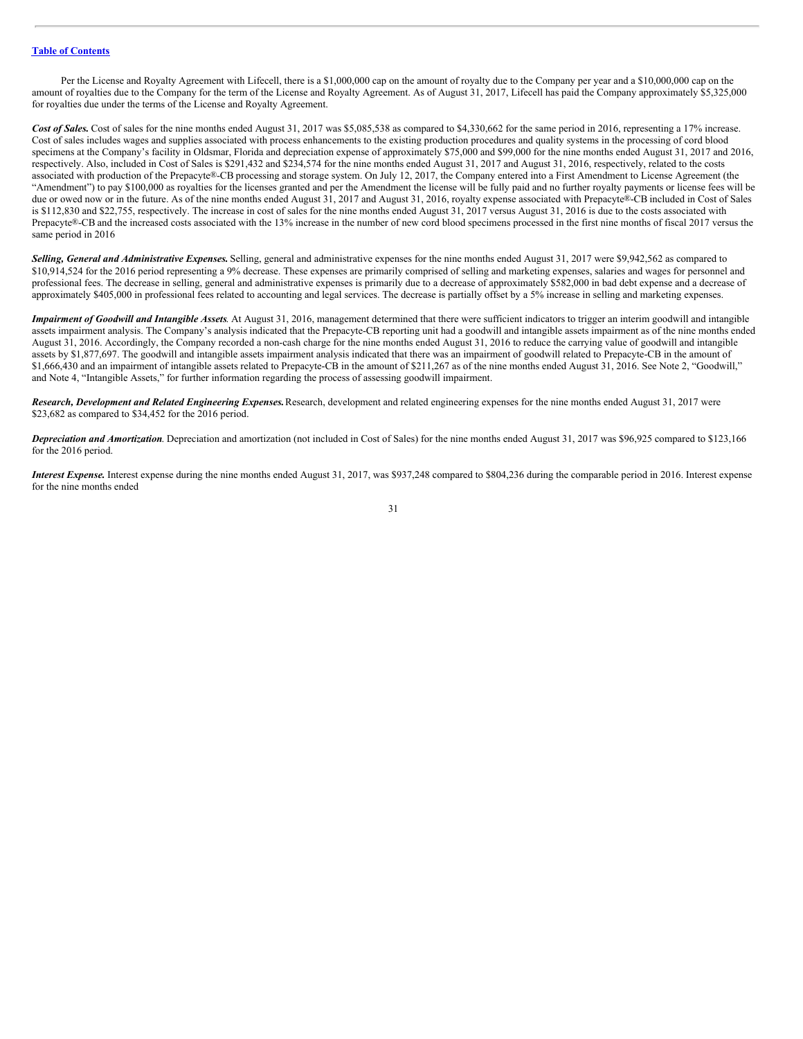[Table of Contents](#)

Per the License and Royalty Agreement with Lifecell, there is a $1,000,000 cap on the amount of royalty due to the Company per year and a $10,000,000 cap on the amount of royalties due to the Company for the term of the License and Royalty Agreement. As of August 31, 2017, Lifecell has paid the Company approximately $5,325,000 for royalties due under the terms of the License and Royalty Agreement.

***Cost of Sales.*** Cost of sales for the nine months ended August 31, 2017 was $5,085,538 as compared to $4,330,662 for the same period in 2016, representing a 17% increase. Cost of sales includes wages and supplies associated with process enhancements to the existing production procedures and quality systems in the processing of cord blood specimens at the Company's facility in Oldsmar, Florida and depreciation expense of approximately $75,000 and $99,000 for the nine months ended August 31, 2017 and 2016, respectively. Also, included in Cost of Sales is $291,432 and $234,574 for the nine months ended August 31, 2017 and August 31, 2016, respectively, related to the costs associated with production of the Prepacyte®-CB processing and storage system. On July 12, 2017, the Company entered into a First Amendment to License Agreement (the "Amendment") to pay $100,000 as royalties for the licenses granted and per the Amendment the license will be fully paid and no further royalty payments or license fees will be due or owed now or in the future. As of the nine months ended August 31, 2017 and August 31, 2016, royalty expense associated with Prepacyte®-CB included in Cost of Sales is $112,830 and $22,755, respectively. The increase in cost of sales for the nine months ended August 31, 2017 versus August 31, 2016 is due to the costs associated with Prepacyte®-CB and the increased costs associated with the 13% increase in the number of new cord blood specimens processed in the first nine months of fiscal 2017 versus the same period in 2016

***Selling, General and Administrative Expenses.*** Selling, general and administrative expenses for the nine months ended August 31, 2017 were $9,942,562 as compared to $10,914,524 for the 2016 period representing a 9% decrease. These expenses are primarily comprised of selling and marketing expenses, salaries and wages for personnel and professional fees. The decrease in selling, general and administrative expenses is primarily due to a decrease of approximately $582,000 in bad debt expense and a decrease of approximately $405,000 in professional fees related to accounting and legal services. The decrease is partially offset by a 5% increase in selling and marketing expenses.

***Impairment of Goodwill and Intangible Assets.*** At August 31, 2016, management determined that there were sufficient indicators to trigger an interim goodwill and intangible assets impairment analysis. The Company's analysis indicated that the Prepacyte-CB reporting unit had a goodwill and intangible assets impairment as of the nine months ended August 31, 2016. Accordingly, the Company recorded a non-cash charge for the nine months ended August 31, 2016 to reduce the carrying value of goodwill and intangible assets by $1,877,697. The goodwill and intangible assets impairment analysis indicated that there was an impairment of goodwill related to Prepacyte-CB in the amount of $1,666,430 and an impairment of intangible assets related to Prepacyte-CB in the amount of $211,267 as of the nine months ended August 31, 2016. See Note 2, "Goodwill," and Note 4, "Intangible Assets," for further information regarding the process of assessing goodwill impairment.

***Research, Development and Related Engineering Expenses.*** Research, development and related engineering expenses for the nine months ended August 31, 2017 were $23,682 as compared to $34,452 for the 2016 period.

***Depreciation and Amortization.*** Depreciation and amortization (not included in Cost of Sales) for the nine months ended August 31, 2017 was $96,925 compared to $123,166 for the 2016 period.

***Interest Expense.*** Interest expense during the nine months ended August 31, 2017, was $937,248 compared to $804,236 during the comparable period in 2016. Interest expense for the nine months ended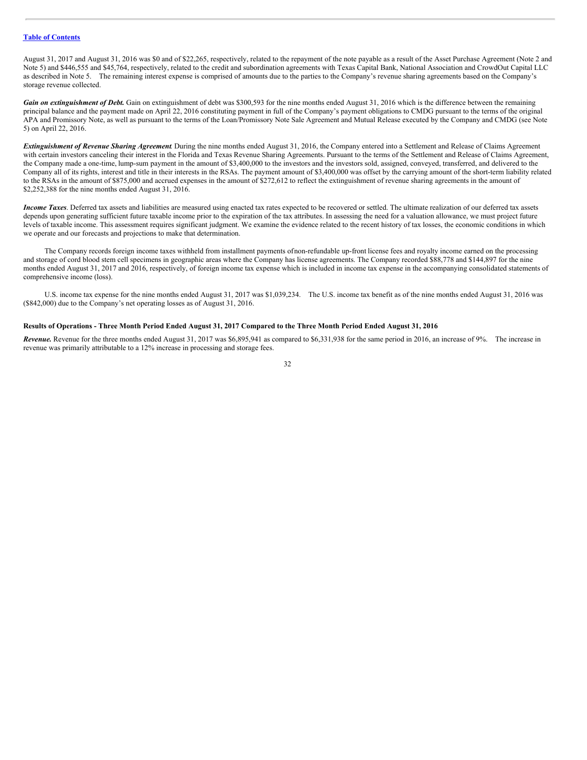[Table of Contents](#)

August 31, 2017 and August 31, 2016 was $0 and of $22,265, respectively, related to the repayment of the note payable as a result of the Asset Purchase Agreement (Note 2 and Note 5) and $446,555 and $45,764, respectively, related to the credit and subordination agreements with Texas Capital Bank, National Association and CrowdOut Capital LLC as described in Note 5. The remaining interest expense is comprised of amounts due to the parties to the Company's revenue sharing agreements based on the Company's storage revenue collected.

***Gain on extinguishment of Debt.*** Gain on extinguishment of debt was $300,593 for the nine months ended August 31, 2016 which is the difference between the remaining principal balance and the payment made on April 22, 2016 constituting payment in full of the Company's payment obligations to CMDG pursuant to the terms of the original APA and Promissory Note, as well as pursuant to the terms of the Loan/Promissory Note Sale Agreement and Mutual Release executed by the Company and CMDG (see Note 5) on April 22, 2016.

***Extinguishment of Revenue Sharing Agreement*.** During the nine months ended August 31, 2016, the Company entered into a Settlement and Release of Claims Agreement with certain investors canceling their interest in the Florida and Texas Revenue Sharing Agreements. Pursuant to the terms of the Settlement and Release of Claims Agreement, the Company made a one-time, lump-sum payment in the amount of $3,400,000 to the investors and the investors sold, assigned, conveyed, transferred, and delivered to the Company all of its rights, interest and title in their interests in the RSAs. The payment amount of $3,400,000 was offset by the carrying amount of the short-term liability related to the RSAs in the amount of $875,000 and accrued expenses in the amount of $272,612 to reflect the extinguishment of revenue sharing agreements in the amount of $2,252,388 for the nine months ended August 31, 2016.

***Income Taxes*.** Deferred tax assets and liabilities are measured using enacted tax rates expected to be recovered or settled. The ultimate realization of our deferred tax assets depends upon generating sufficient future taxable income prior to the expiration of the tax attributes. In assessing the need for a valuation allowance, we must project future levels of taxable income. This assessment requires significant judgment. We examine the evidence related to the recent history of tax losses, the economic conditions in which we operate and our forecasts and projections to make that determination.

The Company records foreign income taxes withheld from installment payments of non-refundable up-front license fees and royalty income earned on the processing and storage of cord blood stem cell specimens in geographic areas where the Company has license agreements. The Company recorded $88,778 and $144,897 for the nine months ended August 31, 2017 and 2016, respectively, of foreign income tax expense which is included in income tax expense in the accompanying consolidated statements of comprehensive income (loss).

U.S. income tax expense for the nine months ended August 31, 2017 was $1,039,234. The U.S. income tax benefit as of the nine months ended August 31, 2016 was ($842,000) due to the Company's net operating losses as of August 31, 2016.

**Results of Operations - Three Month Period Ended August 31, 2017 Compared to the Three Month Period Ended August 31, 2016**

***Revenue.*** Revenue for the three months ended August 31, 2017 was $6,895,941 as compared to $6,331,938 for the same period in 2016, an increase of 9%. The increase in revenue was primarily attributable to a 12% increase in processing and storage fees.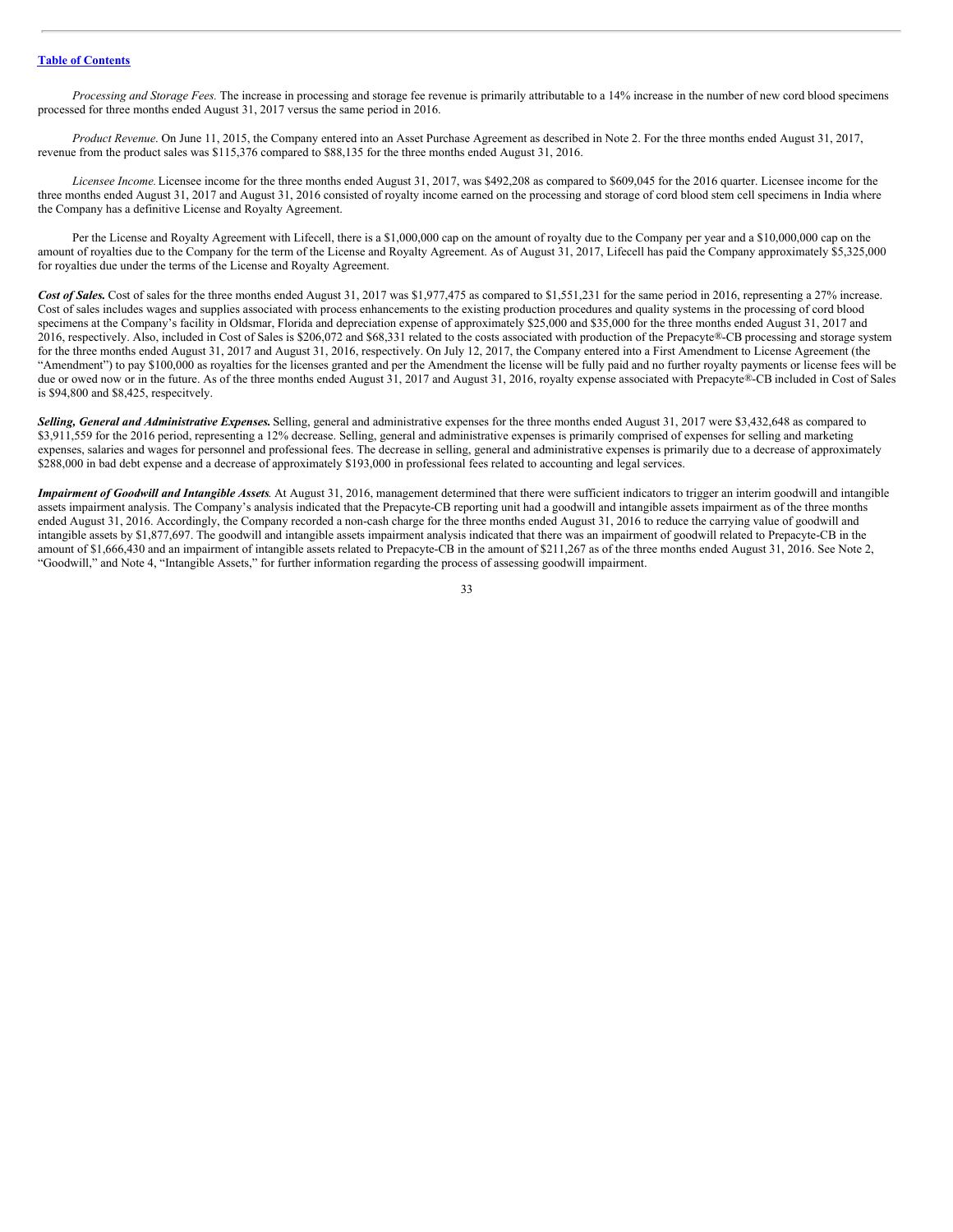*Processing and Storage Fees.* The increase in processing and storage fee revenue is primarily attributable to a 14% increase in the number of new cord blood specimens processed for three months ended August 31, 2017 versus the same period in 2016.

*Product Revenue*. On June 11, 2015, the Company entered into an Asset Purchase Agreement as described in Note 2. For the three months ended August 31, 2017, revenue from the product sales was $115,376 compared to $88,135 for the three months ended August 31, 2016.

*Licensee Income.* Licensee income for the three months ended August 31, 2017, was $492,208 as compared to $609,045 for the 2016 quarter. Licensee income for the three months ended August 31, 2017 and August 31, 2016 consisted of royalty income earned on the processing and storage of cord blood stem cell specimens in India where the Company has a definitive License and Royalty Agreement.

Per the License and Royalty Agreement with Lifecell, there is a $1,000,000 cap on the amount of royalty due to the Company per year and a $10,000,000 cap on the amount of royalties due to the Company for the term of the License and Royalty Agreement. As of August 31, 2017, Lifecell has paid the Company approximately $5,325,000 for royalties due under the terms of the License and Royalty Agreement.

***Cost of Sales.*** Cost of sales for the three months ended August 31, 2017 was $1,977,475 as compared to $1,551,231 for the same period in 2016, representing a 27% increase. Cost of sales includes wages and supplies associated with process enhancements to the existing production procedures and quality systems in the processing of cord blood specimens at the Company's facility in Oldsmar, Florida and depreciation expense of approximately $25,000 and $35,000 for the three months ended August 31, 2017 and 2016, respectively. Also, included in Cost of Sales is $206,072 and $68,331 related to the costs associated with production of the Prepacyte®-CB processing and storage system for the three months ended August 31, 2017 and August 31, 2016, respectively. On July 12, 2017, the Company entered into a First Amendment to License Agreement (the "Amendment") to pay $100,000 as royalties for the licenses granted and per the Amendment the license will be fully paid and no further royalty payments or license fees will be due or owed now or in the future. As of the three months ended August 31, 2017 and August 31, 2016, royalty expense associated with Prepacyte®-CB included in Cost of Sales is $94,800 and $8,425, respecitvely.

***Selling, General and Administrative Expenses.*** Selling, general and administrative expenses for the three months ended August 31, 2017 were $3,432,648 as compared to $3,911,559 for the 2016 period, representing a 12% decrease. Selling, general and administrative expenses is primarily comprised of expenses for selling and marketing expenses, salaries and wages for personnel and professional fees. The decrease in selling, general and administrative expenses is primarily due to a decrease of approximately $288,000 in bad debt expense and a decrease of approximately $193,000 in professional fees related to accounting and legal services.

***Impairment of Goodwill and Intangible Assets****.* At August 31, 2016, management determined that there were sufficient indicators to trigger an interim goodwill and intangible assets impairment analysis. The Company's analysis indicated that the Prepacyte-CB reporting unit had a goodwill and intangible assets impairment as of the three months ended August 31, 2016. Accordingly, the Company recorded a non-cash charge for the three months ended August 31, 2016 to reduce the carrying value of goodwill and intangible assets by $1,877,697. The goodwill and intangible assets impairment analysis indicated that there was an impairment of goodwill related to Prepacyte-CB in the amount of $1,666,430 and an impairment of intangible assets related to Prepacyte-CB in the amount of $211,267 as of the three months ended August 31, 2016. See Note 2, "Goodwill," and Note 4, "Intangible Assets," for further information regarding the process of assessing goodwill impairment.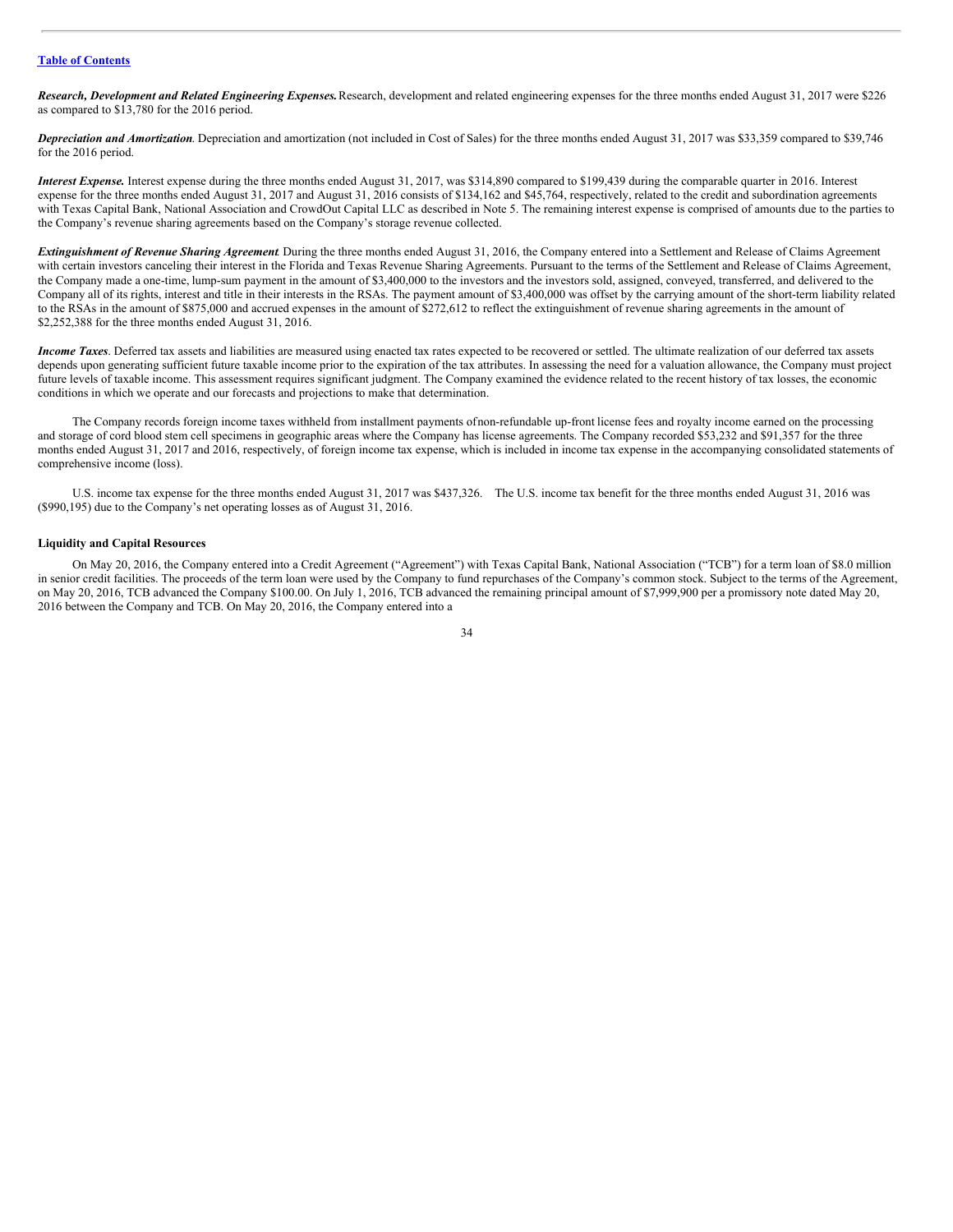[Table of Contents](#)

***Research, Development and Related Engineering Expenses.*** Research, development and related engineering expenses for the three months ended August 31, 2017 were $226 as compared to $13,780 for the 2016 period.

***Depreciation and Amortization***. Depreciation and amortization (not included in Cost of Sales) for the three months ended August 31, 2017 was $33,359 compared to $39,746 for the 2016 period.

***Interest Expense.*** Interest expense during the three months ended August 31, 2017, was $314,890 compared to $199,439 during the comparable quarter in 2016. Interest expense for the three months ended August 31, 2017 and August 31, 2016 consists of $134,162 and $45,764, respectively, related to the credit and subordination agreements with Texas Capital Bank, National Association and CrowdOut Capital LLC as described in Note 5. The remaining interest expense is comprised of amounts due to the parties to the Company's revenue sharing agreements based on the Company's storage revenue collected.

***Extinguishment of Revenue Sharing Agreement***. During the three months ended August 31, 2016, the Company entered into a Settlement and Release of Claims Agreement with certain investors canceling their interest in the Florida and Texas Revenue Sharing Agreements. Pursuant to the terms of the Settlement and Release of Claims Agreement, the Company made a one-time, lump-sum payment in the amount of $3,400,000 to the investors and the investors sold, assigned, conveyed, transferred, and delivered to the Company all of its rights, interest and title in their interests in the RSAs. The payment amount of $3,400,000 was offset by the carrying amount of the short-term liability related to the RSAs in the amount of $875,000 and accrued expenses in the amount of $272,612 to reflect the extinguishment of revenue sharing agreements in the amount of $2,252,388 for the three months ended August 31, 2016.

***Income Taxes***. Deferred tax assets and liabilities are measured using enacted tax rates expected to be recovered or settled. The ultimate realization of our deferred tax assets depends upon generating sufficient future taxable income prior to the expiration of the tax attributes. In assessing the need for a valuation allowance, the Company must project future levels of taxable income. This assessment requires significant judgment. The Company examined the evidence related to the recent history of tax losses, the economic conditions in which we operate and our forecasts and projections to make that determination.

The Company records foreign income taxes withheld from installment payments of non-refundable up-front license fees and royalty income earned on the processing and storage of cord blood stem cell specimens in geographic areas where the Company has license agreements. The Company recorded $53,232 and $91,357 for the three months ended August 31, 2017 and 2016, respectively, of foreign income tax expense, which is included in income tax expense in the accompanying consolidated statements of comprehensive income (loss).

U.S. income tax expense for the three months ended August 31, 2017 was $437,326. The U.S. income tax benefit for the three months ended August 31, 2016 was ($990,195) due to the Company's net operating losses as of August 31, 2016.

**Liquidity and Capital Resources**

On May 20, 2016, the Company entered into a Credit Agreement ("Agreement") with Texas Capital Bank, National Association ("TCB") for a term loan of $8.0 million in senior credit facilities. The proceeds of the term loan were used by the Company to fund repurchases of the Company's common stock. Subject to the terms of the Agreement, on May 20, 2016, TCB advanced the Company $100.00. On July 1, 2016, TCB advanced the remaining principal amount of $7,999,900 per a promissory note dated May 20, 2016 between the Company and TCB. On May 20, 2016, the Company entered into a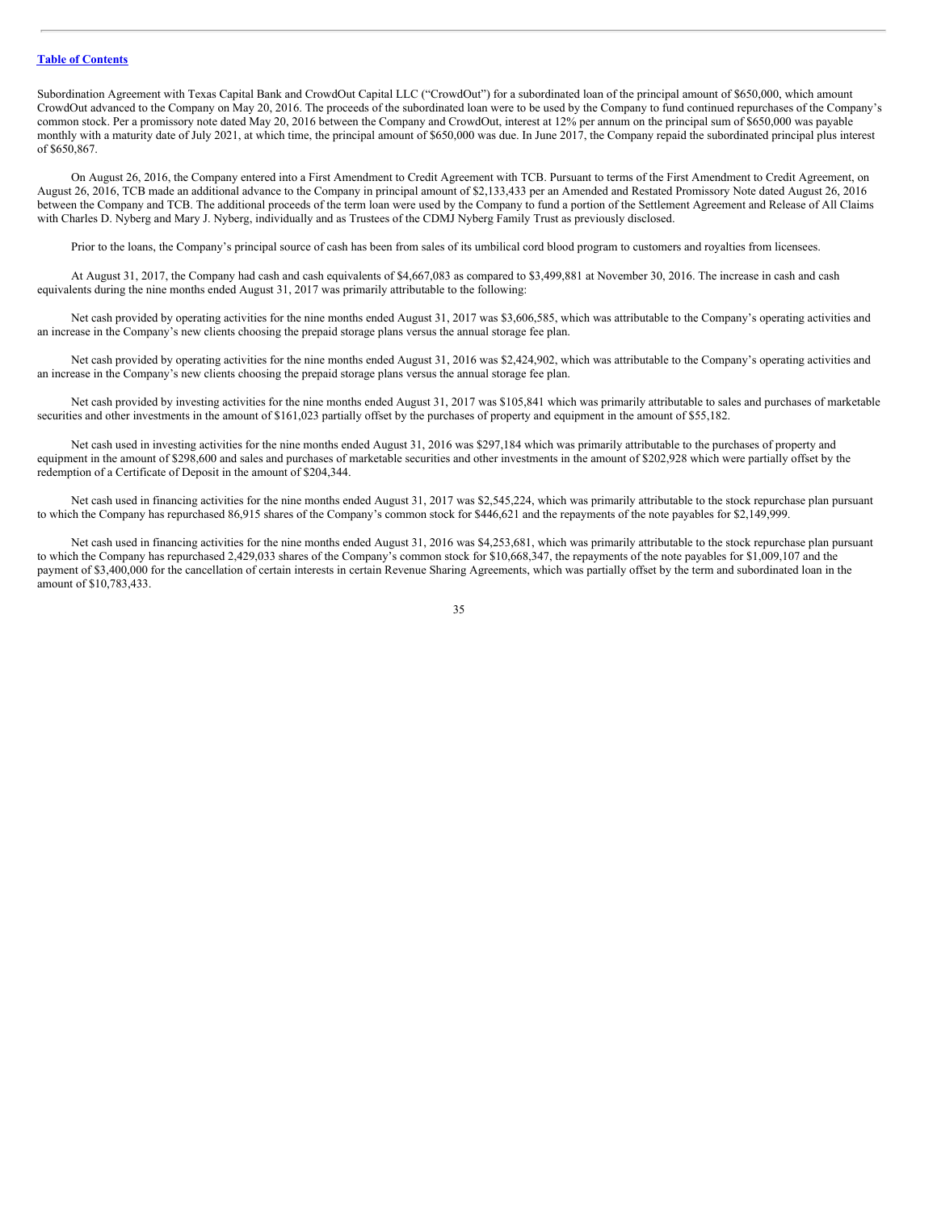[Table of Contents](#)

Subordination Agreement with Texas Capital Bank and CrowdOut Capital LLC ("CrowdOut") for a subordinated loan of the principal amount of $650,000, which amount CrowdOut advanced to the Company on May 20, 2016. The proceeds of the subordinated loan were to be used by the Company to fund continued repurchases of the Company's common stock. Per a promissory note dated May 20, 2016 between the Company and CrowdOut, interest at 12% per annum on the principal sum of $650,000 was payable monthly with a maturity date of July 2021, at which time, the principal amount of $650,000 was due. In June 2017, the Company repaid the subordinated principal plus interest of $650,867.

On August 26, 2016, the Company entered into a First Amendment to Credit Agreement with TCB. Pursuant to terms of the First Amendment to Credit Agreement, on August 26, 2016, TCB made an additional advance to the Company in principal amount of $2,133,433 per an Amended and Restated Promissory Note dated August 26, 2016 between the Company and TCB. The additional proceeds of the term loan were used by the Company to fund a portion of the Settlement Agreement and Release of All Claims with Charles D. Nyberg and Mary J. Nyberg, individually and as Trustees of the CDMJ Nyberg Family Trust as previously disclosed.

Prior to the loans, the Company's principal source of cash has been from sales of its umbilical cord blood program to customers and royalties from licensees.

At August 31, 2017, the Company had cash and cash equivalents of $4,667,083 as compared to $3,499,881 at November 30, 2016. The increase in cash and cash equivalents during the nine months ended August 31, 2017 was primarily attributable to the following:

Net cash provided by operating activities for the nine months ended August 31, 2017 was $3,606,585, which was attributable to the Company's operating activities and an increase in the Company's new clients choosing the prepaid storage plans versus the annual storage fee plan.

Net cash provided by operating activities for the nine months ended August 31, 2016 was $2,424,902, which was attributable to the Company's operating activities and an increase in the Company's new clients choosing the prepaid storage plans versus the annual storage fee plan.

Net cash provided by investing activities for the nine months ended August 31, 2017 was $105,841 which was primarily attributable to sales and purchases of marketable securities and other investments in the amount of $161,023 partially offset by the purchases of property and equipment in the amount of $55,182.

Net cash used in investing activities for the nine months ended August 31, 2016 was $297,184 which was primarily attributable to the purchases of property and equipment in the amount of $298,600 and sales and purchases of marketable securities and other investments in the amount of $202,928 which were partially offset by the redemption of a Certificate of Deposit in the amount of $204,344.

Net cash used in financing activities for the nine months ended August 31, 2017 was $2,545,224, which was primarily attributable to the stock repurchase plan pursuant to which the Company has repurchased 86,915 shares of the Company's common stock for $446,621 and the repayments of the note payables for $2,149,999.

Net cash used in financing activities for the nine months ended August 31, 2016 was $4,253,681, which was primarily attributable to the stock repurchase plan pursuant to which the Company has repurchased 2,429,033 shares of the Company's common stock for $10,668,347, the repayments of the note payables for $1,009,107 and the payment of $3,400,000 for the cancellation of certain interests in certain Revenue Sharing Agreements, which was partially offset by the term and subordinated loan in the amount of $10,783,433.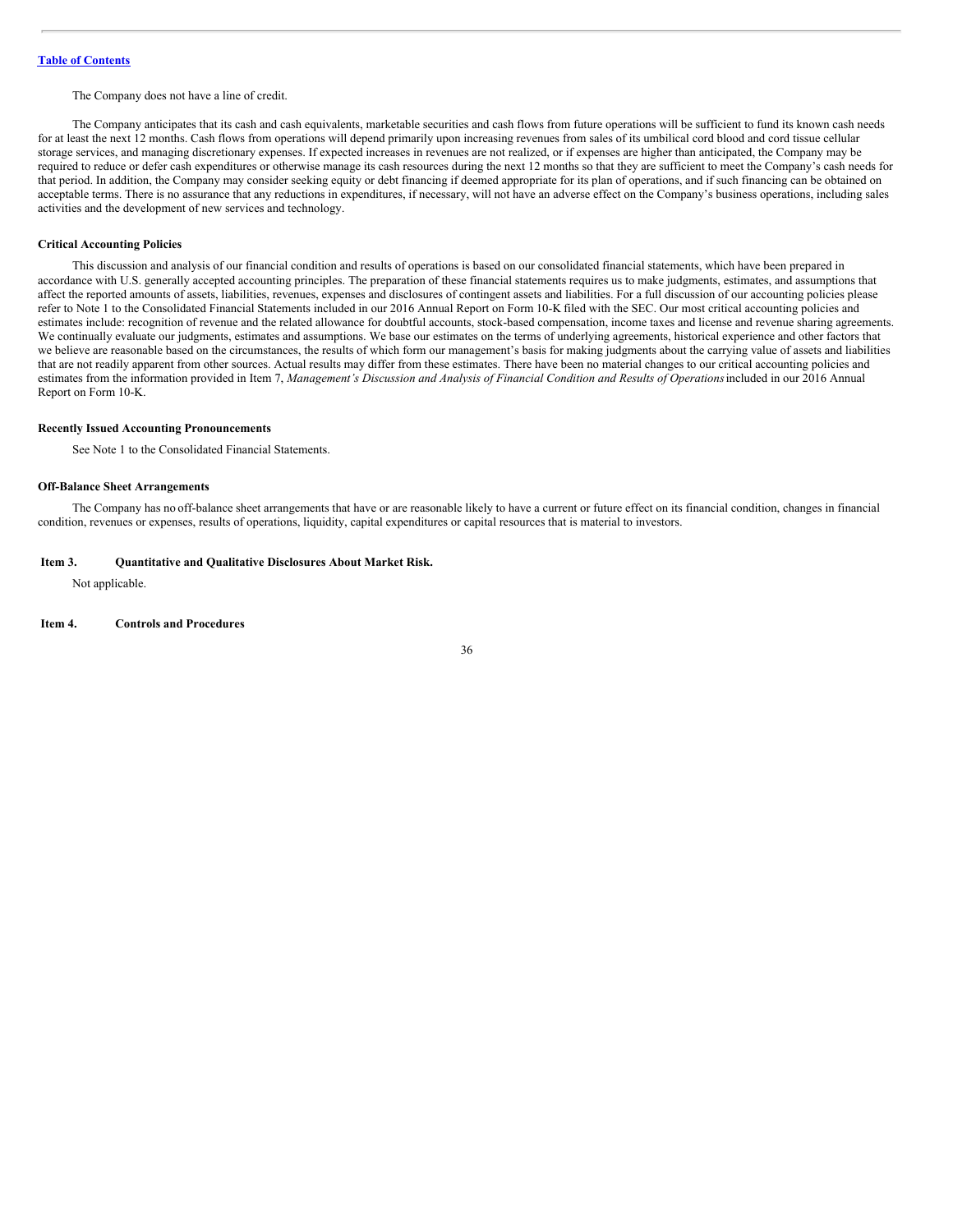The Company does not have a line of credit.

The Company anticipates that its cash and cash equivalents, marketable securities and cash flows from future operations will be sufficient to fund its known cash needs for at least the next 12 months. Cash flows from operations will depend primarily upon increasing revenues from sales of its umbilical cord blood and cord tissue cellular storage services, and managing discretionary expenses. If expected increases in revenues are not realized, or if expenses are higher than anticipated, the Company may be required to reduce or defer cash expenditures or otherwise manage its cash resources during the next 12 months so that they are sufficient to meet the Company's cash needs for that period. In addition, the Company may consider seeking equity or debt financing if deemed appropriate for its plan of operations, and if such financing can be obtained on acceptable terms. There is no assurance that any reductions in expenditures, if necessary, will not have an adverse effect on the Company's business operations, including sales activities and the development of new services and technology.

**Critical Accounting Policies**

This discussion and analysis of our financial condition and results of operations is based on our consolidated financial statements, which have been prepared in accordance with U.S. generally accepted accounting principles. The preparation of these financial statements requires us to make judgments, estimates, and assumptions that affect the reported amounts of assets, liabilities, revenues, expenses and disclosures of contingent assets and liabilities. For a full discussion of our accounting policies please refer to Note 1 to the Consolidated Financial Statements included in our 2016 Annual Report on Form 10-K filed with the SEC. Our most critical accounting policies and estimates include: recognition of revenue and the related allowance for doubtful accounts, stock-based compensation, income taxes and license and revenue sharing agreements. We continually evaluate our judgments, estimates and assumptions. We base our estimates on the terms of underlying agreements, historical experience and other factors that we believe are reasonable based on the circumstances, the results of which form our management's basis for making judgments about the carrying value of assets and liabilities that are not readily apparent from other sources. Actual results may differ from these estimates. There have been no material changes to our critical accounting policies and estimates from the information provided in Item 7, *Management's Discussion and Analysis of Financial Condition and Results of Operations* included in our 2016 Annual Report on Form 10-K.

**Recently Issued Accounting Pronouncements**

See Note 1 to the Consolidated Financial Statements.

**Off-Balance Sheet Arrangements**

The Company has no off-balance sheet arrangements that have or are reasonable likely to have a current or future effect on its financial condition, changes in financial condition, revenues or expenses, results of operations, liquidity, capital expenditures or capital resources that is material to investors.

**Item 3. Quantitative and Qualitative Disclosures About Market Risk.**

Not applicable.

**Item 4. Controls and Procedures**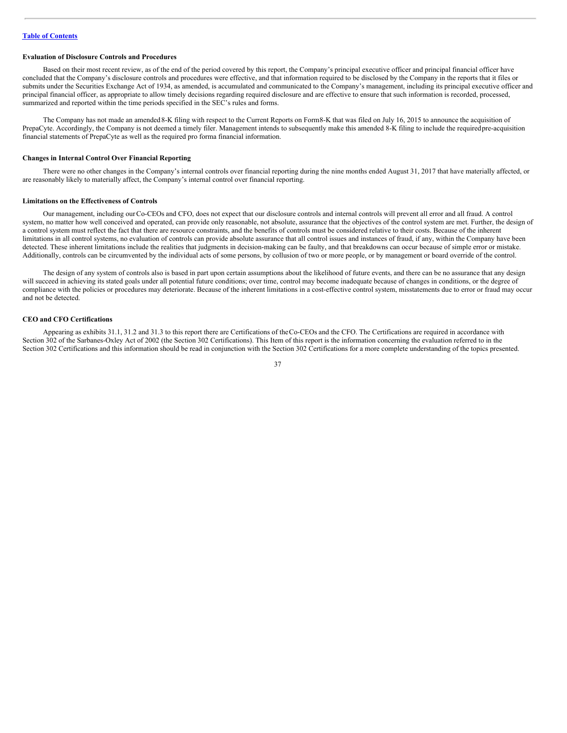**Evaluation of Disclosure Controls and Procedures**

Based on their most recent review, as of the end of the period covered by this report, the Company's principal executive officer and principal financial officer have concluded that the Company's disclosure controls and procedures were effective, and that information required to be disclosed by the Company in the reports that it files or submits under the Securities Exchange Act of 1934, as amended, is accumulated and communicated to the Company's management, including its principal executive officer and principal financial officer, as appropriate to allow timely decisions regarding required disclosure and are effective to ensure that such information is recorded, processed, summarized and reported within the time periods specified in the SEC's rules and forms.

The Company has not made an amended 8-K filing with respect to the Current Reports on Form 8-K that was filed on July 16, 2015 to announce the acquisition of PrepaCyte. Accordingly, the Company is not deemed a timely filer. Management intends to subsequently make this amended 8-K filing to include the required pre-acquisition financial statements of PrepaCyte as well as the required pro forma financial information.

**Changes in Internal Control Over Financial Reporting**

There were no other changes in the Company's internal controls over financial reporting during the nine months ended August 31, 2017 that have materially affected, or are reasonably likely to materially affect, the Company's internal control over financial reporting.

**Limitations on the Effectiveness of Controls**

Our management, including our Co-CEOs and CFO, does not expect that our disclosure controls and internal controls will prevent all error and all fraud. A control system, no matter how well conceived and operated, can provide only reasonable, not absolute, assurance that the objectives of the control system are met. Further, the design of a control system must reflect the fact that there are resource constraints, and the benefits of controls must be considered relative to their costs. Because of the inherent limitations in all control systems, no evaluation of controls can provide absolute assurance that all control issues and instances of fraud, if any, within the Company have been detected. These inherent limitations include the realities that judgments in decision-making can be faulty, and that breakdowns can occur because of simple error or mistake. Additionally, controls can be circumvented by the individual acts of some persons, by collusion of two or more people, or by management or board override of the control.

The design of any system of controls also is based in part upon certain assumptions about the likelihood of future events, and there can be no assurance that any design will succeed in achieving its stated goals under all potential future conditions; over time, control may become inadequate because of changes in conditions, or the degree of compliance with the policies or procedures may deteriorate. Because of the inherent limitations in a cost-effective control system, misstatements due to error or fraud may occur and not be detected.

**CEO and CFO Certifications**

Appearing as exhibits 31.1, 31.2 and 31.3 to this report there are Certifications of the Co-CEOs and the CFO. The Certifications are required in accordance with Section 302 of the Sarbanes-Oxley Act of 2002 (the Section 302 Certifications). This Item of this report is the information concerning the evaluation referred to in the Section 302 Certifications and this information should be read in conjunction with the Section 302 Certifications for a more complete understanding of the topics presented.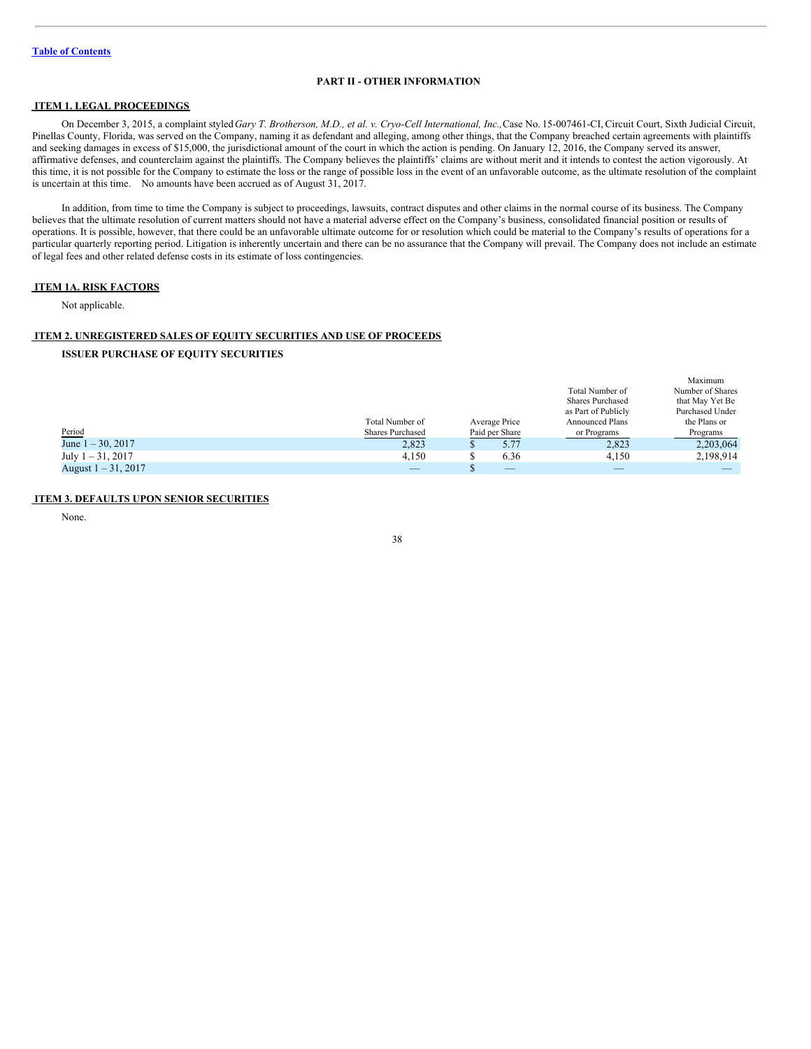[Table of Contents](#)

## PART II - OTHER INFORMATION

### ITEM 1. LEGAL PROCEEDINGS

On December 3, 2015, a complaint styled *Gary T. Brotherson, M.D., et al. v. Cryo-Cell International, Inc.,* Case No. 15-007461-CI, Circuit Court, Sixth Judicial Circuit, Pinellas County, Florida, was served on the Company, naming it as defendant and alleging, among other things, that the Company breached certain agreements with plaintiffs and seeking damages in excess of $15,000, the jurisdictional amount of the court in which the action is pending. On January 12, 2016, the Company served its answer, affirmative defenses, and counterclaim against the plaintiffs. The Company believes the plaintiffs' claims are without merit and it intends to contest the action vigorously. At this time, it is not possible for the Company to estimate the loss or the range of possible loss in the event of an unfavorable outcome, as the ultimate resolution of the complaint is uncertain at this time. No amounts have been accrued as of August 31, 2017.

In addition, from time to time the Company is subject to proceedings, lawsuits, contract disputes and other claims in the normal course of its business. The Company believes that the ultimate resolution of current matters should not have a material adverse effect on the Company's business, consolidated financial position or results of operations. It is possible, however, that there could be an unfavorable ultimate outcome for or resolution which could be material to the Company's results of operations for a particular quarterly reporting period. Litigation is inherently uncertain and there can be no assurance that the Company will prevail. The Company does not include an estimate of legal fees and other related defense costs in its estimate of loss contingencies.

### ITEM 1A. RISK FACTORS

Not applicable.

### ITEM 2. UNREGISTERED SALES OF EQUITY SECURITIES AND USE OF PROCEEDS

**ISSUER PURCHASE OF EQUITY SECURITIES**

| Period | Total Number of Shares Purchased | Average Price Paid per Share | Total Number of Shares Purchased as Part of Publicly Announced Plans or Programs | Maximum Number of Shares that May Yet Be Purchased Under the Plans or Programs |
|---|---|---|---|---|
| June 1 – 30, 2017 | 2,823 | $ 5.77 | 2,823 | 2,203,064 |
| July 1 – 31, 2017 | 4,150 | $ 6.36 | 4,150 | 2,198,914 |
| August 1 – 31, 2017 | — | $ — | — | — |

### ITEM 3. DEFAULTS UPON SENIOR SECURITIES

None.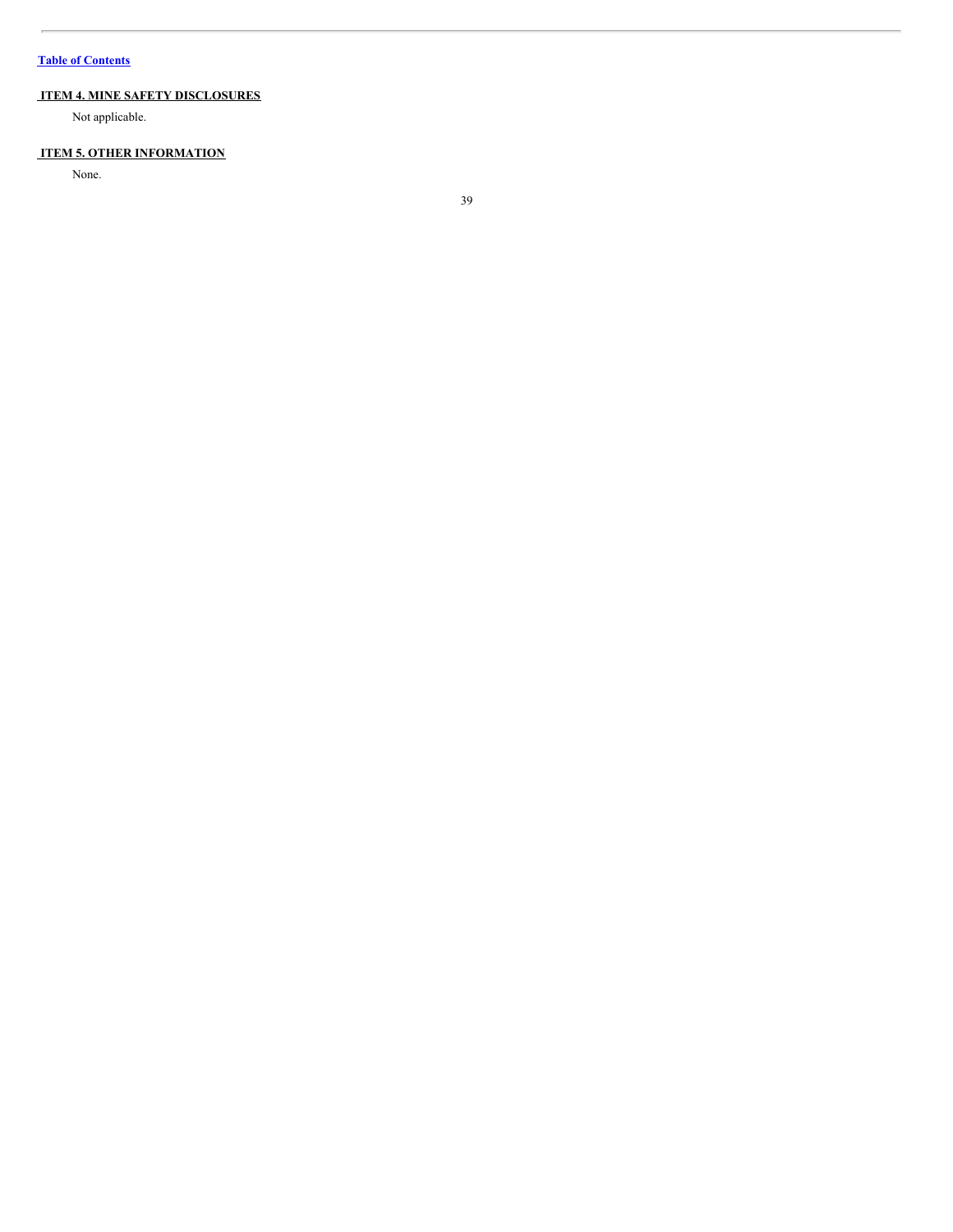## ITEM 4. MINE SAFETY DISCLOSURES

Not applicable.

## ITEM 5. OTHER INFORMATION

None.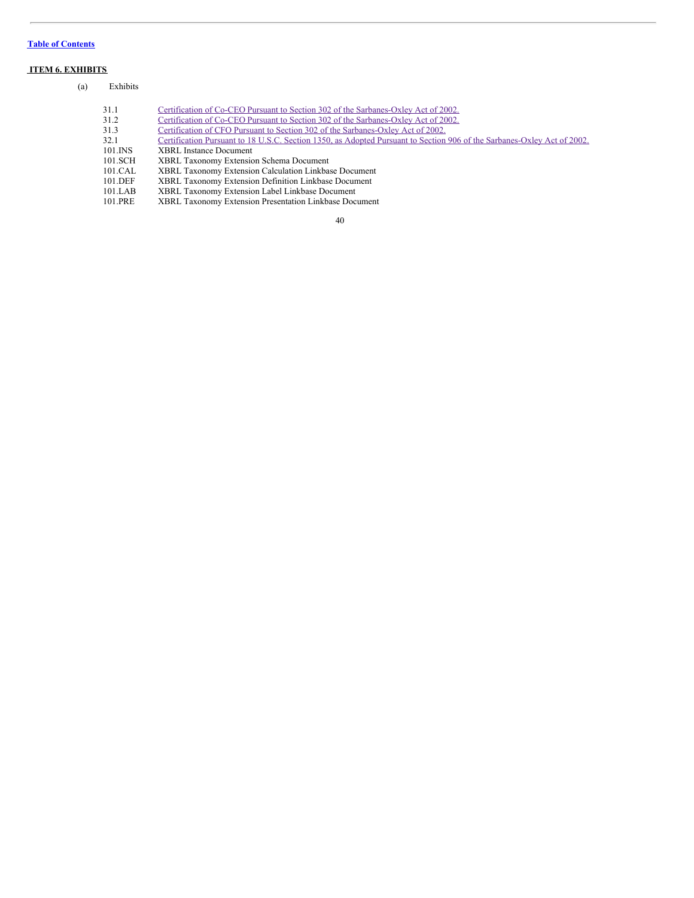Table of Contents

## ITEM 6. EXHIBITS

(a) Exhibits

| | |
|---|---|
| 31.1 | Certification of Co-CEO Pursuant to Section 302 of the Sarbanes-Oxley Act of 2002. |
| 31.2 | Certification of Co-CEO Pursuant to Section 302 of the Sarbanes-Oxley Act of 2002. |
| 31.3 | Certification of CFO Pursuant to Section 302 of the Sarbanes-Oxley Act of 2002. |
| 32.1 | Certification Pursuant to 18 U.S.C. Section 1350, as Adopted Pursuant to Section 906 of the Sarbanes-Oxley Act of 2002. |
| 101.INS | XBRL Instance Document |
| 101.SCH | XBRL Taxonomy Extension Schema Document |
| 101.CAL | XBRL Taxonomy Extension Calculation Linkbase Document |
| 101.DEF | XBRL Taxonomy Extension Definition Linkbase Document |
| 101.LAB | XBRL Taxonomy Extension Label Linkbase Document |
| 101.PRE | XBRL Taxonomy Extension Presentation Linkbase Document |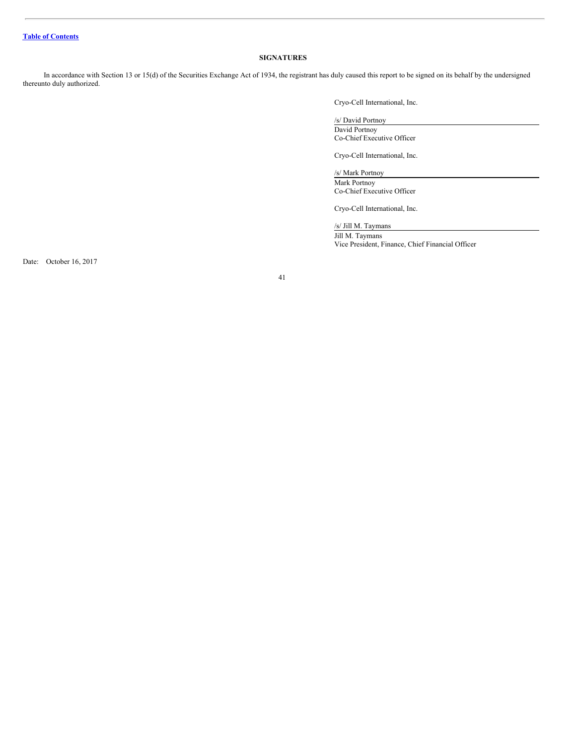[Table of Contents](#)

## SIGNATURES

In accordance with Section 13 or 15(d) of the Securities Exchange Act of 1934, the registrant has duly caused this report to be signed on its behalf by the undersigned thereunto duly authorized.

Cryo-Cell International, Inc.

/s/ David Portnoy
David Portnoy
Co-Chief Executive Officer

Cryo-Cell International, Inc.

/s/ Mark Portnoy
Mark Portnoy
Co-Chief Executive Officer

Cryo-Cell International, Inc.

/s/ Jill M. Taymans
Jill M. Taymans
Vice President, Finance, Chief Financial Officer

Date: October 16, 2017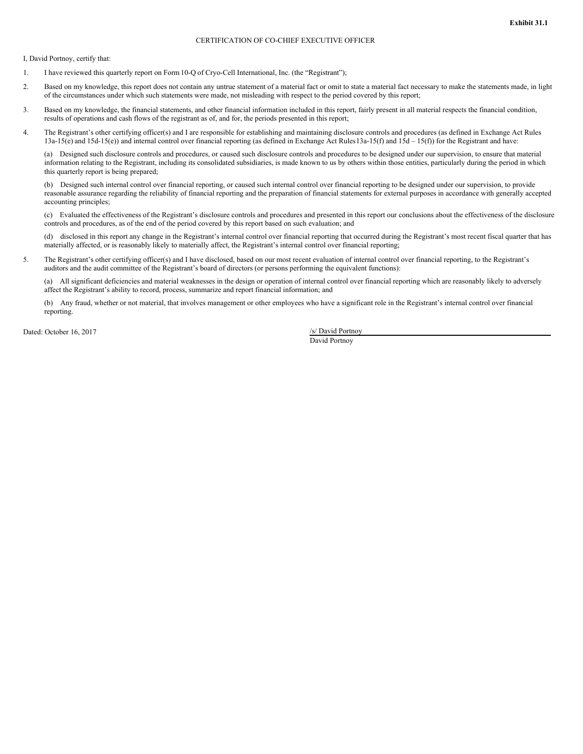**Exhibit 31.1**

CERTIFICATION OF CO-CHIEF EXECUTIVE OFFICER

I, David Portnoy, certify that:

1. I have reviewed this quarterly report on Form 10-Q of Cryo-Cell International, Inc. (the "Registrant");

2. Based on my knowledge, this report does not contain any untrue statement of a material fact or omit to state a material fact necessary to make the statements made, in light of the circumstances under which such statements were made, not misleading with respect to the period covered by this report;

3. Based on my knowledge, the financial statements, and other financial information included in this report, fairly present in all material respects the financial condition, results of operations and cash flows of the registrant as of, and for, the periods presented in this report;

4. The Registrant's other certifying officer(s) and I are responsible for establishing and maintaining disclosure controls and procedures (as defined in Exchange Act Rules 13a-15(e) and 15d-15(e)) and internal control over financial reporting (as defined in Exchange Act Rules13a-15(f) and 15d – 15(f)) for the Registrant and have:

   (a) Designed such disclosure controls and procedures, or caused such disclosure controls and procedures to be designed under our supervision, to ensure that material information relating to the Registrant, including its consolidated subsidiaries, is made known to us by others within those entities, particularly during the period in which this quarterly report is being prepared;

   (b) Designed such internal control over financial reporting, or caused such internal control over financial reporting to be designed under our supervision, to provide reasonable assurance regarding the reliability of financial reporting and the preparation of financial statements for external purposes in accordance with generally accepted accounting principles;

   (c) Evaluated the effectiveness of the Registrant's disclosure controls and procedures and presented in this report our conclusions about the effectiveness of the disclosure controls and procedures, as of the end of the period covered by this report based on such evaluation; and

   (d) disclosed in this report any change in the Registrant's internal control over financial reporting that occurred during the Registrant's most recent fiscal quarter that has materially affected, or is reasonably likely to materially affect, the Registrant's internal control over financial reporting;

5. The Registrant's other certifying officer(s) and I have disclosed, based on our most recent evaluation of internal control over financial reporting, to the Registrant's auditors and the audit committee of the Registrant's board of directors (or persons performing the equivalent functions):

   (a) All significant deficiencies and material weaknesses in the design or operation of internal control over financial reporting which are reasonably likely to adversely affect the Registrant's ability to record, process, summarize and report financial information; and

   (b) Any fraud, whether or not material, that involves management or other employees who have a significant role in the Registrant's internal control over financial reporting.

Dated: October 16, 2017

/s/ David Portnoy
David Portnoy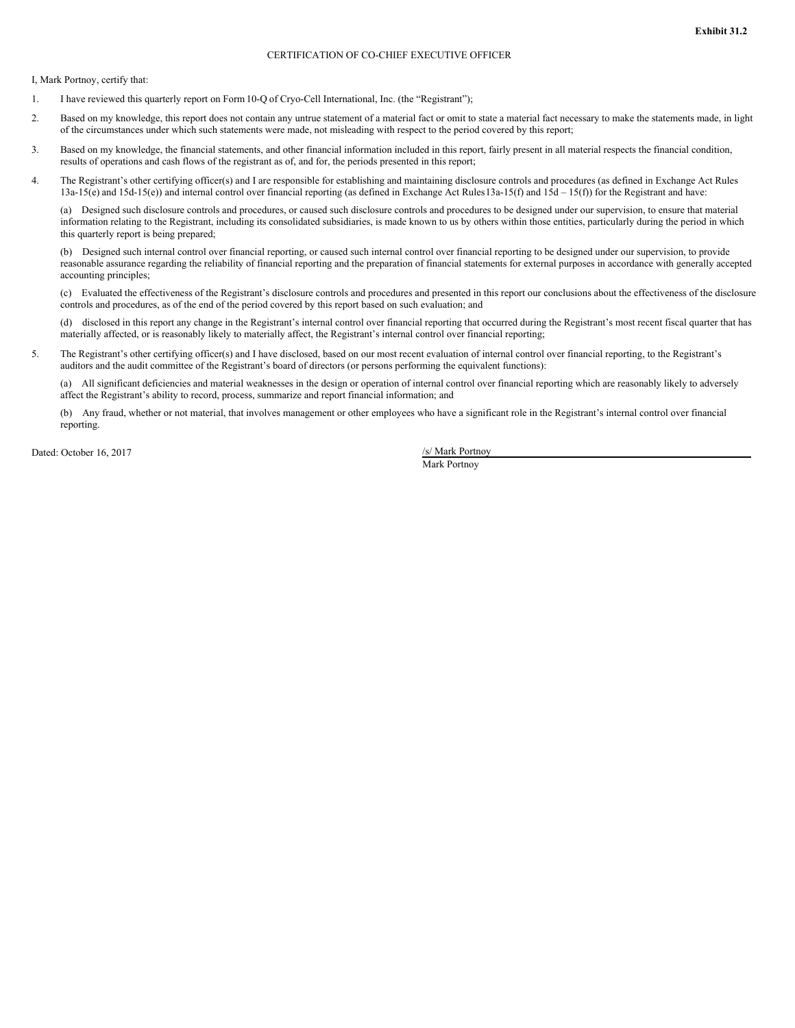**Exhibit 31.2**

CERTIFICATION OF CO-CHIEF EXECUTIVE OFFICER

I, Mark Portnoy, certify that:

1. I have reviewed this quarterly report on Form 10-Q of Cryo-Cell International, Inc. (the "Registrant");

2. Based on my knowledge, this report does not contain any untrue statement of a material fact or omit to state a material fact necessary to make the statements made, in light of the circumstances under which such statements were made, not misleading with respect to the period covered by this report;

3. Based on my knowledge, the financial statements, and other financial information included in this report, fairly present in all material respects the financial condition, results of operations and cash flows of the registrant as of, and for, the periods presented in this report;

4. The Registrant's other certifying officer(s) and I are responsible for establishing and maintaining disclosure controls and procedures (as defined in Exchange Act Rules 13a-15(e) and 15d-15(e)) and internal control over financial reporting (as defined in Exchange Act Rules13a-15(f) and 15d – 15(f)) for the Registrant and have:

   (a) Designed such disclosure controls and procedures, or caused such disclosure controls and procedures to be designed under our supervision, to ensure that material information relating to the Registrant, including its consolidated subsidiaries, is made known to us by others within those entities, particularly during the period in which this quarterly report is being prepared;

   (b) Designed such internal control over financial reporting, or caused such internal control over financial reporting to be designed under our supervision, to provide reasonable assurance regarding the reliability of financial reporting and the preparation of financial statements for external purposes in accordance with generally accepted accounting principles;

   (c) Evaluated the effectiveness of the Registrant's disclosure controls and procedures and presented in this report our conclusions about the effectiveness of the disclosure controls and procedures, as of the end of the period covered by this report based on such evaluation; and

   (d) disclosed in this report any change in the Registrant's internal control over financial reporting that occurred during the Registrant's most recent fiscal quarter that has materially affected, or is reasonably likely to materially affect, the Registrant's internal control over financial reporting;

5. The Registrant's other certifying officer(s) and I have disclosed, based on our most recent evaluation of internal control over financial reporting, to the Registrant's auditors and the audit committee of the Registrant's board of directors (or persons performing the equivalent functions):

   (a) All significant deficiencies and material weaknesses in the design or operation of internal control over financial reporting which are reasonably likely to adversely affect the Registrant's ability to record, process, summarize and report financial information; and

   (b) Any fraud, whether or not material, that involves management or other employees who have a significant role in the Registrant's internal control over financial reporting.

Dated: October 16, 2017

/s/ Mark Portnoy

Mark Portnoy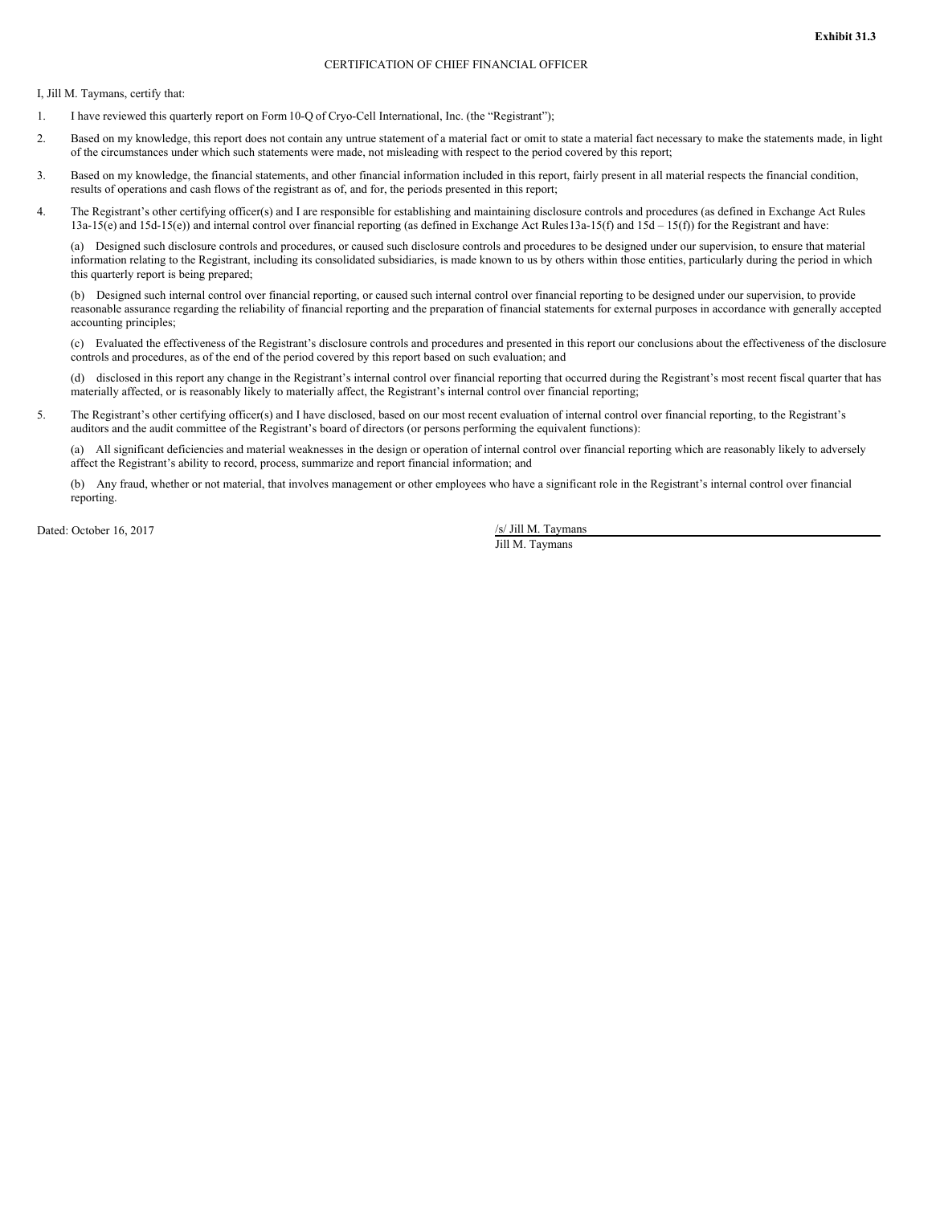**Exhibit 31.3**

CERTIFICATION OF CHIEF FINANCIAL OFFICER

I, Jill M. Taymans, certify that:

1. I have reviewed this quarterly report on Form 10-Q of Cryo-Cell International, Inc. (the "Registrant");

2. Based on my knowledge, this report does not contain any untrue statement of a material fact or omit to state a material fact necessary to make the statements made, in light of the circumstances under which such statements were made, not misleading with respect to the period covered by this report;

3. Based on my knowledge, the financial statements, and other financial information included in this report, fairly present in all material respects the financial condition, results of operations and cash flows of the registrant as of, and for, the periods presented in this report;

4. The Registrant's other certifying officer(s) and I are responsible for establishing and maintaining disclosure controls and procedures (as defined in Exchange Act Rules 13a-15(e) and 15d-15(e)) and internal control over financial reporting (as defined in Exchange Act Rules13a-15(f) and 15d – 15(f)) for the Registrant and have:

   (a) Designed such disclosure controls and procedures, or caused such disclosure controls and procedures to be designed under our supervision, to ensure that material information relating to the Registrant, including its consolidated subsidiaries, is made known to us by others within those entities, particularly during the period in which this quarterly report is being prepared;

   (b) Designed such internal control over financial reporting, or caused such internal control over financial reporting to be designed under our supervision, to provide reasonable assurance regarding the reliability of financial reporting and the preparation of financial statements for external purposes in accordance with generally accepted accounting principles;

   (c) Evaluated the effectiveness of the Registrant's disclosure controls and procedures and presented in this report our conclusions about the effectiveness of the disclosure controls and procedures, as of the end of the period covered by this report based on such evaluation; and

   (d) disclosed in this report any change in the Registrant's internal control over financial reporting that occurred during the Registrant's most recent fiscal quarter that has materially affected, or is reasonably likely to materially affect, the Registrant's internal control over financial reporting;

5. The Registrant's other certifying officer(s) and I have disclosed, based on our most recent evaluation of internal control over financial reporting, to the Registrant's auditors and the audit committee of the Registrant's board of directors (or persons performing the equivalent functions):

   (a) All significant deficiencies and material weaknesses in the design or operation of internal control over financial reporting which are reasonably likely to adversely affect the Registrant's ability to record, process, summarize and report financial information; and

   (b) Any fraud, whether or not material, that involves management or other employees who have a significant role in the Registrant's internal control over financial reporting.

Dated: October 16, 2017

/s/ Jill M. Taymans
Jill M. Taymans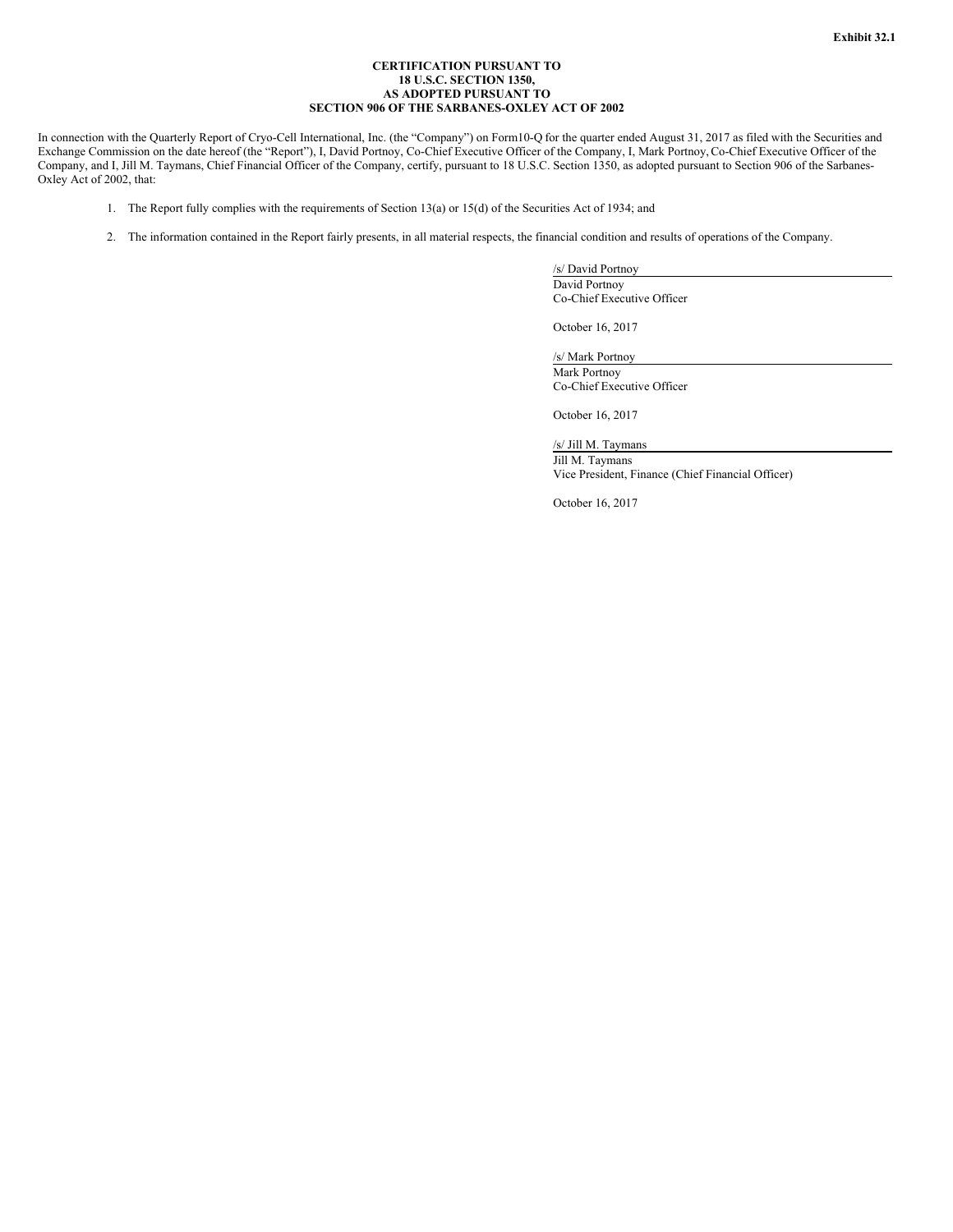Exhibit 32.1

**CERTIFICATION PURSUANT TO**
**18 U.S.C. SECTION 1350,**
**AS ADOPTED PURSUANT TO**
**SECTION 906 OF THE SARBANES-OXLEY ACT OF 2002**

In connection with the Quarterly Report of Cryo-Cell International, Inc. (the "Company") on Form10-Q for the quarter ended August 31, 2017 as filed with the Securities and Exchange Commission on the date hereof (the "Report"), I, David Portnoy, Co-Chief Executive Officer of the Company, I, Mark Portnoy, Co-Chief Executive Officer of the Company, and I, Jill M. Taymans, Chief Financial Officer of the Company, certify, pursuant to 18 U.S.C. Section 1350, as adopted pursuant to Section 906 of the Sarbanes-Oxley Act of 2002, that:

1. The Report fully complies with the requirements of Section 13(a) or 15(d) of the Securities Act of 1934; and
2. The information contained in the Report fairly presents, in all material respects, the financial condition and results of operations of the Company.

/s/ David Portnoy
David Portnoy
Co-Chief Executive Officer

October 16, 2017

/s/ Mark Portnoy
Mark Portnoy
Co-Chief Executive Officer

October 16, 2017

/s/ Jill M. Taymans
Jill M. Taymans
Vice President, Finance (Chief Financial Officer)

October 16, 2017